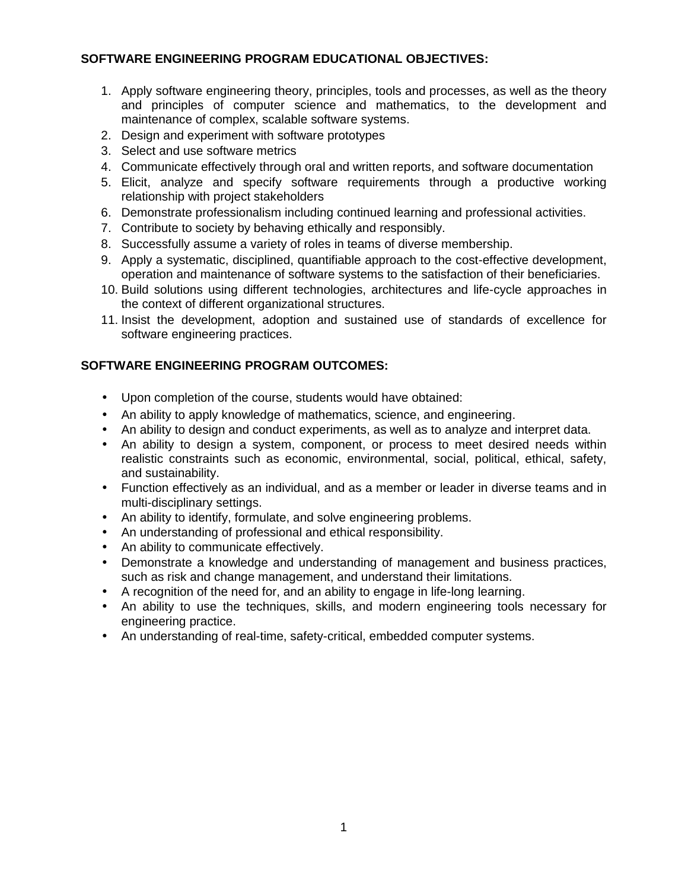**SOFTWARE ENGINEERING PROGRAM EDUCATIONAL OBJECTIVES:**

1. Apply software engineering theory, principles, tools and processes, as well as the theory and principles of computer science and mathematics, to the development and maintenance of complex, scalable software systems.
2. Design and experiment with software prototypes
3. Select and use software metrics
4. Communicate effectively through oral and written reports, and software documentation
5. Elicit, analyze and specify software requirements through a productive working relationship with project stakeholders
6. Demonstrate professionalism including continued learning and professional activities.
7. Contribute to society by behaving ethically and responsibly.
8. Successfully assume a variety of roles in teams of diverse membership.
9. Apply a systematic, disciplined, quantifiable approach to the cost-effective development, operation and maintenance of software systems to the satisfaction of their beneficiaries.
10. Build solutions using different technologies, architectures and life-cycle approaches in the context of different organizational structures.
11. Insist the development, adoption and sustained use of standards of excellence for software engineering practices.

**SOFTWARE ENGINEERING PROGRAM OUTCOMES:**

- Upon completion of the course, students would have obtained:
- An ability to apply knowledge of mathematics, science, and engineering.
- An ability to design and conduct experiments, as well as to analyze and interpret data.
- An ability to design a system, component, or process to meet desired needs within realistic constraints such as economic, environmental, social, political, ethical, safety, and sustainability.
- Function effectively as an individual, and as a member or leader in diverse teams and in multi-disciplinary settings.
- An ability to identify, formulate, and solve engineering problems.
- An understanding of professional and ethical responsibility.
- An ability to communicate effectively.
- Demonstrate a knowledge and understanding of management and business practices, such as risk and change management, and understand their limitations.
- A recognition of the need for, and an ability to engage in life-long learning.
- An ability to use the techniques, skills, and modern engineering tools necessary for engineering practice.
- An understanding of real-time, safety-critical, embedded computer systems.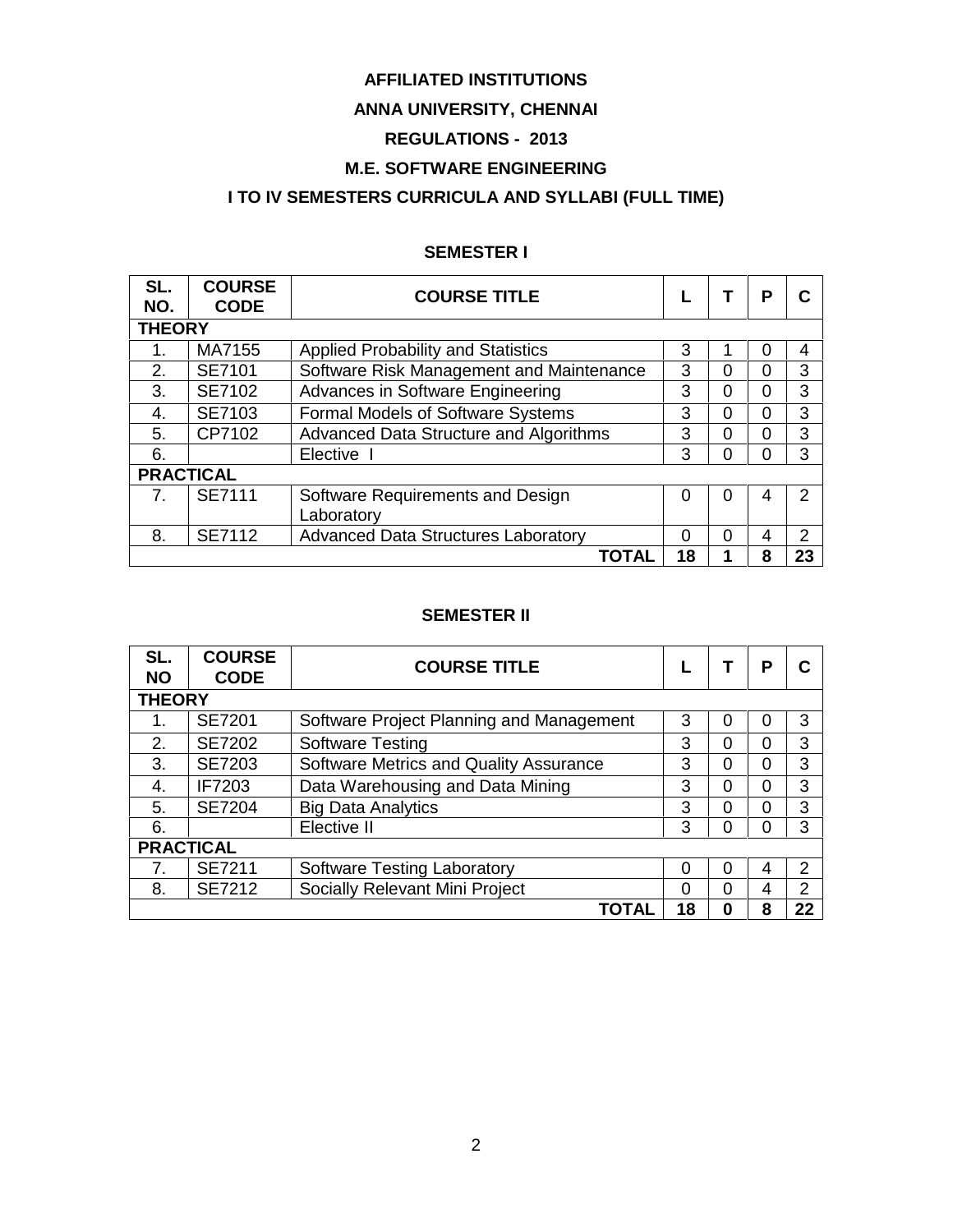**AFFILIATED INSTITUTIONS**

**ANNA UNIVERSITY, CHENNAI**

**REGULATIONS - 2013**

**M.E. SOFTWARE ENGINEERING**

**I TO IV SEMESTERS CURRICULA AND SYLLABI (FULL TIME)**

## SEMESTER I

| SL. NO. | COURSE CODE | COURSE TITLE | L | T | P | C |
|---|---|---|---|---|---|---|
| **THEORY** | | | | | | |
| 1. | MA7155 | Applied Probability and Statistics | 3 | 1 | 0 | 4 |
| 2. | SE7101 | Software Risk Management and Maintenance | 3 | 0 | 0 | 3 |
| 3. | SE7102 | Advances in Software Engineering | 3 | 0 | 0 | 3 |
| 4. | SE7103 | Formal Models of Software Systems | 3 | 0 | 0 | 3 |
| 5. | CP7102 | Advanced Data Structure and Algorithms | 3 | 0 | 0 | 3 |
| 6. | | Elective I | 3 | 0 | 0 | 3 |
| **PRACTICAL** | | | | | | |
| 7. | SE7111 | Software Requirements and Design Laboratory | 0 | 0 | 4 | 2 |
| 8. | SE7112 | Advanced Data Structures Laboratory | 0 | 0 | 4 | 2 |
| | | **TOTAL** | **18** | **1** | **8** | **23** |

## SEMESTER II

| SL. NO | COURSE CODE | COURSE TITLE | L | T | P | C |
|---|---|---|---|---|---|---|
| **THEORY** | | | | | | |
| 1. | SE7201 | Software Project Planning and Management | 3 | 0 | 0 | 3 |
| 2. | SE7202 | Software Testing | 3 | 0 | 0 | 3 |
| 3. | SE7203 | Software Metrics and Quality Assurance | 3 | 0 | 0 | 3 |
| 4. | IF7203 | Data Warehousing and Data Mining | 3 | 0 | 0 | 3 |
| 5. | SE7204 | Big Data Analytics | 3 | 0 | 0 | 3 |
| 6. | | Elective II | 3 | 0 | 0 | 3 |
| **PRACTICAL** | | | | | | |
| 7. | SE7211 | Software Testing Laboratory | 0 | 0 | 4 | 2 |
| 8. | SE7212 | Socially Relevant Mini Project | 0 | 0 | 4 | 2 |
| | | **TOTAL** | **18** | **0** | **8** | **22** |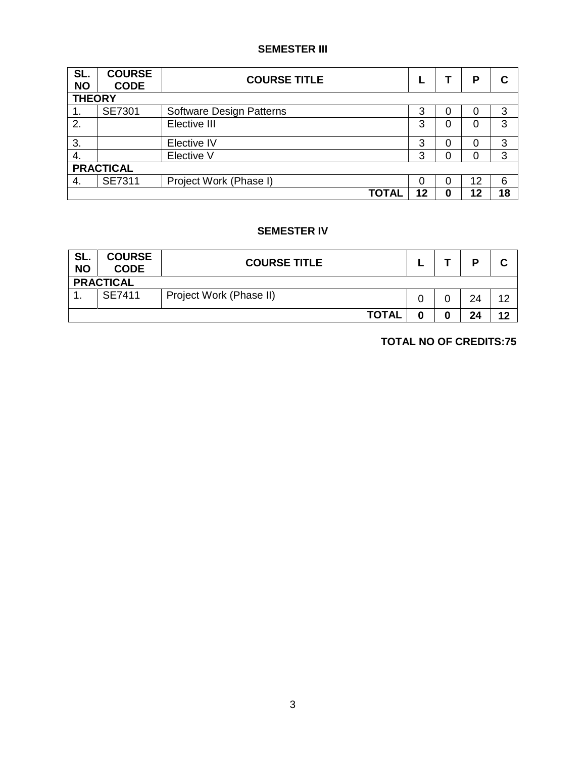## SEMESTER III

| SL. NO | COURSE CODE | COURSE TITLE | L | T | P | C |
|---|---|---|---|---|---|---|
| **THEORY** | | | | | | |
| 1. | SE7301 | Software Design Patterns | 3 | 0 | 0 | 3 |
| 2. | | Elective III | 3 | 0 | 0 | 3 |
| 3. | | Elective IV | 3 | 0 | 0 | 3 |
| 4. | | Elective V | 3 | 0 | 0 | 3 |
| **PRACTICAL** | | | | | | |
| 4. | SE7311 | Project Work (Phase I) | 0 | 0 | 12 | 6 |
| | | **TOTAL** | **12** | **0** | **12** | **18** |

## SEMESTER IV

| SL. NO | COURSE CODE | COURSE TITLE | L | T | P | C |
|---|---|---|---|---|---|---|
| **PRACTICAL** | | | | | | |
| 1. | SE7411 | Project Work (Phase II) | 0 | 0 | 24 | 12 |
| | | **TOTAL** | **0** | **0** | **24** | **12** |

**TOTAL NO OF CREDITS:75**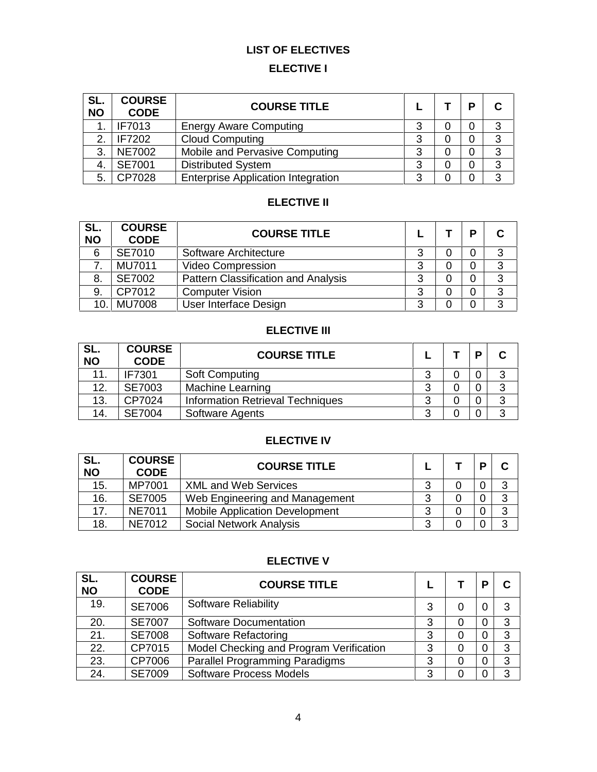# LIST OF ELECTIVES

## ELECTIVE I

| SL. NO | COURSE CODE | COURSE TITLE | L | T | P | C |
|---|---|---|---|---|---|---|
| 1. | IF7013 | Energy Aware Computing | 3 | 0 | 0 | 3 |
| 2. | IF7202 | Cloud Computing | 3 | 0 | 0 | 3 |
| 3. | NE7002 | Mobile and Pervasive Computing | 3 | 0 | 0 | 3 |
| 4. | SE7001 | Distributed System | 3 | 0 | 0 | 3 |
| 5. | CP7028 | Enterprise Application Integration | 3 | 0 | 0 | 3 |

## ELECTIVE II

| SL. NO | COURSE CODE | COURSE TITLE | L | T | P | C |
|---|---|---|---|---|---|---|
| 6 | SE7010 | Software Architecture | 3 | 0 | 0 | 3 |
| 7. | MU7011 | Video Compression | 3 | 0 | 0 | 3 |
| 8. | SE7002 | Pattern Classification and Analysis | 3 | 0 | 0 | 3 |
| 9. | CP7012 | Computer Vision | 3 | 0 | 0 | 3 |
| 10. | MU7008 | User Interface Design | 3 | 0 | 0 | 3 |

## ELECTIVE III

| SL. NO | COURSE CODE | COURSE TITLE | L | T | P | C |
|---|---|---|---|---|---|---|
| 11. | IF7301 | Soft Computing | 3 | 0 | 0 | 3 |
| 12. | SE7003 | Machine Learning | 3 | 0 | 0 | 3 |
| 13. | CP7024 | Information Retrieval Techniques | 3 | 0 | 0 | 3 |
| 14. | SE7004 | Software Agents | 3 | 0 | 0 | 3 |

## ELECTIVE IV

| SL. NO | COURSE CODE | COURSE TITLE | L | T | P | C |
|---|---|---|---|---|---|---|
| 15. | MP7001 | XML and Web Services | 3 | 0 | 0 | 3 |
| 16. | SE7005 | Web Engineering and Management | 3 | 0 | 0 | 3 |
| 17. | NE7011 | Mobile Application Development | 3 | 0 | 0 | 3 |
| 18. | NE7012 | Social Network Analysis | 3 | 0 | 0 | 3 |

## ELECTIVE V

| SL. NO | COURSE CODE | COURSE TITLE | L | T | P | C |
|---|---|---|---|---|---|---|
| 19. | SE7006 | Software Reliability | 3 | 0 | 0 | 3 |
| 20. | SE7007 | Software Documentation | 3 | 0 | 0 | 3 |
| 21. | SE7008 | Software Refactoring | 3 | 0 | 0 | 3 |
| 22. | CP7015 | Model Checking and Program Verification | 3 | 0 | 0 | 3 |
| 23. | CP7006 | Parallel Programming Paradigms | 3 | 0 | 0 | 3 |
| 24. | SE7009 | Software Process Models | 3 | 0 | 0 | 3 |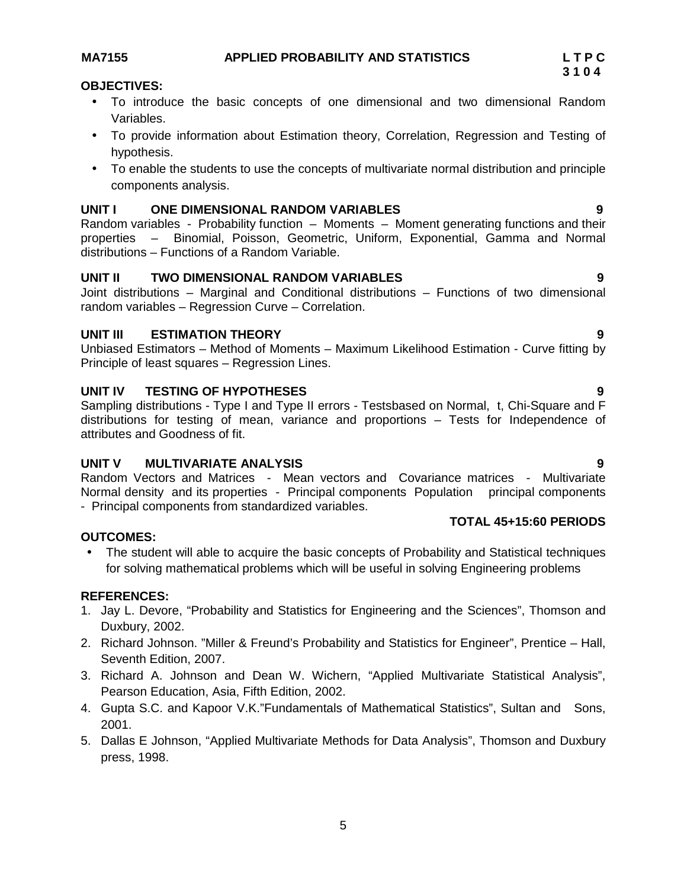**MA7155 APPLIED PROBABILITY AND STATISTICS L T P C**
**3 1 0 4**

**OBJECTIVES:**

- To introduce the basic concepts of one dimensional and two dimensional Random Variables.
- To provide information about Estimation theory, Correlation, Regression and Testing of hypothesis.
- To enable the students to use the concepts of multivariate normal distribution and principle components analysis.

**UNIT I ONE DIMENSIONAL RANDOM VARIABLES 9**

Random variables - Probability function – Moments – Moment generating functions and their properties – Binomial, Poisson, Geometric, Uniform, Exponential, Gamma and Normal distributions – Functions of a Random Variable.

**UNIT II TWO DIMENSIONAL RANDOM VARIABLES 9**

Joint distributions – Marginal and Conditional distributions – Functions of two dimensional random variables – Regression Curve – Correlation.

**UNIT III ESTIMATION THEORY 9**

Unbiased Estimators – Method of Moments – Maximum Likelihood Estimation - Curve fitting by Principle of least squares – Regression Lines.

**UNIT IV TESTING OF HYPOTHESES 9**

Sampling distributions - Type I and Type II errors - Testsbased on Normal, t, Chi-Square and F distributions for testing of mean, variance and proportions – Tests for Independence of attributes and Goodness of fit.

**UNIT V MULTIVARIATE ANALYSIS 9**

Random Vectors and Matrices - Mean vectors and Covariance matrices - Multivariate Normal density and its properties - Principal components Population principal components - Principal components from standardized variables.

**TOTAL 45+15:60 PERIODS**

**OUTCOMES:**

- The student will able to acquire the basic concepts of Probability and Statistical techniques for solving mathematical problems which will be useful in solving Engineering problems

**REFERENCES:**

1. Jay L. Devore, "Probability and Statistics for Engineering and the Sciences", Thomson and Duxbury, 2002.
2. Richard Johnson. "Miller & Freund's Probability and Statistics for Engineer", Prentice – Hall, Seventh Edition, 2007.
3. Richard A. Johnson and Dean W. Wichern, "Applied Multivariate Statistical Analysis", Pearson Education, Asia, Fifth Edition, 2002.
4. Gupta S.C. and Kapoor V.K."Fundamentals of Mathematical Statistics", Sultan and Sons, 2001.
5. Dallas E Johnson, "Applied Multivariate Methods for Data Analysis", Thomson and Duxbury press, 1998.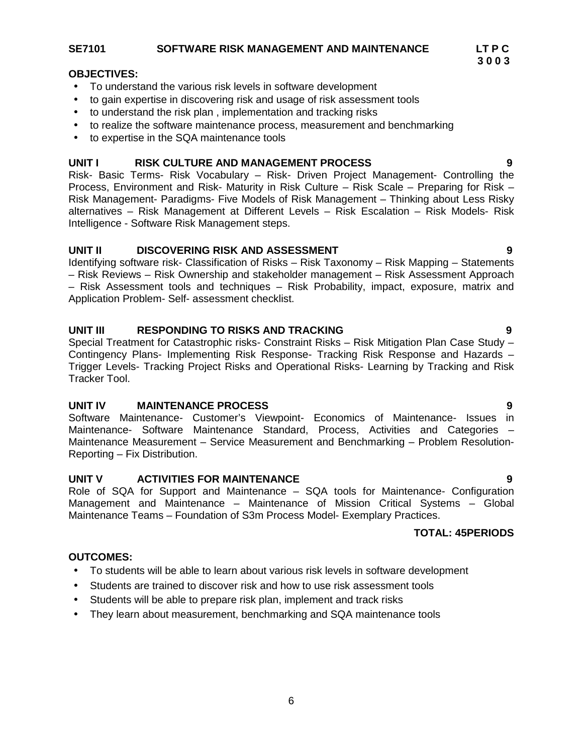**SE7101 SOFTWARE RISK MANAGEMENT AND MAINTENANCE** **L T P C**
**3 0 0 3**

**OBJECTIVES:**

- To understand the various risk levels in software development
- to gain expertise in discovering risk and usage of risk assessment tools
- to understand the risk plan , implementation and tracking risks
- to realize the software maintenance process, measurement and benchmarking
- to expertise in the SQA maintenance tools

**UNIT I RISK CULTURE AND MANAGEMENT PROCESS 9**

Risk- Basic Terms- Risk Vocabulary – Risk- Driven Project Management- Controlling the Process, Environment and Risk- Maturity in Risk Culture – Risk Scale – Preparing for Risk – Risk Management- Paradigms- Five Models of Risk Management – Thinking about Less Risky alternatives – Risk Management at Different Levels – Risk Escalation – Risk Models- Risk Intelligence - Software Risk Management steps.

**UNIT II DISCOVERING RISK AND ASSESSMENT 9**

Identifying software risk- Classification of Risks – Risk Taxonomy – Risk Mapping – Statements – Risk Reviews – Risk Ownership and stakeholder management – Risk Assessment Approach – Risk Assessment tools and techniques – Risk Probability, impact, exposure, matrix and Application Problem- Self- assessment checklist.

**UNIT III RESPONDING TO RISKS AND TRACKING 9**

Special Treatment for Catastrophic risks- Constraint Risks – Risk Mitigation Plan Case Study – Contingency Plans- Implementing Risk Response- Tracking Risk Response and Hazards – Trigger Levels- Tracking Project Risks and Operational Risks- Learning by Tracking and Risk Tracker Tool.

**UNIT IV MAINTENANCE PROCESS 9**

Software Maintenance- Customer's Viewpoint- Economics of Maintenance- Issues in Maintenance- Software Maintenance Standard, Process, Activities and Categories – Maintenance Measurement – Service Measurement and Benchmarking – Problem Resolution- Reporting – Fix Distribution.

**UNIT V ACTIVITIES FOR MAINTENANCE 9**

Role of SQA for Support and Maintenance – SQA tools for Maintenance- Configuration Management and Maintenance – Maintenance of Mission Critical Systems – Global Maintenance Teams – Foundation of S3m Process Model- Exemplary Practices.

**TOTAL: 45PERIODS**

**OUTCOMES:**

- To students will be able to learn about various risk levels in software development
- Students are trained to discover risk and how to use risk assessment tools
- Students will be able to prepare risk plan, implement and track risks
- They learn about measurement, benchmarking and SQA maintenance tools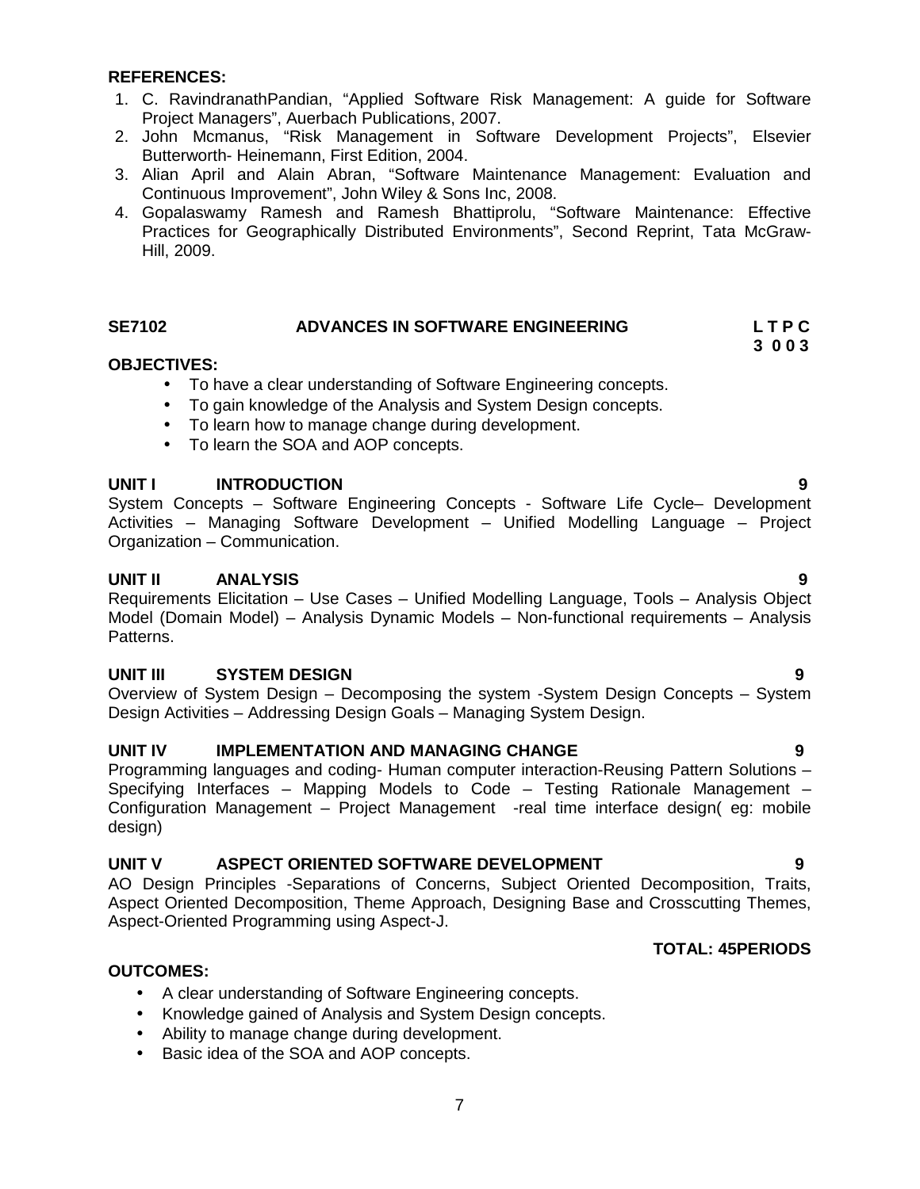**REFERENCES:**

1. C. RavindranathPandian, “Applied Software Risk Management: A guide for Software Project Managers”, Auerbach Publications, 2007.
2. John Mcmanus, “Risk Management in Software Development Projects”, Elsevier Butterworth- Heinemann, First Edition, 2004.
3. Alian April and Alain Abran, “Software Maintenance Management: Evaluation and Continuous Improvement”, John Wiley & Sons Inc, 2008.
4. Gopalaswamy Ramesh and Ramesh Bhattiprolu, “Software Maintenance: Effective Practices for Geographically Distributed Environments”, Second Reprint, Tata McGraw-Hill, 2009.

## SE7102 ADVANCES IN SOFTWARE ENGINEERING

**L T P C**
**3 0 0 3**

**OBJECTIVES:**

- To have a clear understanding of Software Engineering concepts.
- To gain knowledge of the Analysis and System Design concepts.
- To learn how to manage change during development.
- To learn the SOA and AOP concepts.

**UNIT I INTRODUCTION 9**

System Concepts – Software Engineering Concepts - Software Life Cycle– Development Activities – Managing Software Development – Unified Modelling Language – Project Organization – Communication.

**UNIT II ANALYSIS 9**

Requirements Elicitation – Use Cases – Unified Modelling Language, Tools – Analysis Object Model (Domain Model) – Analysis Dynamic Models – Non-functional requirements – Analysis Patterns.

**UNIT III SYSTEM DESIGN 9**

Overview of System Design – Decomposing the system -System Design Concepts – System Design Activities – Addressing Design Goals – Managing System Design.

**UNIT IV IMPLEMENTATION AND MANAGING CHANGE 9**

Programming languages and coding- Human computer interaction-Reusing Pattern Solutions – Specifying Interfaces – Mapping Models to Code – Testing Rationale Management – Configuration Management – Project Management -real time interface design( eg: mobile design)

**UNIT V ASPECT ORIENTED SOFTWARE DEVELOPMENT 9**

AO Design Principles -Separations of Concerns, Subject Oriented Decomposition, Traits, Aspect Oriented Decomposition, Theme Approach, Designing Base and Crosscutting Themes, Aspect-Oriented Programming using Aspect-J.

**TOTAL: 45PERIODS**

**OUTCOMES:**

- A clear understanding of Software Engineering concepts.
- Knowledge gained of Analysis and System Design concepts.
- Ability to manage change during development.
- Basic idea of the SOA and AOP concepts.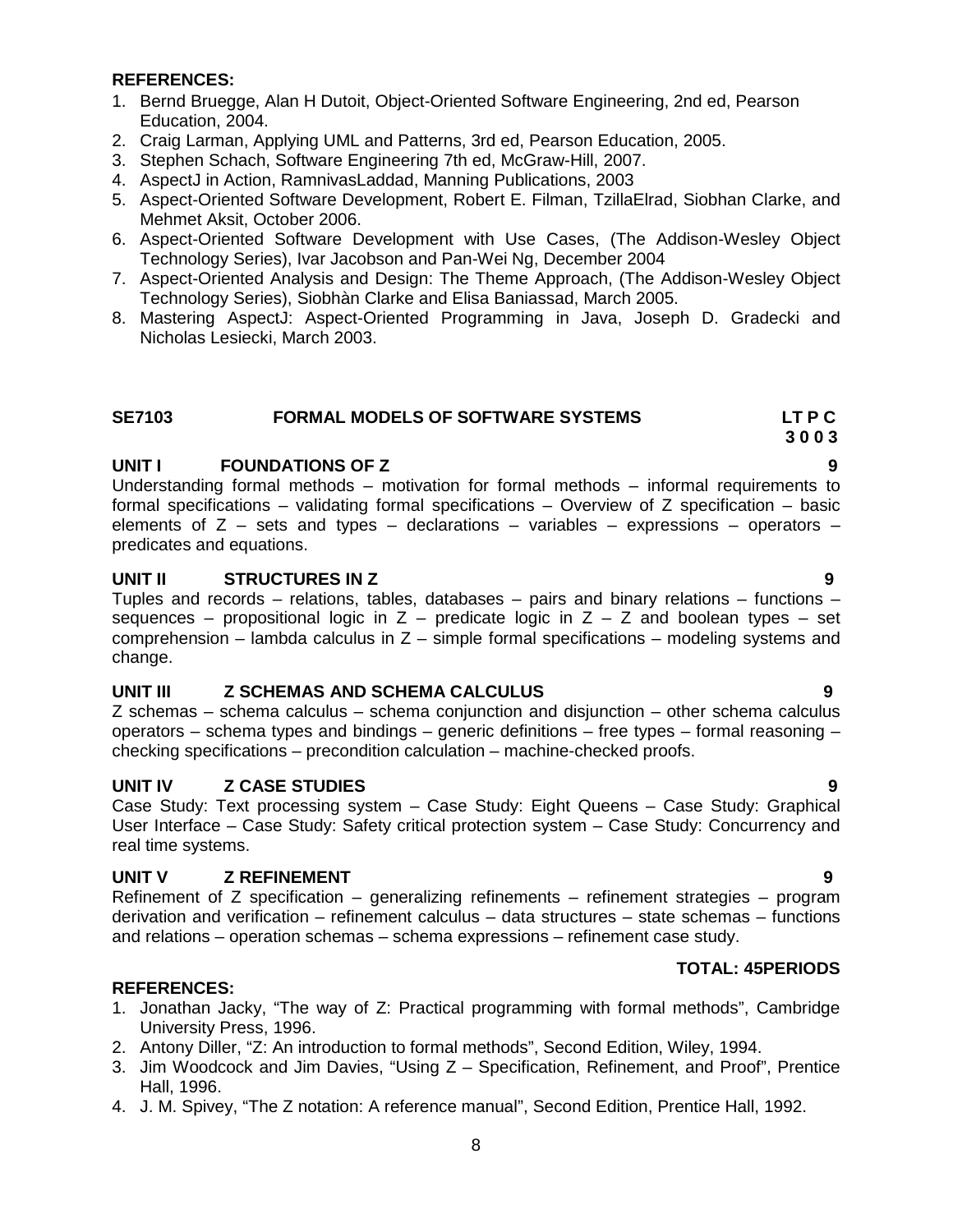**REFERENCES:**

1. Bernd Bruegge, Alan H Dutoit, Object-Oriented Software Engineering, 2nd ed, Pearson Education, 2004.
2. Craig Larman, Applying UML and Patterns, 3rd ed, Pearson Education, 2005.
3. Stephen Schach, Software Engineering 7th ed, McGraw-Hill, 2007.
4. AspectJ in Action, RamnivasLaddad, Manning Publications, 2003
5. Aspect-Oriented Software Development, Robert E. Filman, TzillaElrad, Siobhan Clarke, and Mehmet Aksit, October 2006.
6. Aspect-Oriented Software Development with Use Cases, (The Addison-Wesley Object Technology Series), Ivar Jacobson and Pan-Wei Ng, December 2004
7. Aspect-Oriented Analysis and Design: The Theme Approach, (The Addison-Wesley Object Technology Series), Siobhàn Clarke and Elisa Baniassad, March 2005.
8. Mastering AspectJ: Aspect-Oriented Programming in Java, Joseph D. Gradecki and Nicholas Lesiecki, March 2003.

## SE7103 FORMAL MODELS OF SOFTWARE SYSTEMS

**L T P C**
**3 0 0 3**

### UNIT I FOUNDATIONS OF Z — 9

Understanding formal methods – motivation for formal methods – informal requirements to formal specifications – validating formal specifications – Overview of Z specification – basic elements of Z – sets and types – declarations – variables – expressions – operators – predicates and equations.

### UNIT II STRUCTURES IN Z — 9

Tuples and records – relations, tables, databases – pairs and binary relations – functions – sequences – propositional logic in Z – predicate logic in Z – Z and boolean types – set comprehension – lambda calculus in Z – simple formal specifications – modeling systems and change.

### UNIT III Z SCHEMAS AND SCHEMA CALCULUS — 9

Z schemas – schema calculus – schema conjunction and disjunction – other schema calculus operators – schema types and bindings – generic definitions – free types – formal reasoning – checking specifications – precondition calculation – machine-checked proofs.

### UNIT IV Z CASE STUDIES — 9

Case Study: Text processing system – Case Study: Eight Queens – Case Study: Graphical User Interface – Case Study: Safety critical protection system – Case Study: Concurrency and real time systems.

### UNIT V Z REFINEMENT — 9

Refinement of Z specification – generalizing refinements – refinement strategies – program derivation and verification – refinement calculus – data structures – state schemas – functions and relations – operation schemas – schema expressions – refinement case study.

**TOTAL: 45PERIODS**

**REFERENCES:**

1. Jonathan Jacky, "The way of Z: Practical programming with formal methods", Cambridge University Press, 1996.
2. Antony Diller, "Z: An introduction to formal methods", Second Edition, Wiley, 1994.
3. Jim Woodcock and Jim Davies, "Using Z – Specification, Refinement, and Proof", Prentice Hall, 1996.
4. J. M. Spivey, "The Z notation: A reference manual", Second Edition, Prentice Hall, 1992.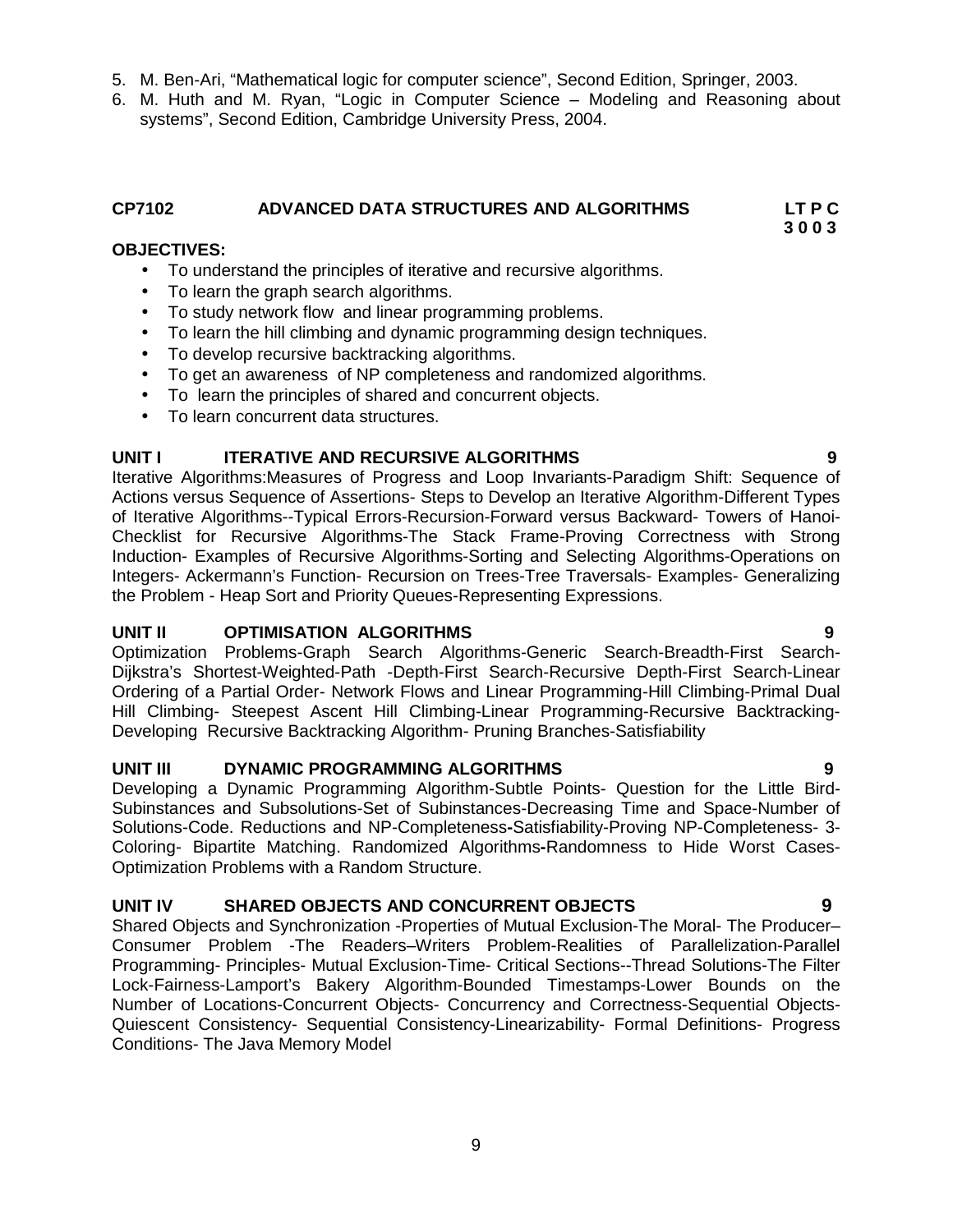5. M. Ben-Ari, “Mathematical logic for computer science”, Second Edition, Springer, 2003.
6. M. Huth and M. Ryan, “Logic in Computer Science – Modeling and Reasoning about systems”, Second Edition, Cambridge University Press, 2004.

## CP7102 ADVANCED DATA STRUCTURES AND ALGORITHMS

**LT P C**
**3 0 0 3**

**OBJECTIVES:**

- To understand the principles of iterative and recursive algorithms.
- To learn the graph search algorithms.
- To study network flow and linear programming problems.
- To learn the hill climbing and dynamic programming design techniques.
- To develop recursive backtracking algorithms.
- To get an awareness of NP completeness and randomized algorithms.
- To learn the principles of shared and concurrent objects.
- To learn concurrent data structures.

### UNIT I ITERATIVE AND RECURSIVE ALGORITHMS 9

Iterative Algorithms:Measures of Progress and Loop Invariants-Paradigm Shift: Sequence of Actions versus Sequence of Assertions- Steps to Develop an Iterative Algorithm-Different Types of Iterative Algorithms--Typical Errors-Recursion-Forward versus Backward- Towers of Hanoi-Checklist for Recursive Algorithms-The Stack Frame-Proving Correctness with Strong Induction- Examples of Recursive Algorithms-Sorting and Selecting Algorithms-Operations on Integers- Ackermann's Function- Recursion on Trees-Tree Traversals- Examples- Generalizing the Problem - Heap Sort and Priority Queues-Representing Expressions.

### UNIT II OPTIMISATION ALGORITHMS 9

Optimization Problems-Graph Search Algorithms-Generic Search-Breadth-First Search-Dijkstra's Shortest-Weighted-Path -Depth-First Search-Recursive Depth-First Search-Linear Ordering of a Partial Order- Network Flows and Linear Programming-Hill Climbing-Primal Dual Hill Climbing- Steepest Ascent Hill Climbing-Linear Programming-Recursive Backtracking-Developing Recursive Backtracking Algorithm- Pruning Branches-Satisfiability

### UNIT III DYNAMIC PROGRAMMING ALGORITHMS 9

Developing a Dynamic Programming Algorithm-Subtle Points- Question for the Little Bird-Subinstances and Subsolutions-Set of Subinstances-Decreasing Time and Space-Number of Solutions-Code. Reductions and NP-Completeness-Satisfiability-Proving NP-Completeness- 3-Coloring- Bipartite Matching. Randomized Algorithms-Randomness to Hide Worst Cases-Optimization Problems with a Random Structure.

### UNIT IV SHARED OBJECTS AND CONCURRENT OBJECTS 9

Shared Objects and Synchronization -Properties of Mutual Exclusion-The Moral- The Producer–Consumer Problem -The Readers–Writers Problem-Realities of Parallelization-Parallel Programming- Principles- Mutual Exclusion-Time- Critical Sections--Thread Solutions-The Filter Lock-Fairness-Lamport's Bakery Algorithm-Bounded Timestamps-Lower Bounds on the Number of Locations-Concurrent Objects- Concurrency and Correctness-Sequential Objects-Quiescent Consistency- Sequential Consistency-Linearizability- Formal Definitions- Progress Conditions- The Java Memory Model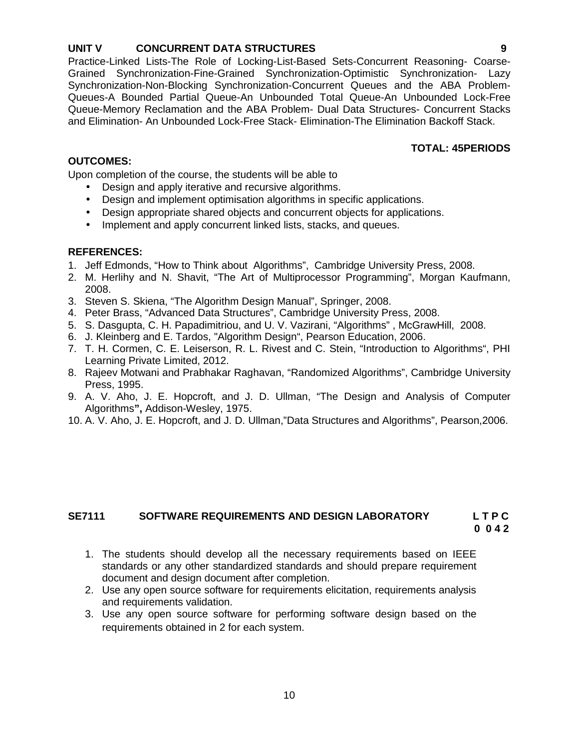**UNIT V CONCURRENT DATA STRUCTURES 9**

Practice-Linked Lists-The Role of Locking-List-Based Sets-Concurrent Reasoning- Coarse-Grained Synchronization-Fine-Grained Synchronization-Optimistic Synchronization- Lazy Synchronization-Non-Blocking Synchronization-Concurrent Queues and the ABA Problem-Queues-A Bounded Partial Queue-An Unbounded Total Queue-An Unbounded Lock-Free Queue-Memory Reclamation and the ABA Problem- Dual Data Structures- Concurrent Stacks and Elimination- An Unbounded Lock-Free Stack- Elimination-The Elimination Backoff Stack.

**TOTAL: 45PERIODS**

**OUTCOMES:**

Upon completion of the course, the students will be able to

- Design and apply iterative and recursive algorithms.
- Design and implement optimisation algorithms in specific applications.
- Design appropriate shared objects and concurrent objects for applications.
- Implement and apply concurrent linked lists, stacks, and queues.

**REFERENCES:**

1. Jeff Edmonds, "How to Think about Algorithms", Cambridge University Press, 2008.
2. M. Herlihy and N. Shavit, "The Art of Multiprocessor Programming", Morgan Kaufmann, 2008.
3. Steven S. Skiena, "The Algorithm Design Manual", Springer, 2008.
4. Peter Brass, "Advanced Data Structures", Cambridge University Press, 2008.
5. S. Dasgupta, C. H. Papadimitriou, and U. V. Vazirani, "Algorithms" , McGrawHill, 2008.
6. J. Kleinberg and E. Tardos, "Algorithm Design", Pearson Education, 2006.
7. T. H. Cormen, C. E. Leiserson, R. L. Rivest and C. Stein, "Introduction to Algorithms", PHI Learning Private Limited, 2012.
8. Rajeev Motwani and Prabhakar Raghavan, "Randomized Algorithms", Cambridge University Press, 1995.
9. A. V. Aho, J. E. Hopcroft, and J. D. Ullman, "The Design and Analysis of Computer Algorithms**",** Addison-Wesley, 1975.
10. A. V. Aho, J. E. Hopcroft, and J. D. Ullman,"Data Structures and Algorithms", Pearson,2006.

**SE7111 SOFTWARE REQUIREMENTS AND DESIGN LABORATORY L T P C**
**0 0 4 2**

1. The students should develop all the necessary requirements based on IEEE standards or any other standardized standards and should prepare requirement document and design document after completion.
2. Use any open source software for requirements elicitation, requirements analysis and requirements validation.
3. Use any open source software for performing software design based on the requirements obtained in 2 for each system.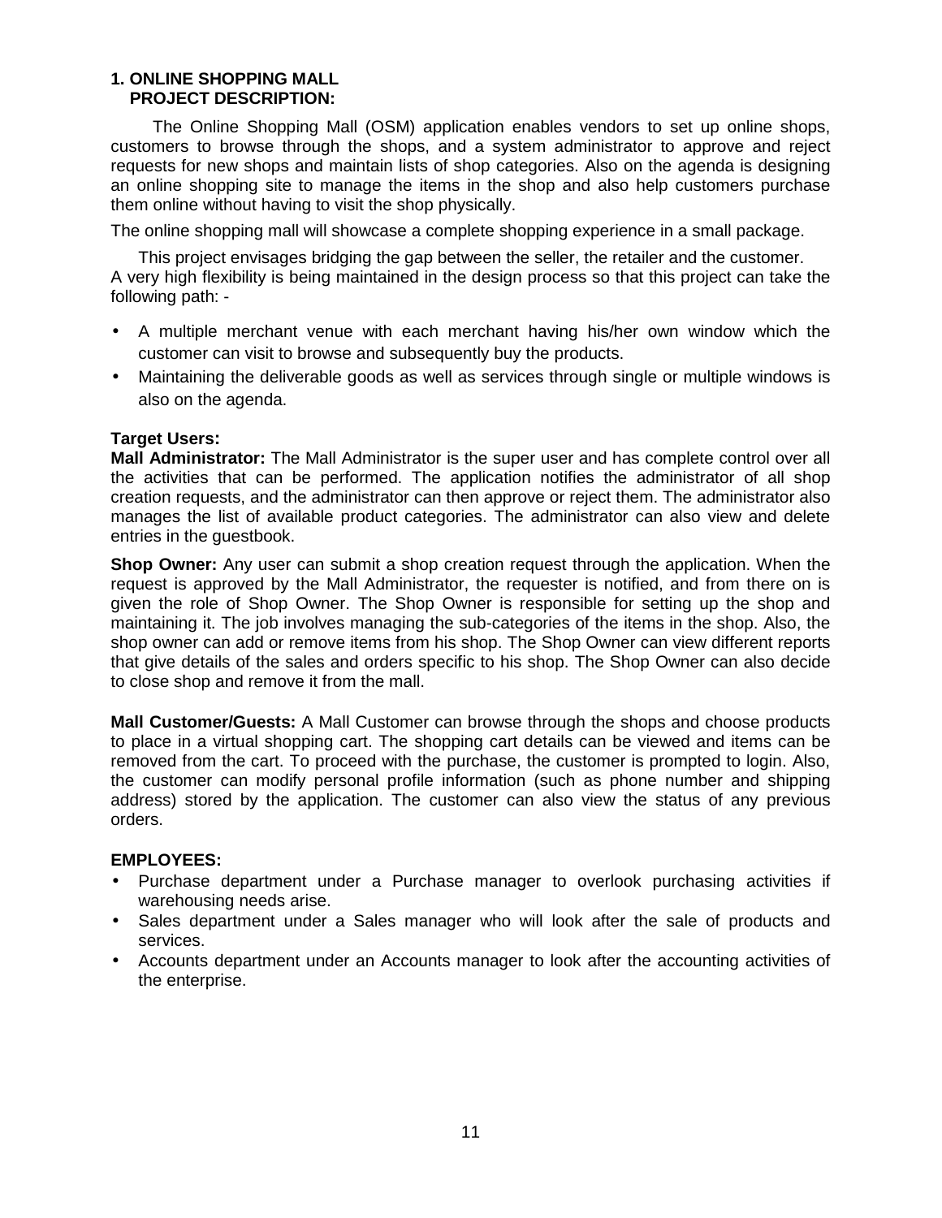## 1. ONLINE SHOPPING MALL
### PROJECT DESCRIPTION:

The Online Shopping Mall (OSM) application enables vendors to set up online shops, customers to browse through the shops, and a system administrator to approve and reject requests for new shops and maintain lists of shop categories. Also on the agenda is designing an online shopping site to manage the items in the shop and also help customers purchase them online without having to visit the shop physically.

The online shopping mall will showcase a complete shopping experience in a small package.

This project envisages bridging the gap between the seller, the retailer and the customer. A very high flexibility is being maintained in the design process so that this project can take the following path: -

- A multiple merchant venue with each merchant having his/her own window which the customer can visit to browse and subsequently buy the products.
- Maintaining the deliverable goods as well as services through single or multiple windows is also on the agenda.

**Target Users:**

**Mall Administrator:** The Mall Administrator is the super user and has complete control over all the activities that can be performed. The application notifies the administrator of all shop creation requests, and the administrator can then approve or reject them. The administrator also manages the list of available product categories. The administrator can also view and delete entries in the guestbook.

**Shop Owner:** Any user can submit a shop creation request through the application. When the request is approved by the Mall Administrator, the requester is notified, and from there on is given the role of Shop Owner. The Shop Owner is responsible for setting up the shop and maintaining it. The job involves managing the sub-categories of the items in the shop. Also, the shop owner can add or remove items from his shop. The Shop Owner can view different reports that give details of the sales and orders specific to his shop. The Shop Owner can also decide to close shop and remove it from the mall.

**Mall Customer/Guests:** A Mall Customer can browse through the shops and choose products to place in a virtual shopping cart. The shopping cart details can be viewed and items can be removed from the cart. To proceed with the purchase, the customer is prompted to login. Also, the customer can modify personal profile information (such as phone number and shipping address) stored by the application. The customer can also view the status of any previous orders.

**EMPLOYEES:**

- Purchase department under a Purchase manager to overlook purchasing activities if warehousing needs arise.
- Sales department under a Sales manager who will look after the sale of products and services.
- Accounts department under an Accounts manager to look after the accounting activities of the enterprise.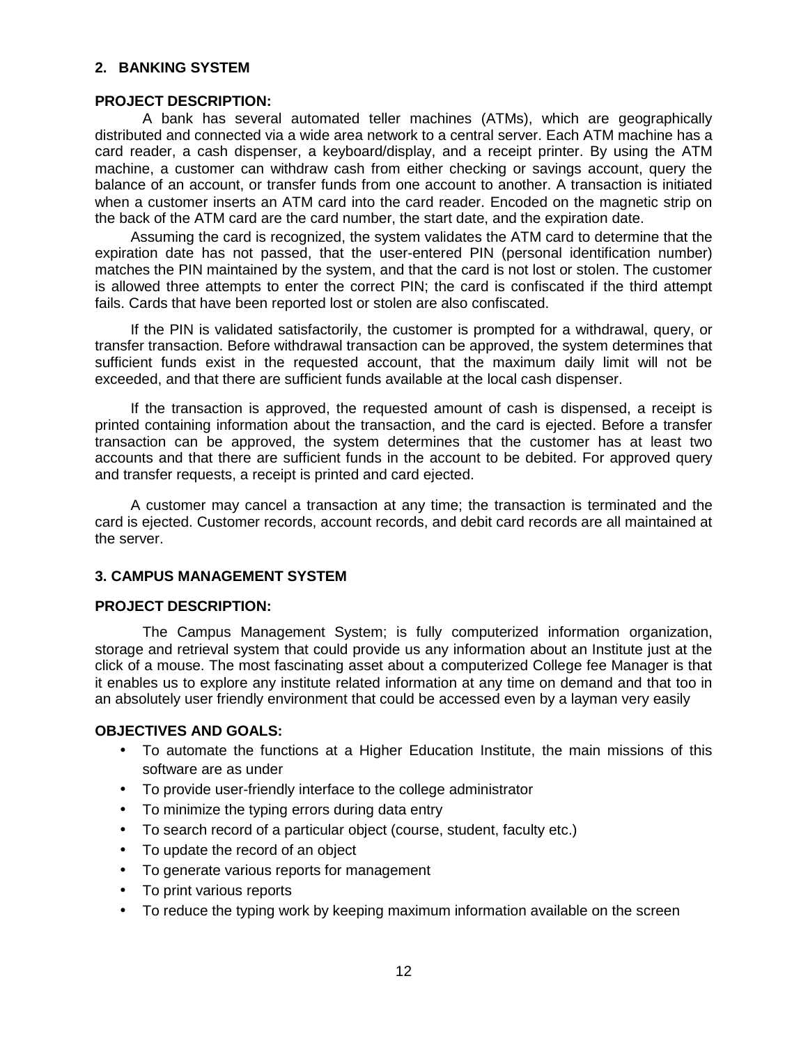## 2. BANKING SYSTEM

**PROJECT DESCRIPTION:**

A bank has several automated teller machines (ATMs), which are geographically distributed and connected via a wide area network to a central server. Each ATM machine has a card reader, a cash dispenser, a keyboard/display, and a receipt printer. By using the ATM machine, a customer can withdraw cash from either checking or savings account, query the balance of an account, or transfer funds from one account to another. A transaction is initiated when a customer inserts an ATM card into the card reader. Encoded on the magnetic strip on the back of the ATM card are the card number, the start date, and the expiration date.

Assuming the card is recognized, the system validates the ATM card to determine that the expiration date has not passed, that the user-entered PIN (personal identification number) matches the PIN maintained by the system, and that the card is not lost or stolen. The customer is allowed three attempts to enter the correct PIN; the card is confiscated if the third attempt fails. Cards that have been reported lost or stolen are also confiscated.

If the PIN is validated satisfactorily, the customer is prompted for a withdrawal, query, or transfer transaction. Before withdrawal transaction can be approved, the system determines that sufficient funds exist in the requested account, that the maximum daily limit will not be exceeded, and that there are sufficient funds available at the local cash dispenser.

If the transaction is approved, the requested amount of cash is dispensed, a receipt is printed containing information about the transaction, and the card is ejected. Before a transfer transaction can be approved, the system determines that the customer has at least two accounts and that there are sufficient funds in the account to be debited. For approved query and transfer requests, a receipt is printed and card ejected.

A customer may cancel a transaction at any time; the transaction is terminated and the card is ejected. Customer records, account records, and debit card records are all maintained at the server.

## 3. CAMPUS MANAGEMENT SYSTEM

**PROJECT DESCRIPTION:**

The Campus Management System; is fully computerized information organization, storage and retrieval system that could provide us any information about an Institute just at the click of a mouse. The most fascinating asset about a computerized College fee Manager is that it enables us to explore any institute related information at any time on demand and that too in an absolutely user friendly environment that could be accessed even by a layman very easily

**OBJECTIVES AND GOALS:**

- To automate the functions at a Higher Education Institute, the main missions of this software are as under
- To provide user-friendly interface to the college administrator
- To minimize the typing errors during data entry
- To search record of a particular object (course, student, faculty etc.)
- To update the record of an object
- To generate various reports for management
- To print various reports
- To reduce the typing work by keeping maximum information available on the screen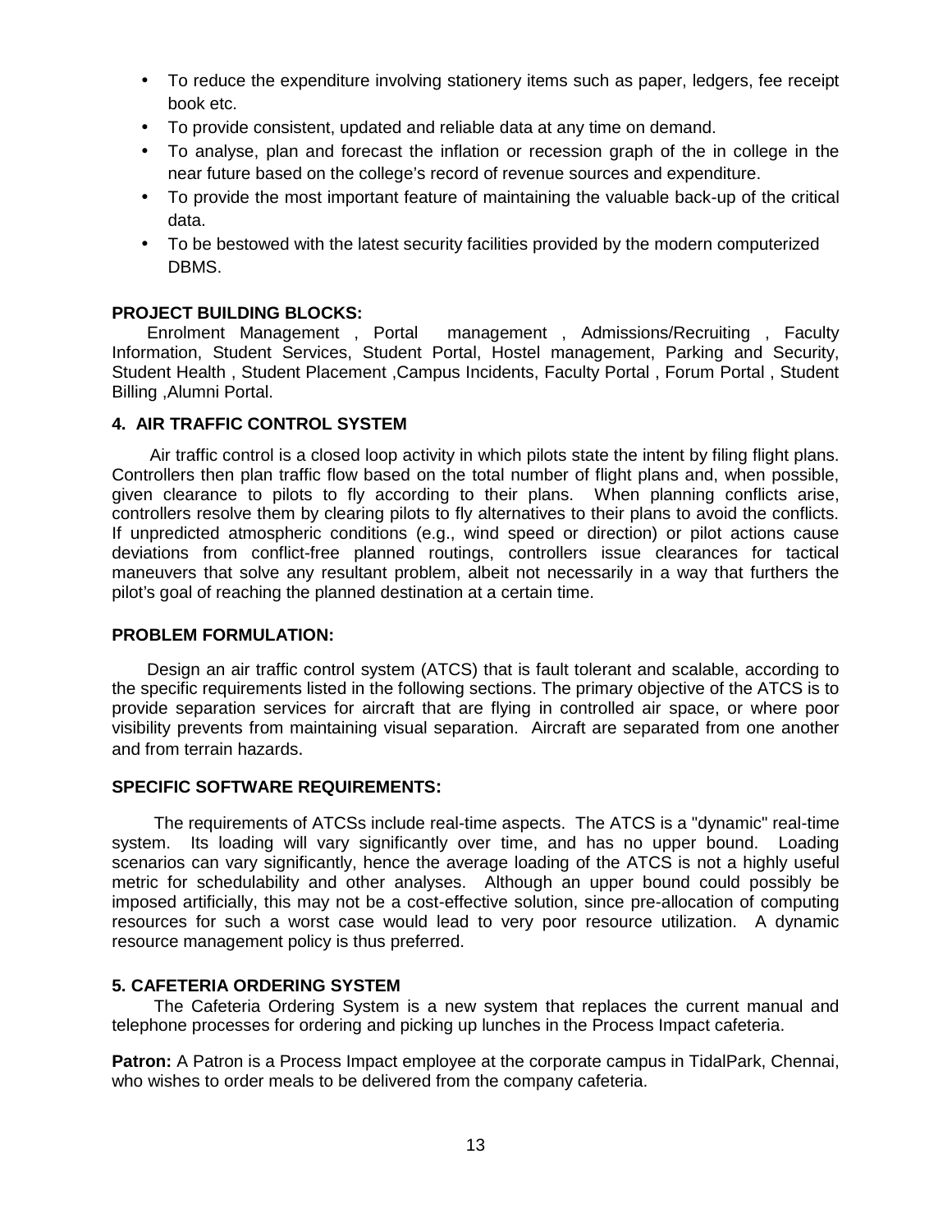- To reduce the expenditure involving stationery items such as paper, ledgers, fee receipt book etc.
- To provide consistent, updated and reliable data at any time on demand.
- To analyse, plan and forecast the inflation or recession graph of the in college in the near future based on the college's record of revenue sources and expenditure.
- To provide the most important feature of maintaining the valuable back-up of the critical data.
- To be bestowed with the latest security facilities provided by the modern computerized DBMS.

**PROJECT BUILDING BLOCKS:**

Enrolment Management , Portal management , Admissions/Recruiting , Faculty Information, Student Services, Student Portal, Hostel management, Parking and Security, Student Health , Student Placement ,Campus Incidents, Faculty Portal , Forum Portal , Student Billing ,Alumni Portal.

## 4. AIR TRAFFIC CONTROL SYSTEM

Air traffic control is a closed loop activity in which pilots state the intent by filing flight plans. Controllers then plan traffic flow based on the total number of flight plans and, when possible, given clearance to pilots to fly according to their plans. When planning conflicts arise, controllers resolve them by clearing pilots to fly alternatives to their plans to avoid the conflicts. If unpredicted atmospheric conditions (e.g., wind speed or direction) or pilot actions cause deviations from conflict-free planned routings, controllers issue clearances for tactical maneuvers that solve any resultant problem, albeit not necessarily in a way that furthers the pilot's goal of reaching the planned destination at a certain time.

**PROBLEM FORMULATION:**

Design an air traffic control system (ATCS) that is fault tolerant and scalable, according to the specific requirements listed in the following sections. The primary objective of the ATCS is to provide separation services for aircraft that are flying in controlled air space, or where poor visibility prevents from maintaining visual separation. Aircraft are separated from one another and from terrain hazards.

**SPECIFIC SOFTWARE REQUIREMENTS:**

The requirements of ATCSs include real-time aspects. The ATCS is a "dynamic" real-time system. Its loading will vary significantly over time, and has no upper bound. Loading scenarios can vary significantly, hence the average loading of the ATCS is not a highly useful metric for schedulability and other analyses. Although an upper bound could possibly be imposed artificially, this may not be a cost-effective solution, since pre-allocation of computing resources for such a worst case would lead to very poor resource utilization. A dynamic resource management policy is thus preferred.

## 5. CAFETERIA ORDERING SYSTEM

The Cafeteria Ordering System is a new system that replaces the current manual and telephone processes for ordering and picking up lunches in the Process Impact cafeteria.

**Patron:** A Patron is a Process Impact employee at the corporate campus in TidalPark, Chennai, who wishes to order meals to be delivered from the company cafeteria.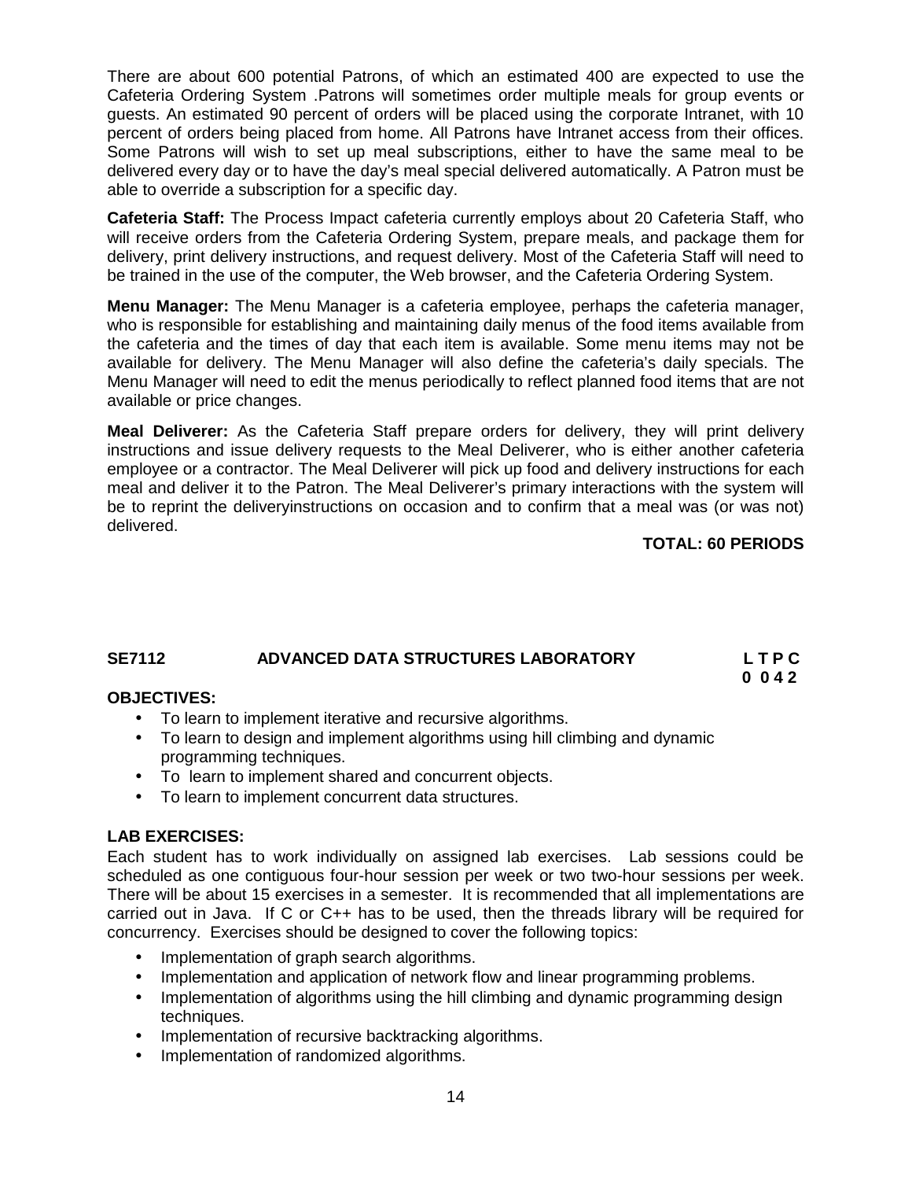There are about 600 potential Patrons, of which an estimated 400 are expected to use the Cafeteria Ordering System .Patrons will sometimes order multiple meals for group events or guests. An estimated 90 percent of orders will be placed using the corporate Intranet, with 10 percent of orders being placed from home. All Patrons have Intranet access from their offices. Some Patrons will wish to set up meal subscriptions, either to have the same meal to be delivered every day or to have the day's meal special delivered automatically. A Patron must be able to override a subscription for a specific day.

**Cafeteria Staff:** The Process Impact cafeteria currently employs about 20 Cafeteria Staff, who will receive orders from the Cafeteria Ordering System, prepare meals, and package them for delivery, print delivery instructions, and request delivery. Most of the Cafeteria Staff will need to be trained in the use of the computer, the Web browser, and the Cafeteria Ordering System.

**Menu Manager:** The Menu Manager is a cafeteria employee, perhaps the cafeteria manager, who is responsible for establishing and maintaining daily menus of the food items available from the cafeteria and the times of day that each item is available. Some menu items may not be available for delivery. The Menu Manager will also define the cafeteria's daily specials. The Menu Manager will need to edit the menus periodically to reflect planned food items that are not available or price changes.

**Meal Deliverer:** As the Cafeteria Staff prepare orders for delivery, they will print delivery instructions and issue delivery requests to the Meal Deliverer, who is either another cafeteria employee or a contractor. The Meal Deliverer will pick up food and delivery instructions for each meal and deliver it to the Patron. The Meal Deliverer's primary interactions with the system will be to reprint the deliveryinstructions on occasion and to confirm that a meal was (or was not) delivered.

**TOTAL: 60 PERIODS**

## SE7112 ADVANCED DATA STRUCTURES LABORATORY

**L T P C**
**0 0 4 2**

**OBJECTIVES:**

- To learn to implement iterative and recursive algorithms.
- To learn to design and implement algorithms using hill climbing and dynamic programming techniques.
- To learn to implement shared and concurrent objects.
- To learn to implement concurrent data structures.

**LAB EXERCISES:**

Each student has to work individually on assigned lab exercises. Lab sessions could be scheduled as one contiguous four-hour session per week or two two-hour sessions per week. There will be about 15 exercises in a semester. It is recommended that all implementations are carried out in Java. If C or C++ has to be used, then the threads library will be required for concurrency. Exercises should be designed to cover the following topics:

- Implementation of graph search algorithms.
- Implementation and application of network flow and linear programming problems.
- Implementation of algorithms using the hill climbing and dynamic programming design techniques.
- Implementation of recursive backtracking algorithms.
- Implementation of randomized algorithms.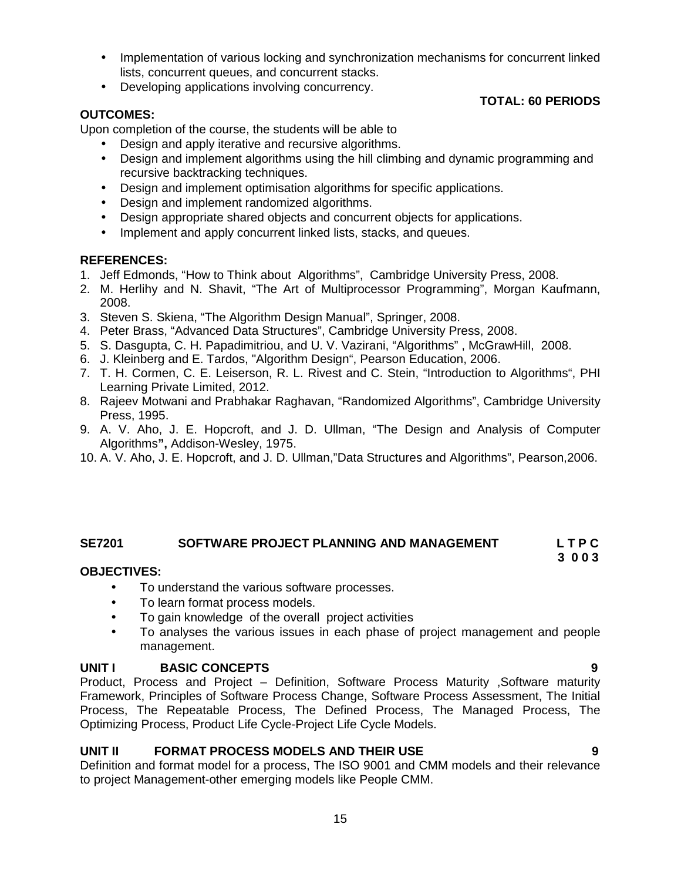- Implementation of various locking and synchronization mechanisms for concurrent linked lists, concurrent queues, and concurrent stacks.
- Developing applications involving concurrency.

**TOTAL: 60 PERIODS**

**OUTCOMES:**

Upon completion of the course, the students will be able to

- Design and apply iterative and recursive algorithms.
- Design and implement algorithms using the hill climbing and dynamic programming and recursive backtracking techniques.
- Design and implement optimisation algorithms for specific applications.
- Design and implement randomized algorithms.
- Design appropriate shared objects and concurrent objects for applications.
- Implement and apply concurrent linked lists, stacks, and queues.

**REFERENCES:**

1. Jeff Edmonds, "How to Think about Algorithms", Cambridge University Press, 2008.
2. M. Herlihy and N. Shavit, "The Art of Multiprocessor Programming", Morgan Kaufmann, 2008.
3. Steven S. Skiena, "The Algorithm Design Manual", Springer, 2008.
4. Peter Brass, "Advanced Data Structures", Cambridge University Press, 2008.
5. S. Dasgupta, C. H. Papadimitriou, and U. V. Vazirani, "Algorithms" , McGrawHill, 2008.
6. J. Kleinberg and E. Tardos, "Algorithm Design", Pearson Education, 2006.
7. T. H. Cormen, C. E. Leiserson, R. L. Rivest and C. Stein, "Introduction to Algorithms", PHI Learning Private Limited, 2012.
8. Rajeev Motwani and Prabhakar Raghavan, "Randomized Algorithms", Cambridge University Press, 1995.
9. A. V. Aho, J. E. Hopcroft, and J. D. Ullman, "The Design and Analysis of Computer Algorithms**",** Addison-Wesley, 1975.
10. A. V. Aho, J. E. Hopcroft, and J. D. Ullman,"Data Structures and Algorithms", Pearson,2006.

## SE7201 SOFTWARE PROJECT PLANNING AND MANAGEMENT

**L T P C**
**3 0 0 3**

**OBJECTIVES:**

- To understand the various software processes.
- To learn format process models.
- To gain knowledge of the overall project activities
- To analyses the various issues in each phase of project management and people management.

**UNIT I BASIC CONCEPTS** **9**

Product, Process and Project – Definition, Software Process Maturity ,Software maturity Framework, Principles of Software Process Change, Software Process Assessment, The Initial Process, The Repeatable Process, The Defined Process, The Managed Process, The Optimizing Process, Product Life Cycle-Project Life Cycle Models.

**UNIT II FORMAT PROCESS MODELS AND THEIR USE** **9**

Definition and format model for a process, The ISO 9001 and CMM models and their relevance to project Management-other emerging models like People CMM.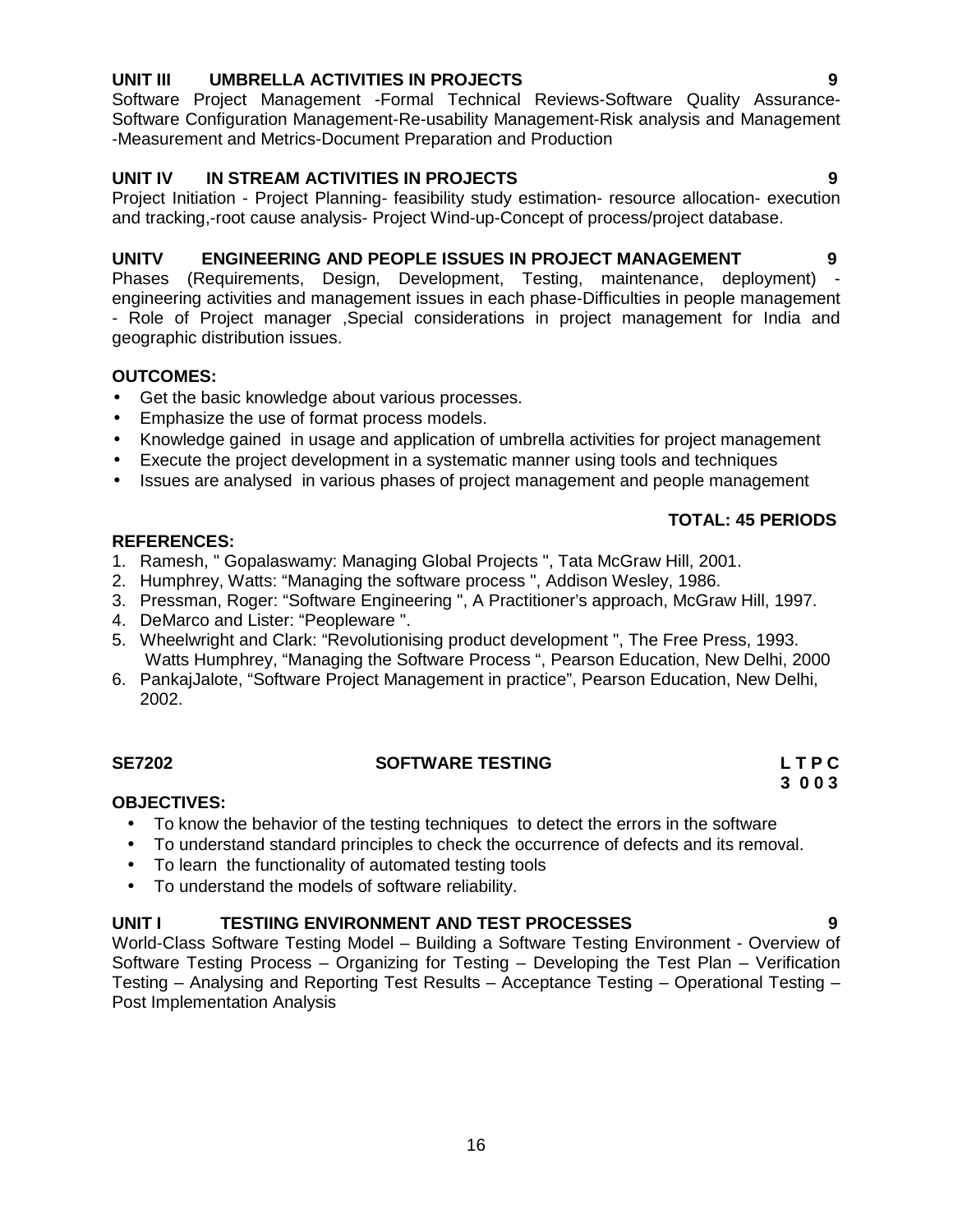**UNIT III UMBRELLA ACTIVITIES IN PROJECTS 9**

Software Project Management -Formal Technical Reviews-Software Quality Assurance-Software Configuration Management-Re-usability Management-Risk analysis and Management -Measurement and Metrics-Document Preparation and Production

**UNIT IV IN STREAM ACTIVITIES IN PROJECTS 9**

Project Initiation - Project Planning- feasibility study estimation- resource allocation- execution and tracking,-root cause analysis- Project Wind-up-Concept of process/project database.

**UNITV ENGINEERING AND PEOPLE ISSUES IN PROJECT MANAGEMENT 9**

Phases (Requirements, Design, Development, Testing, maintenance, deployment) - engineering activities and management issues in each phase-Difficulties in people management - Role of Project manager ,Special considerations in project management for India and geographic distribution issues.

**OUTCOMES:**

- Get the basic knowledge about various processes.
- Emphasize the use of format process models.
- Knowledge gained in usage and application of umbrella activities for project management
- Execute the project development in a systematic manner using tools and techniques
- Issues are analysed in various phases of project management and people management

**TOTAL: 45 PERIODS**

**REFERENCES:**

1. Ramesh, " Gopalaswamy: Managing Global Projects ", Tata McGraw Hill, 2001.
2. Humphrey, Watts: "Managing the software process ", Addison Wesley, 1986.
3. Pressman, Roger: "Software Engineering ", A Practitioner's approach, McGraw Hill, 1997.
4. DeMarco and Lister: "Peopleware ".
5. Wheelwright and Clark: "Revolutionising product development ", The Free Press, 1993.
   Watts Humphrey, "Managing the Software Process ", Pearson Education, New Delhi, 2000
6. PankajJalote, "Software Project Management in practice", Pearson Education, New Delhi, 2002.

## SE7202 SOFTWARE TESTING

**L T P C**
**3 0 0 3**

**OBJECTIVES:**

- To know the behavior of the testing techniques to detect the errors in the software
- To understand standard principles to check the occurrence of defects and its removal.
- To learn the functionality of automated testing tools
- To understand the models of software reliability.

**UNIT I TESTIING ENVIRONMENT AND TEST PROCESSES 9**

World-Class Software Testing Model – Building a Software Testing Environment - Overview of Software Testing Process – Organizing for Testing – Developing the Test Plan – Verification Testing – Analysing and Reporting Test Results – Acceptance Testing – Operational Testing – Post Implementation Analysis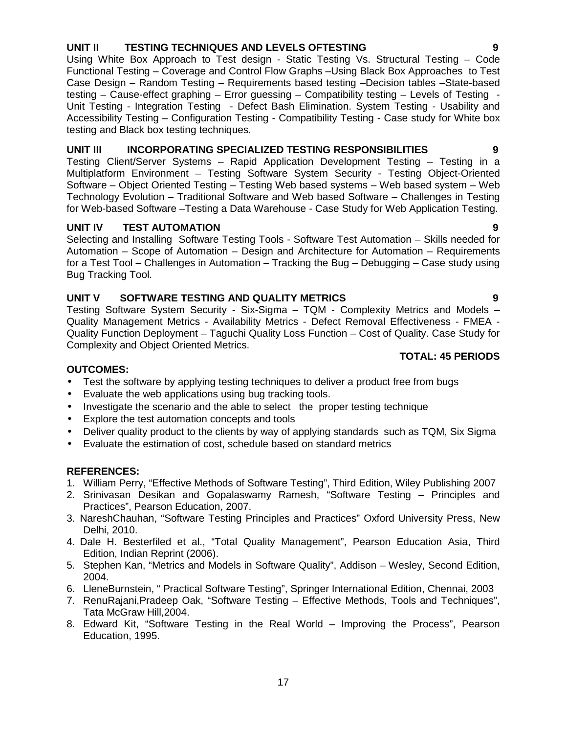**UNIT II TESTING TECHNIQUES AND LEVELS OFTESTING 9**

Using White Box Approach to Test design - Static Testing Vs. Structural Testing – Code Functional Testing – Coverage and Control Flow Graphs –Using Black Box Approaches to Test Case Design – Random Testing – Requirements based testing –Decision tables –State-based testing – Cause-effect graphing – Error guessing – Compatibility testing – Levels of Testing - Unit Testing - Integration Testing - Defect Bash Elimination. System Testing - Usability and Accessibility Testing – Configuration Testing - Compatibility Testing - Case study for White box testing and Black box testing techniques.

**UNIT III INCORPORATING SPECIALIZED TESTING RESPONSIBILITIES 9**

Testing Client/Server Systems – Rapid Application Development Testing – Testing in a Multiplatform Environment – Testing Software System Security - Testing Object-Oriented Software – Object Oriented Testing – Testing Web based systems – Web based system – Web Technology Evolution – Traditional Software and Web based Software – Challenges in Testing for Web-based Software –Testing a Data Warehouse - Case Study for Web Application Testing.

**UNIT IV TEST AUTOMATION 9**

Selecting and Installing Software Testing Tools - Software Test Automation – Skills needed for Automation – Scope of Automation – Design and Architecture for Automation – Requirements for a Test Tool – Challenges in Automation – Tracking the Bug – Debugging – Case study using Bug Tracking Tool.

**UNIT V SOFTWARE TESTING AND QUALITY METRICS 9**

Testing Software System Security - Six-Sigma – TQM - Complexity Metrics and Models – Quality Management Metrics - Availability Metrics - Defect Removal Effectiveness - FMEA - Quality Function Deployment – Taguchi Quality Loss Function – Cost of Quality. Case Study for Complexity and Object Oriented Metrics.

**TOTAL: 45 PERIODS**

**OUTCOMES:**

- Test the software by applying testing techniques to deliver a product free from bugs
- Evaluate the web applications using bug tracking tools.
- Investigate the scenario and the able to select the proper testing technique
- Explore the test automation concepts and tools
- Deliver quality product to the clients by way of applying standards such as TQM, Six Sigma
- Evaluate the estimation of cost, schedule based on standard metrics

**REFERENCES:**

1. William Perry, "Effective Methods of Software Testing", Third Edition, Wiley Publishing 2007
2. Srinivasan Desikan and Gopalaswamy Ramesh, "Software Testing – Principles and Practices", Pearson Education, 2007.
3. NareshChauhan, "Software Testing Principles and Practices" Oxford University Press, New Delhi, 2010.
4. Dale H. Besterfiled et al., "Total Quality Management", Pearson Education Asia, Third Edition, Indian Reprint (2006).
5. Stephen Kan, "Metrics and Models in Software Quality", Addison – Wesley, Second Edition, 2004.
6. LleneBurnstein, " Practical Software Testing", Springer International Edition, Chennai, 2003
7. RenuRajani,Pradeep Oak, "Software Testing – Effective Methods, Tools and Techniques", Tata McGraw Hill,2004.
8. Edward Kit, "Software Testing in the Real World – Improving the Process", Pearson Education, 1995.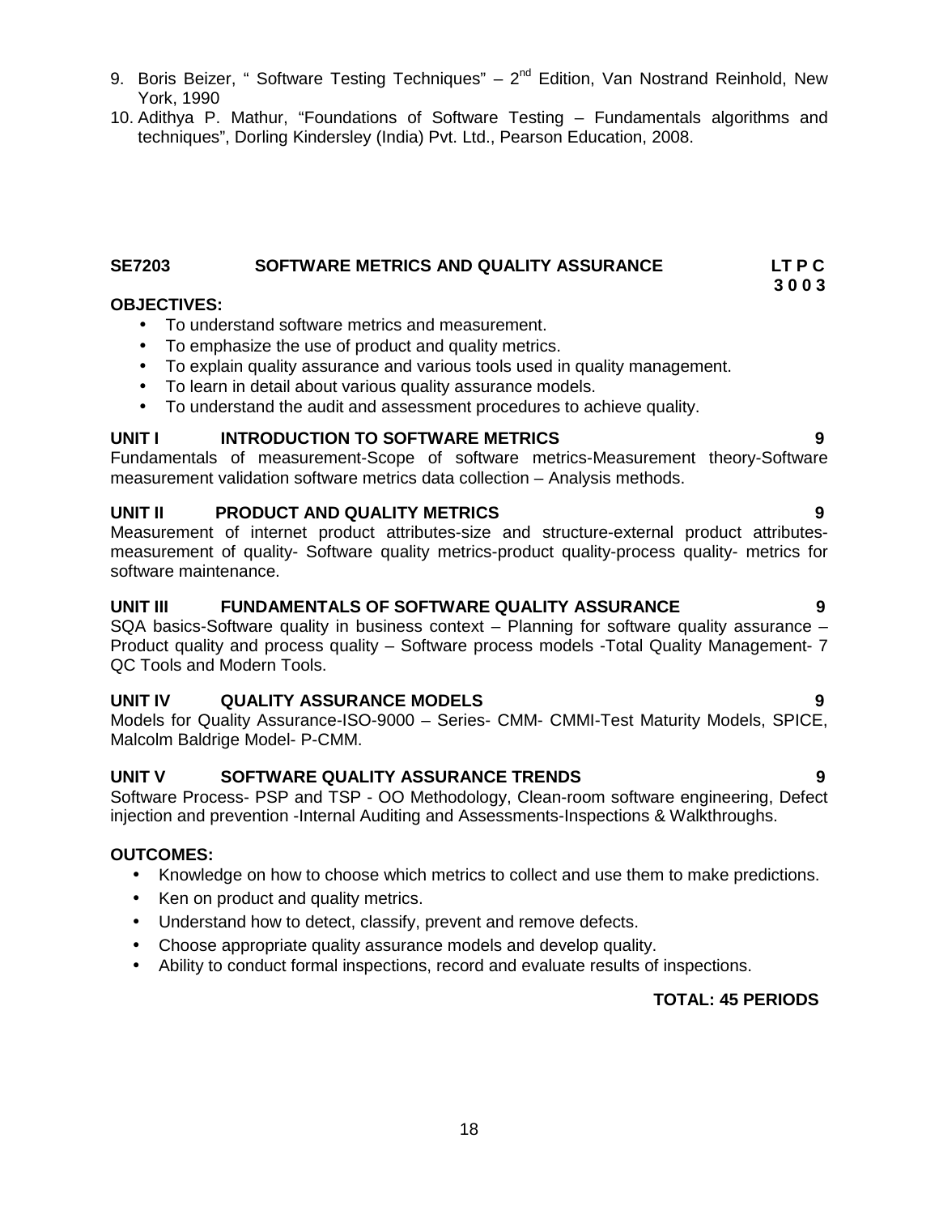9. Boris Beizer, " Software Testing Techniques" – 2nd Edition, Van Nostrand Reinhold, New York, 1990
10. Adithya P. Mathur, "Foundations of Software Testing – Fundamentals algorithms and techniques", Dorling Kindersley (India) Pvt. Ltd., Pearson Education, 2008.

## SE7203 SOFTWARE METRICS AND QUALITY ASSURANCE

**L T P C**
**3 0 0 3**

**OBJECTIVES:**

- To understand software metrics and measurement.
- To emphasize the use of product and quality metrics.
- To explain quality assurance and various tools used in quality management.
- To learn in detail about various quality assurance models.
- To understand the audit and assessment procedures to achieve quality.

**UNIT I INTRODUCTION TO SOFTWARE METRICS 9**

Fundamentals of measurement-Scope of software metrics-Measurement theory-Software measurement validation software metrics data collection – Analysis methods.

**UNIT II PRODUCT AND QUALITY METRICS 9**

Measurement of internet product attributes-size and structure-external product attributes-measurement of quality- Software quality metrics-product quality-process quality- metrics for software maintenance.

**UNIT III FUNDAMENTALS OF SOFTWARE QUALITY ASSURANCE 9**

SQA basics-Software quality in business context – Planning for software quality assurance – Product quality and process quality – Software process models -Total Quality Management- 7 QC Tools and Modern Tools.

**UNIT IV QUALITY ASSURANCE MODELS 9**

Models for Quality Assurance-ISO-9000 – Series- CMM- CMMI-Test Maturity Models, SPICE, Malcolm Baldrige Model- P-CMM.

**UNIT V SOFTWARE QUALITY ASSURANCE TRENDS 9**

Software Process- PSP and TSP - OO Methodology, Clean-room software engineering, Defect injection and prevention -Internal Auditing and Assessments-Inspections & Walkthroughs.

**OUTCOMES:**

- Knowledge on how to choose which metrics to collect and use them to make predictions.
- Ken on product and quality metrics.
- Understand how to detect, classify, prevent and remove defects.
- Choose appropriate quality assurance models and develop quality.
- Ability to conduct formal inspections, record and evaluate results of inspections.

**TOTAL: 45 PERIODS**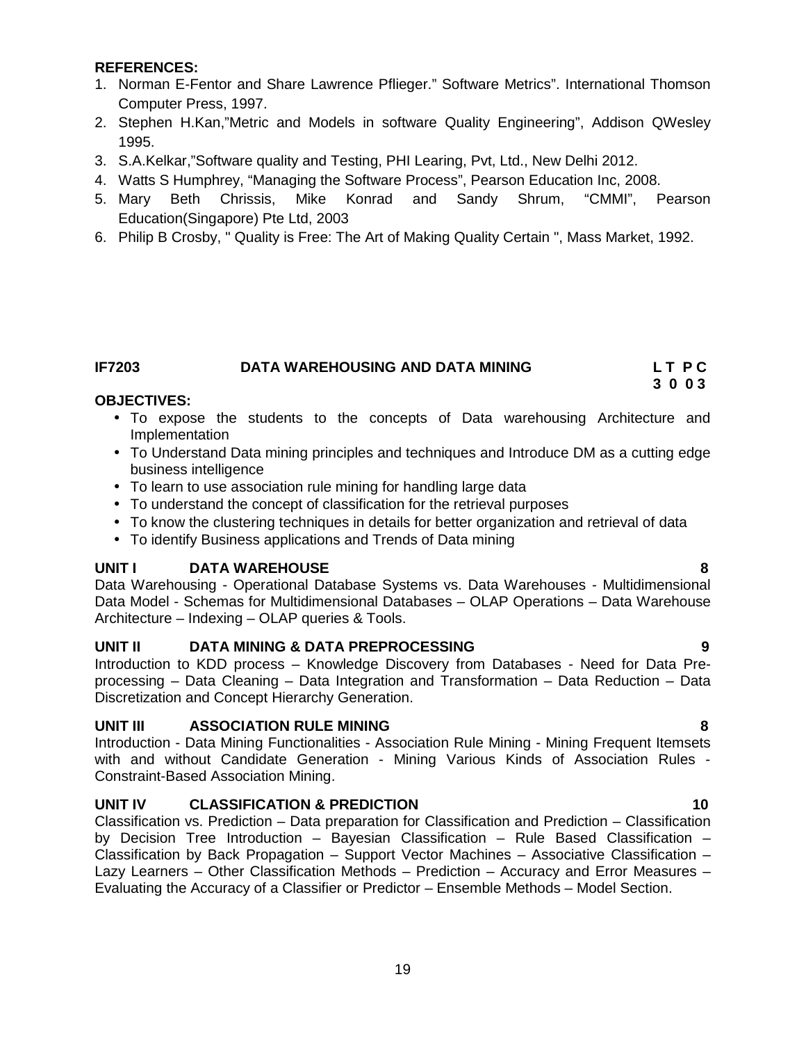**REFERENCES:**

1. Norman E-Fentor and Share Lawrence Pflieger." Software Metrics". International Thomson Computer Press, 1997.
2. Stephen H.Kan,"Metric and Models in software Quality Engineering", Addison QWesley 1995.
3. S.A.Kelkar,"Software quality and Testing, PHI Learing, Pvt, Ltd., New Delhi 2012.
4. Watts S Humphrey, "Managing the Software Process", Pearson Education Inc, 2008.
5. Mary Beth Chrissis, Mike Konrad and Sandy Shrum, "CMMI", Pearson Education(Singapore) Pte Ltd, 2003
6. Philip B Crosby, " Quality is Free: The Art of Making Quality Certain ", Mass Market, 1992.

## IF7203 DATA WAREHOUSING AND DATA MINING

**L T P C**
**3 0 0 3**

**OBJECTIVES:**

- To expose the students to the concepts of Data warehousing Architecture and Implementation
- To Understand Data mining principles and techniques and Introduce DM as a cutting edge business intelligence
- To learn to use association rule mining for handling large data
- To understand the concept of classification for the retrieval purposes
- To know the clustering techniques in details for better organization and retrieval of data
- To identify Business applications and Trends of Data mining

**UNIT I DATA WAREHOUSE 8**

Data Warehousing - Operational Database Systems vs. Data Warehouses - Multidimensional Data Model - Schemas for Multidimensional Databases – OLAP Operations – Data Warehouse Architecture – Indexing – OLAP queries & Tools.

**UNIT II DATA MINING & DATA PREPROCESSING 9**

Introduction to KDD process – Knowledge Discovery from Databases - Need for Data Pre-processing – Data Cleaning – Data Integration and Transformation – Data Reduction – Data Discretization and Concept Hierarchy Generation.

**UNIT III ASSOCIATION RULE MINING 8**

Introduction - Data Mining Functionalities - Association Rule Mining - Mining Frequent Itemsets with and without Candidate Generation - Mining Various Kinds of Association Rules - Constraint-Based Association Mining.

**UNIT IV CLASSIFICATION & PREDICTION 10**

Classification vs. Prediction – Data preparation for Classification and Prediction – Classification by Decision Tree Introduction – Bayesian Classification – Rule Based Classification – Classification by Back Propagation – Support Vector Machines – Associative Classification – Lazy Learners – Other Classification Methods – Prediction – Accuracy and Error Measures – Evaluating the Accuracy of a Classifier or Predictor – Ensemble Methods – Model Section.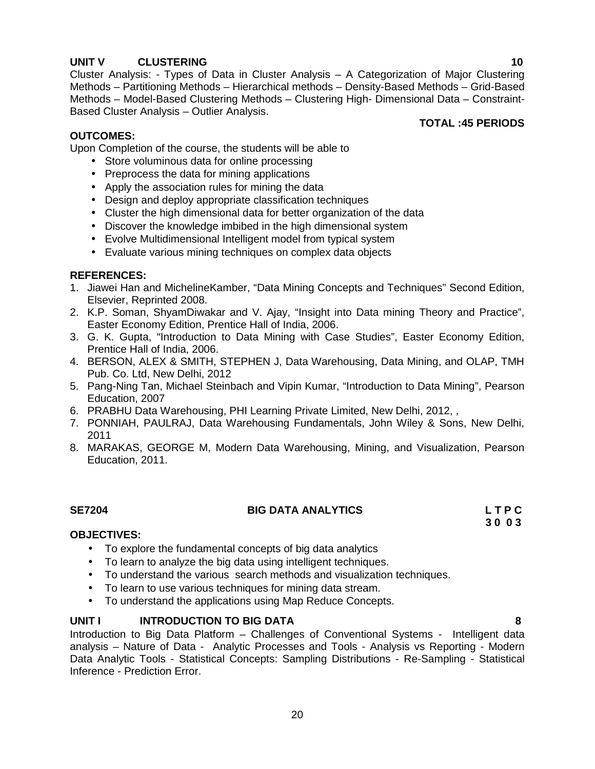**UNIT V CLUSTERING 10**

Cluster Analysis: - Types of Data in Cluster Analysis – A Categorization of Major Clustering Methods – Partitioning Methods – Hierarchical methods – Density-Based Methods – Grid-Based Methods – Model-Based Clustering Methods – Clustering High- Dimensional Data – Constraint-Based Cluster Analysis – Outlier Analysis.

**TOTAL :45 PERIODS**

**OUTCOMES:**

Upon Completion of the course, the students will be able to

- Store voluminous data for online processing
- Preprocess the data for mining applications
- Apply the association rules for mining the data
- Design and deploy appropriate classification techniques
- Cluster the high dimensional data for better organization of the data
- Discover the knowledge imbibed in the high dimensional system
- Evolve Multidimensional Intelligent model from typical system
- Evaluate various mining techniques on complex data objects

**REFERENCES:**

1. Jiawei Han and MichelineKamber, "Data Mining Concepts and Techniques" Second Edition, Elsevier, Reprinted 2008.
2. K.P. Soman, ShyamDiwakar and V. Ajay, "Insight into Data mining Theory and Practice", Easter Economy Edition, Prentice Hall of India, 2006.
3. G. K. Gupta, "Introduction to Data Mining with Case Studies", Easter Economy Edition, Prentice Hall of India, 2006.
4. BERSON, ALEX & SMITH, STEPHEN J, Data Warehousing, Data Mining, and OLAP, TMH Pub. Co. Ltd, New Delhi, 2012
5. Pang-Ning Tan, Michael Steinbach and Vipin Kumar, "Introduction to Data Mining", Pearson Education, 2007
6. PRABHU Data Warehousing, PHI Learning Private Limited, New Delhi, 2012, ,
7. PONNIAH, PAULRAJ, Data Warehousing Fundamentals, John Wiley & Sons, New Delhi, 2011
8. MARAKAS, GEORGE M, Modern Data Warehousing, Mining, and Visualization, Pearson Education, 2011.

## SE7204 BIG DATA ANALYTICS

**L T P C**
**3 0 0 3**

**OBJECTIVES:**

- To explore the fundamental concepts of big data analytics
- To learn to analyze the big data using intelligent techniques.
- To understand the various search methods and visualization techniques.
- To learn to use various techniques for mining data stream.
- To understand the applications using Map Reduce Concepts.

**UNIT I INTRODUCTION TO BIG DATA 8**

Introduction to Big Data Platform – Challenges of Conventional Systems - Intelligent data analysis – Nature of Data - Analytic Processes and Tools - Analysis vs Reporting - Modern Data Analytic Tools - Statistical Concepts: Sampling Distributions - Re-Sampling - Statistical Inference - Prediction Error.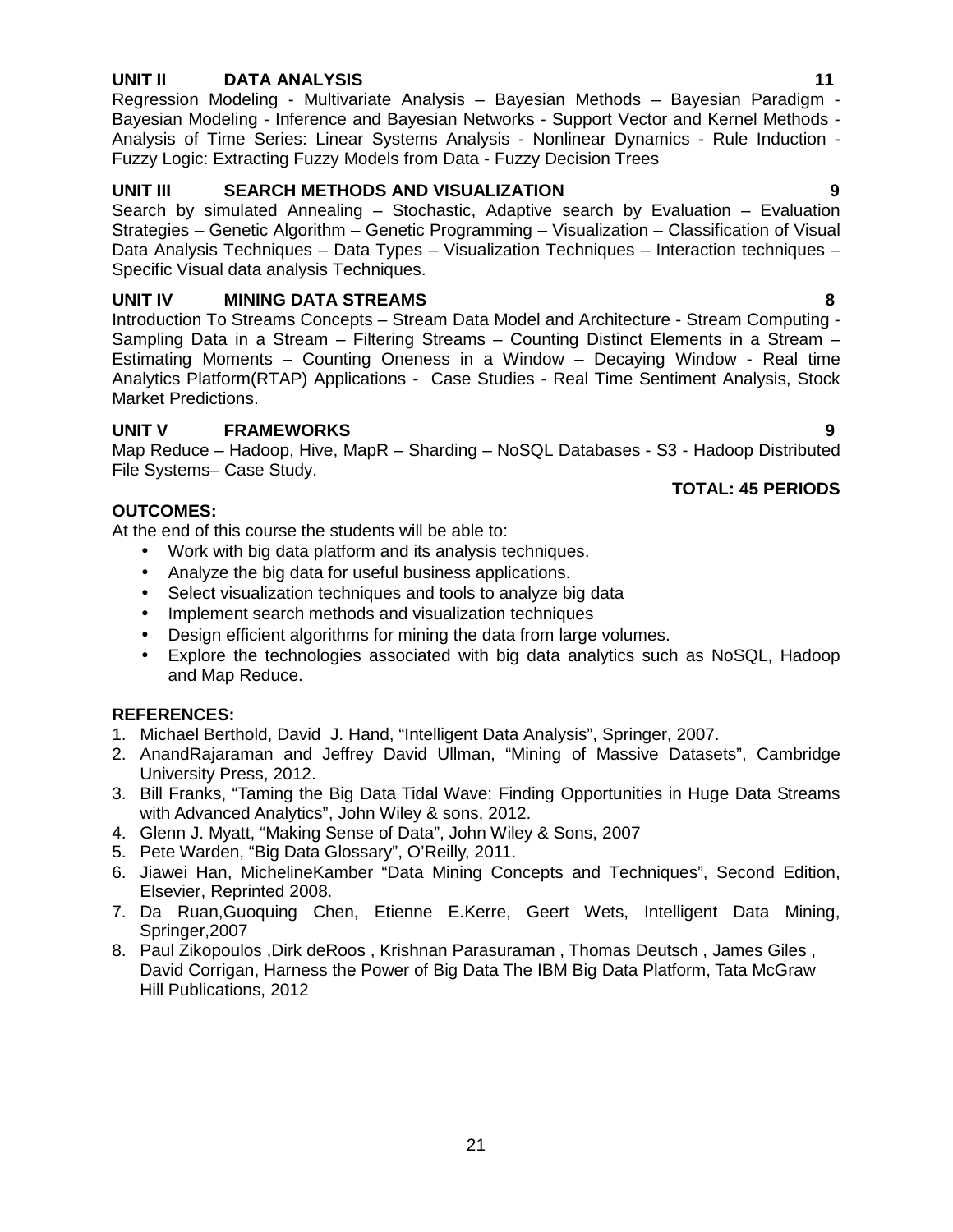**UNIT II DATA ANALYSIS 11**

Regression Modeling - Multivariate Analysis – Bayesian Methods – Bayesian Paradigm - Bayesian Modeling - Inference and Bayesian Networks - Support Vector and Kernel Methods - Analysis of Time Series: Linear Systems Analysis - Nonlinear Dynamics - Rule Induction - Fuzzy Logic: Extracting Fuzzy Models from Data - Fuzzy Decision Trees

**UNIT III SEARCH METHODS AND VISUALIZATION 9**

Search by simulated Annealing – Stochastic, Adaptive search by Evaluation – Evaluation Strategies – Genetic Algorithm – Genetic Programming – Visualization – Classification of Visual Data Analysis Techniques – Data Types – Visualization Techniques – Interaction techniques – Specific Visual data analysis Techniques.

**UNIT IV MINING DATA STREAMS 8**

Introduction To Streams Concepts – Stream Data Model and Architecture - Stream Computing - Sampling Data in a Stream – Filtering Streams – Counting Distinct Elements in a Stream – Estimating Moments – Counting Oneness in a Window – Decaying Window - Real time Analytics Platform(RTAP) Applications - Case Studies - Real Time Sentiment Analysis, Stock Market Predictions.

**UNIT V FRAMEWORKS 9**

Map Reduce – Hadoop, Hive, MapR – Sharding – NoSQL Databases - S3 - Hadoop Distributed File Systems– Case Study.

**TOTAL: 45 PERIODS**

**OUTCOMES:**

At the end of this course the students will be able to:

- Work with big data platform and its analysis techniques.
- Analyze the big data for useful business applications.
- Select visualization techniques and tools to analyze big data
- Implement search methods and visualization techniques
- Design efficient algorithms for mining the data from large volumes.
- Explore the technologies associated with big data analytics such as NoSQL, Hadoop and Map Reduce.

**REFERENCES:**

1. Michael Berthold, David J. Hand, "Intelligent Data Analysis", Springer, 2007.
2. AnandRajaraman and Jeffrey David Ullman, "Mining of Massive Datasets", Cambridge University Press, 2012.
3. Bill Franks, "Taming the Big Data Tidal Wave: Finding Opportunities in Huge Data Streams with Advanced Analytics", John Wiley & sons, 2012.
4. Glenn J. Myatt, "Making Sense of Data", John Wiley & Sons, 2007
5. Pete Warden, "Big Data Glossary", O'Reilly, 2011.
6. Jiawei Han, MichelineKamber "Data Mining Concepts and Techniques", Second Edition, Elsevier, Reprinted 2008.
7. Da Ruan,Guoquing Chen, Etienne E.Kerre, Geert Wets, Intelligent Data Mining, Springer,2007
8. Paul Zikopoulos ,Dirk deRoos , Krishnan Parasuraman , Thomas Deutsch , James Giles , David Corrigan, Harness the Power of Big Data The IBM Big Data Platform, Tata McGraw Hill Publications, 2012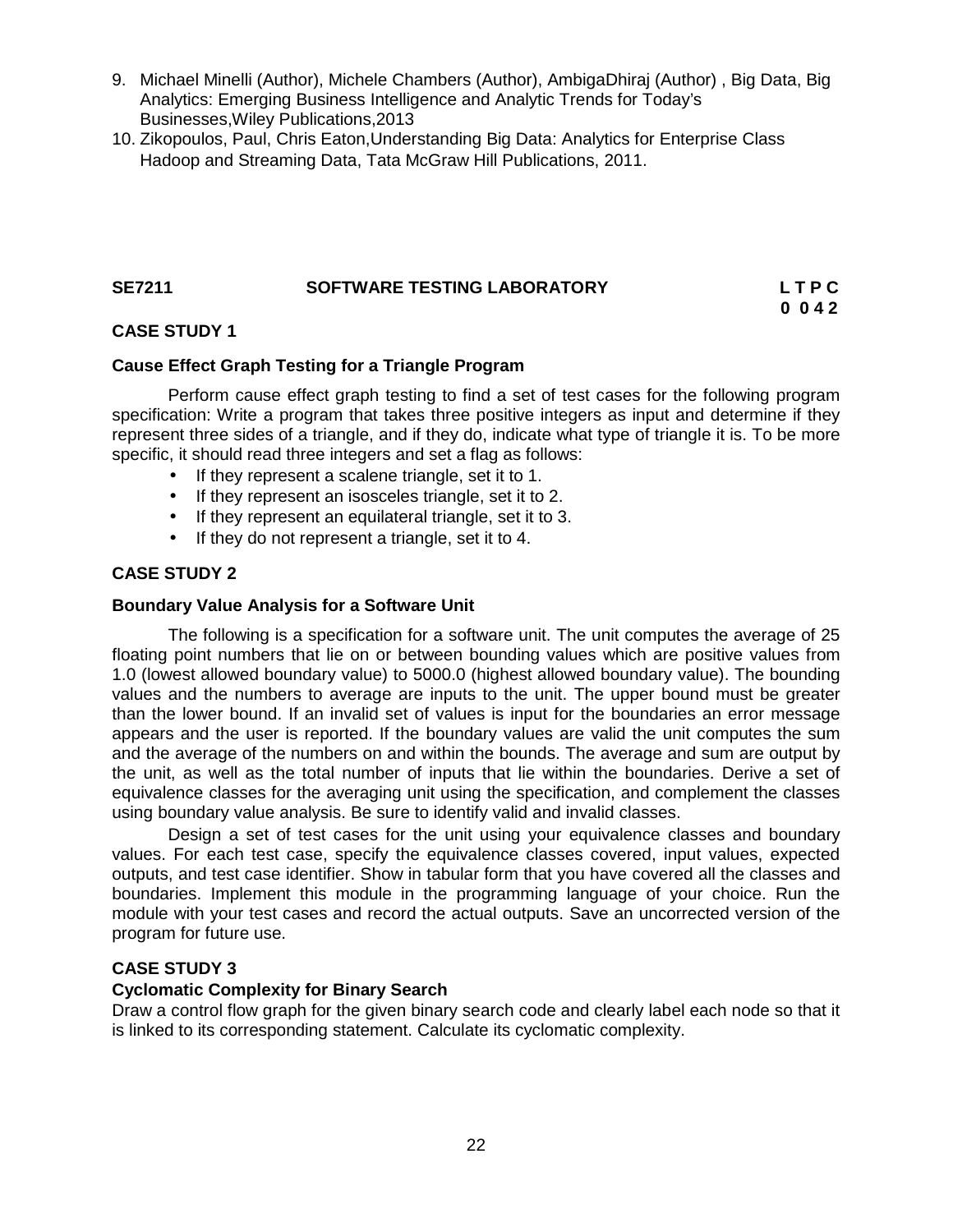9. Michael Minelli (Author), Michele Chambers (Author), AmbigaDhiraj (Author) , Big Data, Big Analytics: Emerging Business Intelligence and Analytic Trends for Today's Businesses,Wiley Publications,2013
10. Zikopoulos, Paul, Chris Eaton,Understanding Big Data: Analytics for Enterprise Class Hadoop and Streaming Data, Tata McGraw Hill Publications, 2011.

## SE7211 SOFTWARE TESTING LABORATORY

**L T P C**
**0 0 4 2**

### CASE STUDY 1

**Cause Effect Graph Testing for a Triangle Program**

Perform cause effect graph testing to find a set of test cases for the following program specification: Write a program that takes three positive integers as input and determine if they represent three sides of a triangle, and if they do, indicate what type of triangle it is. To be more specific, it should read three integers and set a flag as follows:

- If they represent a scalene triangle, set it to 1.
- If they represent an isosceles triangle, set it to 2.
- If they represent an equilateral triangle, set it to 3.
- If they do not represent a triangle, set it to 4.

### CASE STUDY 2

**Boundary Value Analysis for a Software Unit**

The following is a specification for a software unit. The unit computes the average of 25 floating point numbers that lie on or between bounding values which are positive values from 1.0 (lowest allowed boundary value) to 5000.0 (highest allowed boundary value). The bounding values and the numbers to average are inputs to the unit. The upper bound must be greater than the lower bound. If an invalid set of values is input for the boundaries an error message appears and the user is reported. If the boundary values are valid the unit computes the sum and the average of the numbers on and within the bounds. The average and sum are output by the unit, as well as the total number of inputs that lie within the boundaries. Derive a set of equivalence classes for the averaging unit using the specification, and complement the classes using boundary value analysis. Be sure to identify valid and invalid classes.

Design a set of test cases for the unit using your equivalence classes and boundary values. For each test case, specify the equivalence classes covered, input values, expected outputs, and test case identifier. Show in tabular form that you have covered all the classes and boundaries. Implement this module in the programming language of your choice. Run the module with your test cases and record the actual outputs. Save an uncorrected version of the program for future use.

### CASE STUDY 3

**Cyclomatic Complexity for Binary Search**

Draw a control flow graph for the given binary search code and clearly label each node so that it is linked to its corresponding statement. Calculate its cyclomatic complexity.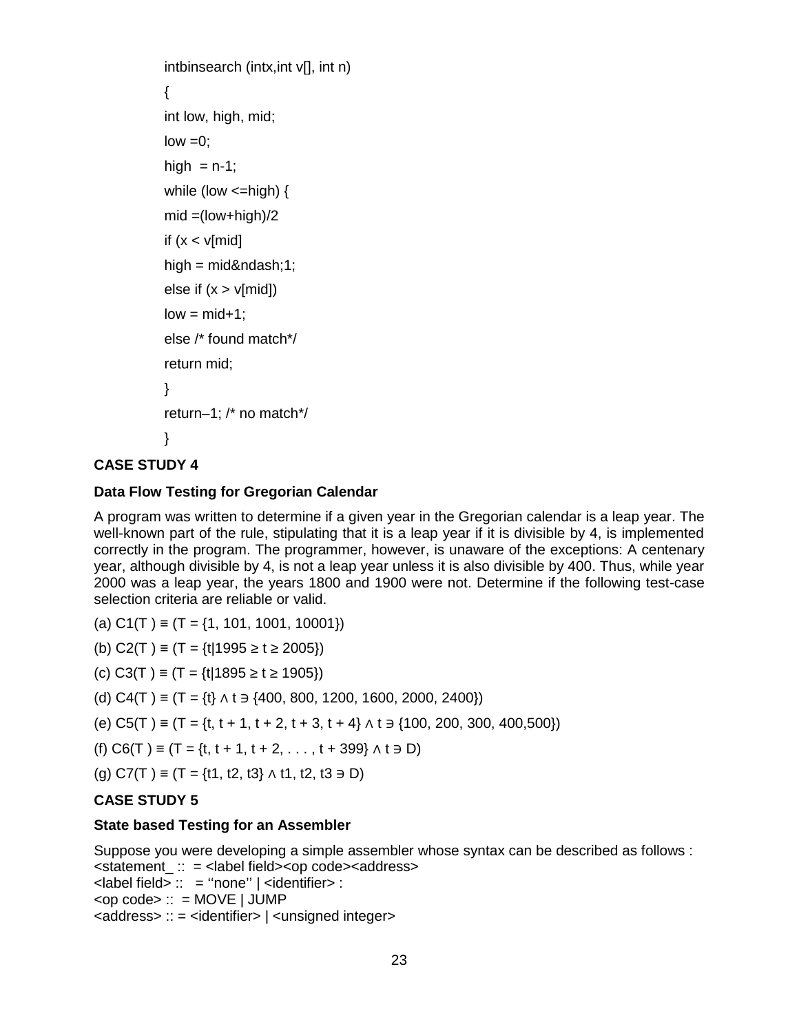```
intbinsearch (intx,int v[], int n)
{
int low, high, mid;
low =0;
high  = n-1;
while (low <=high) {
mid =(low+high)/2
if (x < v[mid]
high = mid&ndash;1;
else if (x > v[mid])
low = mid+1;
else /* found match*/
return mid;
}
return–1; /* no match*/
}
```

**CASE STUDY 4**

**Data Flow Testing for Gregorian Calendar**

A program was written to determine if a given year in the Gregorian calendar is a leap year. The well-known part of the rule, stipulating that it is a leap year if it is divisible by 4, is implemented correctly in the program. The programmer, however, is unaware of the exceptions: A centenary year, although divisible by 4, is not a leap year unless it is also divisible by 400. Thus, while year 2000 was a leap year, the years 1800 and 1900 were not. Determine if the following test-case selection criteria are reliable or valid.

(a) $C1(T) \equiv (T = \{1, 101, 1001, 10001\})$

(b) $C2(T) \equiv (T = \{t | 1995 \geq t \geq 2005\})$

(c) $C3(T) \equiv (T = \{t | 1895 \geq t \geq 1905\})$

(d) $C4(T) \equiv (T = \{t\} \wedge t \ni \{400, 800, 1200, 1600, 2000, 2400\})$

(e) $C5(T) \equiv (T = \{t, t + 1, t + 2, t + 3, t + 4\} \wedge t \ni \{100, 200, 300, 400, 500\})$

(f) $C6(T) \equiv (T = \{t, t + 1, t + 2, \ldots, t + 399\} \wedge t \ni D)$

(g) $C7(T) \equiv (T = \{t1, t2, t3\} \wedge t1, t2, t3 \ni D)$

**CASE STUDY 5**

**State based Testing for an Assembler**

Suppose you were developing a simple assembler whose syntax can be described as follows :
<statement_ :: = <label field><op code><address>
<label field> :: = ''none'' | <identifier> :
<op code> :: = MOVE | JUMP
<address> :: = <identifier> | <unsigned integer>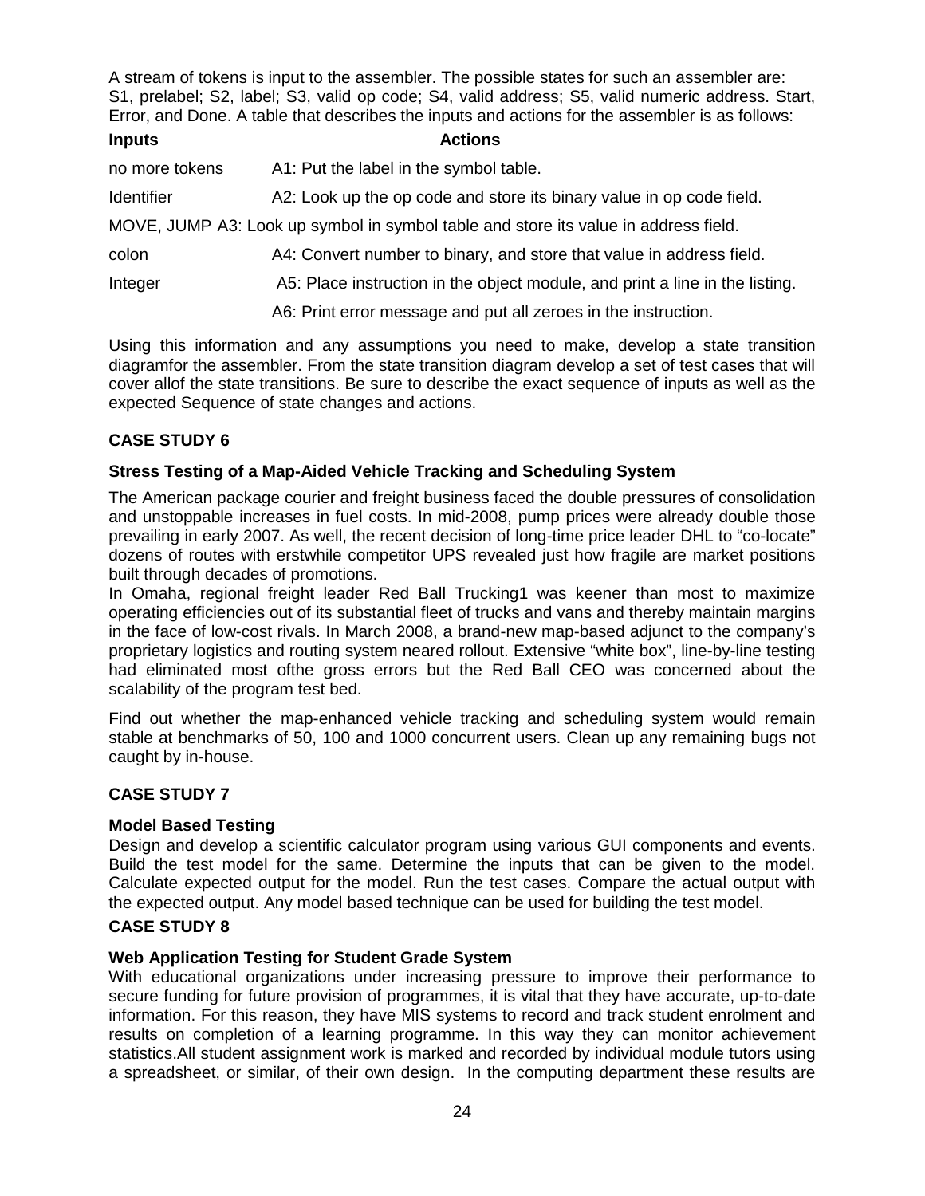A stream of tokens is input to the assembler. The possible states for such an assembler are: S1, prelabel; S2, label; S3, valid op code; S4, valid address; S5, valid numeric address. Start, Error, and Done. A table that describes the inputs and actions for the assembler is as follows:

| Inputs | Actions |
|---|---|
| no more tokens | A1: Put the label in the symbol table. |
| Identifier | A2: Look up the op code and store its binary value in op code field. |
| MOVE, JUMP | A3: Look up symbol in symbol table and store its value in address field. |
| colon | A4: Convert number to binary, and store that value in address field. |
| Integer | A5: Place instruction in the object module, and print a line in the listing. |
| | A6: Print error message and put all zeroes in the instruction. |

Using this information and any assumptions you need to make, develop a state transition diagramfor the assembler. From the state transition diagram develop a set of test cases that will cover allof the state transitions. Be sure to describe the exact sequence of inputs as well as the expected Sequence of state changes and actions.

## CASE STUDY 6

### Stress Testing of a Map-Aided Vehicle Tracking and Scheduling System

The American package courier and freight business faced the double pressures of consolidation and unstoppable increases in fuel costs. In mid-2008, pump prices were already double those prevailing in early 2007. As well, the recent decision of long-time price leader DHL to "co-locate" dozens of routes with erstwhile competitor UPS revealed just how fragile are market positions built through decades of promotions.

In Omaha, regional freight leader Red Ball Trucking1 was keener than most to maximize operating efficiencies out of its substantial fleet of trucks and vans and thereby maintain margins in the face of low-cost rivals. In March 2008, a brand-new map-based adjunct to the company's proprietary logistics and routing system neared rollout. Extensive "white box", line-by-line testing had eliminated most ofthe gross errors but the Red Ball CEO was concerned about the scalability of the program test bed.

Find out whether the map-enhanced vehicle tracking and scheduling system would remain stable at benchmarks of 50, 100 and 1000 concurrent users. Clean up any remaining bugs not caught by in-house.

## CASE STUDY 7

### Model Based Testing

Design and develop a scientific calculator program using various GUI components and events. Build the test model for the same. Determine the inputs that can be given to the model. Calculate expected output for the model. Run the test cases. Compare the actual output with the expected output. Any model based technique can be used for building the test model.

## CASE STUDY 8

### Web Application Testing for Student Grade System

With educational organizations under increasing pressure to improve their performance to secure funding for future provision of programmes, it is vital that they have accurate, up-to-date information. For this reason, they have MIS systems to record and track student enrolment and results on completion of a learning programme. In this way they can monitor achievement statistics.All student assignment work is marked and recorded by individual module tutors using a spreadsheet, or similar, of their own design. In the computing department these results are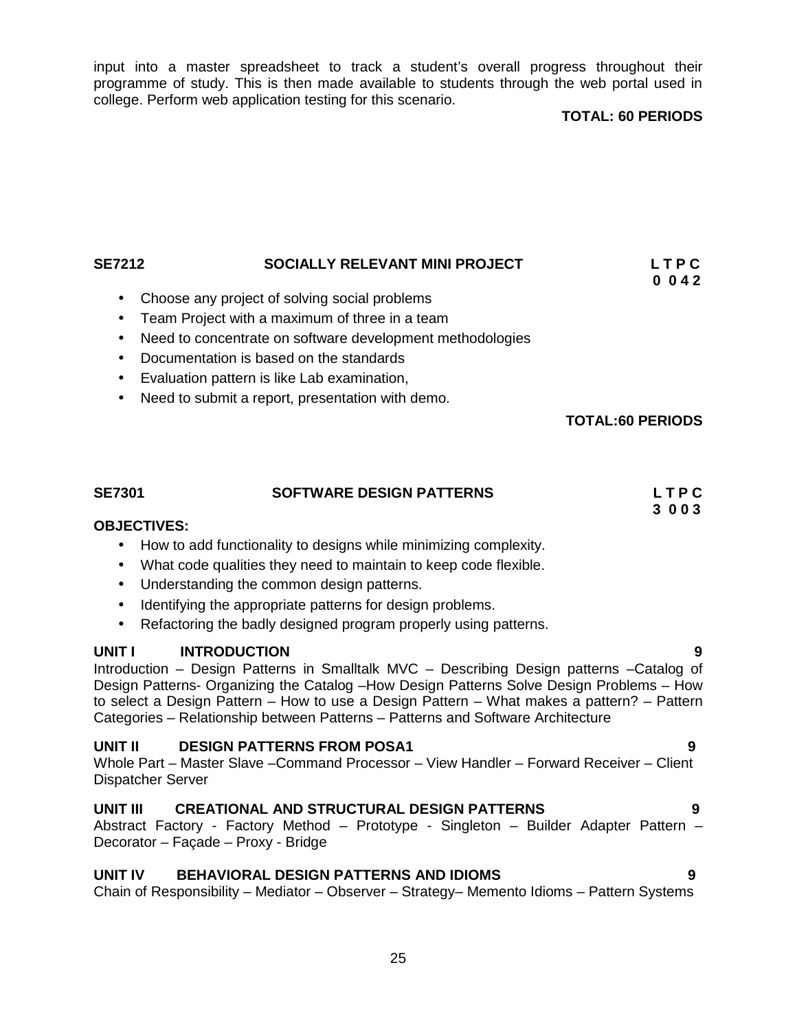input into a master spreadsheet to track a student's overall progress throughout their programme of study. This is then made available to students through the web portal used in college. Perform web application testing for this scenario.

**TOTAL: 60 PERIODS**

## SE7212 SOCIALLY RELEVANT MINI PROJECT

**L T P C**
**0 0 4 2**

- Choose any project of solving social problems
- Team Project with a maximum of three in a team
- Need to concentrate on software development methodologies
- Documentation is based on the standards
- Evaluation pattern is like Lab examination,
- Need to submit a report, presentation with demo.

**TOTAL:60 PERIODS**

## SE7301 SOFTWARE DESIGN PATTERNS

**L T P C**
**3 0 0 3**

**OBJECTIVES:**

- How to add functionality to designs while minimizing complexity.
- What code qualities they need to maintain to keep code flexible.
- Understanding the common design patterns.
- Identifying the appropriate patterns for design problems.
- Refactoring the badly designed program properly using patterns.

**UNIT I INTRODUCTION 9**

Introduction – Design Patterns in Smalltalk MVC – Describing Design patterns –Catalog of Design Patterns- Organizing the Catalog –How Design Patterns Solve Design Problems – How to select a Design Pattern – How to use a Design Pattern – What makes a pattern? – Pattern Categories – Relationship between Patterns – Patterns and Software Architecture

**UNIT II DESIGN PATTERNS FROM POSA1 9**

Whole Part – Master Slave –Command Processor – View Handler – Forward Receiver – Client Dispatcher Server

**UNIT III CREATIONAL AND STRUCTURAL DESIGN PATTERNS 9**

Abstract Factory - Factory Method – Prototype - Singleton – Builder Adapter Pattern – Decorator – Façade – Proxy - Bridge

**UNIT IV BEHAVIORAL DESIGN PATTERNS AND IDIOMS 9**

Chain of Responsibility – Mediator – Observer – Strategy– Memento Idioms – Pattern Systems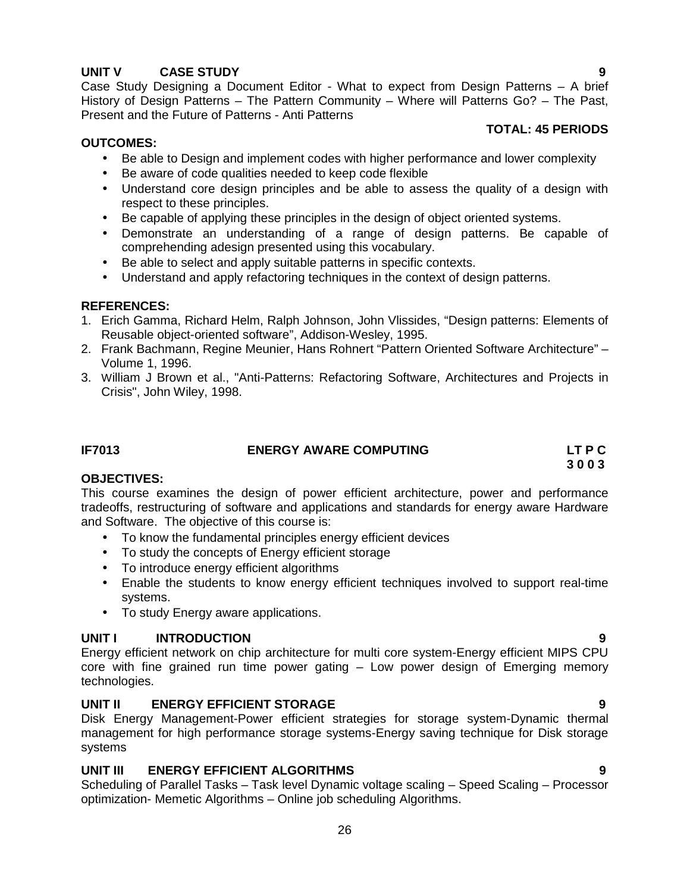**UNIT V CASE STUDY 9**

Case Study Designing a Document Editor - What to expect from Design Patterns – A brief History of Design Patterns – The Pattern Community – Where will Patterns Go? – The Past, Present and the Future of Patterns - Anti Patterns

**TOTAL: 45 PERIODS**

**OUTCOMES:**

- Be able to Design and implement codes with higher performance and lower complexity
- Be aware of code qualities needed to keep code flexible
- Understand core design principles and be able to assess the quality of a design with respect to these principles.
- Be capable of applying these principles in the design of object oriented systems.
- Demonstrate an understanding of a range of design patterns. Be capable of comprehending adesign presented using this vocabulary.
- Be able to select and apply suitable patterns in specific contexts.
- Understand and apply refactoring techniques in the context of design patterns.

**REFERENCES:**

1. Erich Gamma, Richard Helm, Ralph Johnson, John Vlissides, "Design patterns: Elements of Reusable object-oriented software", Addison-Wesley, 1995.
2. Frank Bachmann, Regine Meunier, Hans Rohnert "Pattern Oriented Software Architecture" – Volume 1, 1996.
3. William J Brown et al., "Anti-Patterns: Refactoring Software, Architectures and Projects in Crisis", John Wiley, 1998.

## IF7013 ENERGY AWARE COMPUTING

**LT P C**
**3 0 0 3**

**OBJECTIVES:**

This course examines the design of power efficient architecture, power and performance tradeoffs, restructuring of software and applications and standards for energy aware Hardware and Software. The objective of this course is:

- To know the fundamental principles energy efficient devices
- To study the concepts of Energy efficient storage
- To introduce energy efficient algorithms
- Enable the students to know energy efficient techniques involved to support real-time systems.
- To study Energy aware applications.

**UNIT I INTRODUCTION 9**

Energy efficient network on chip architecture for multi core system-Energy efficient MIPS CPU core with fine grained run time power gating – Low power design of Emerging memory technologies.

**UNIT II ENERGY EFFICIENT STORAGE 9**

Disk Energy Management-Power efficient strategies for storage system-Dynamic thermal management for high performance storage systems-Energy saving technique for Disk storage systems

**UNIT III ENERGY EFFICIENT ALGORITHMS 9**

Scheduling of Parallel Tasks – Task level Dynamic voltage scaling – Speed Scaling – Processor optimization- Memetic Algorithms – Online job scheduling Algorithms.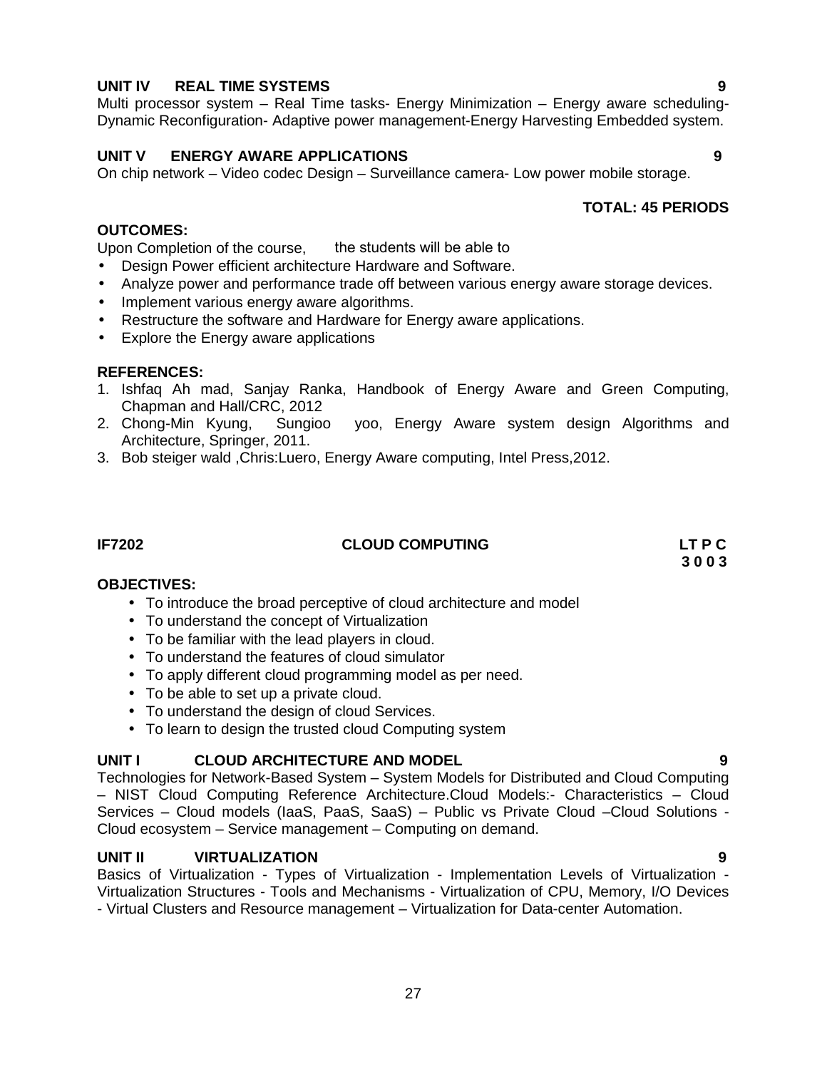### UNIT IV REAL TIME SYSTEMS 9

Multi processor system – Real Time tasks- Energy Minimization – Energy aware scheduling-Dynamic Reconfiguration- Adaptive power management-Energy Harvesting Embedded system.

### UNIT V ENERGY AWARE APPLICATIONS 9

On chip network – Video codec Design – Surveillance camera- Low power mobile storage.

**TOTAL: 45 PERIODS**

**OUTCOMES:**

Upon Completion of the course, the students will be able to

- Design Power efficient architecture Hardware and Software.
- Analyze power and performance trade off between various energy aware storage devices.
- Implement various energy aware algorithms.
- Restructure the software and Hardware for Energy aware applications.
- Explore the Energy aware applications

**REFERENCES:**

1. Ishfaq Ah mad, Sanjay Ranka, Handbook of Energy Aware and Green Computing, Chapman and Hall/CRC, 2012
2. Chong-Min Kyung, Sungioo yoo, Energy Aware system design Algorithms and Architecture, Springer, 2011.
3. Bob steiger wald ,Chris:Luero, Energy Aware computing, Intel Press,2012.

## IF7202 CLOUD COMPUTING

**LT P C**
**3 0 0 3**

**OBJECTIVES:**

- To introduce the broad perceptive of cloud architecture and model
- To understand the concept of Virtualization
- To be familiar with the lead players in cloud.
- To understand the features of cloud simulator
- To apply different cloud programming model as per need.
- To be able to set up a private cloud.
- To understand the design of cloud Services.
- To learn to design the trusted cloud Computing system

### UNIT I CLOUD ARCHITECTURE AND MODEL 9

Technologies for Network-Based System – System Models for Distributed and Cloud Computing – NIST Cloud Computing Reference Architecture.Cloud Models:- Characteristics – Cloud Services – Cloud models (IaaS, PaaS, SaaS) – Public vs Private Cloud –Cloud Solutions - Cloud ecosystem – Service management – Computing on demand.

### UNIT II VIRTUALIZATION 9

Basics of Virtualization - Types of Virtualization - Implementation Levels of Virtualization - Virtualization Structures - Tools and Mechanisms - Virtualization of CPU, Memory, I/O Devices - Virtual Clusters and Resource management – Virtualization for Data-center Automation.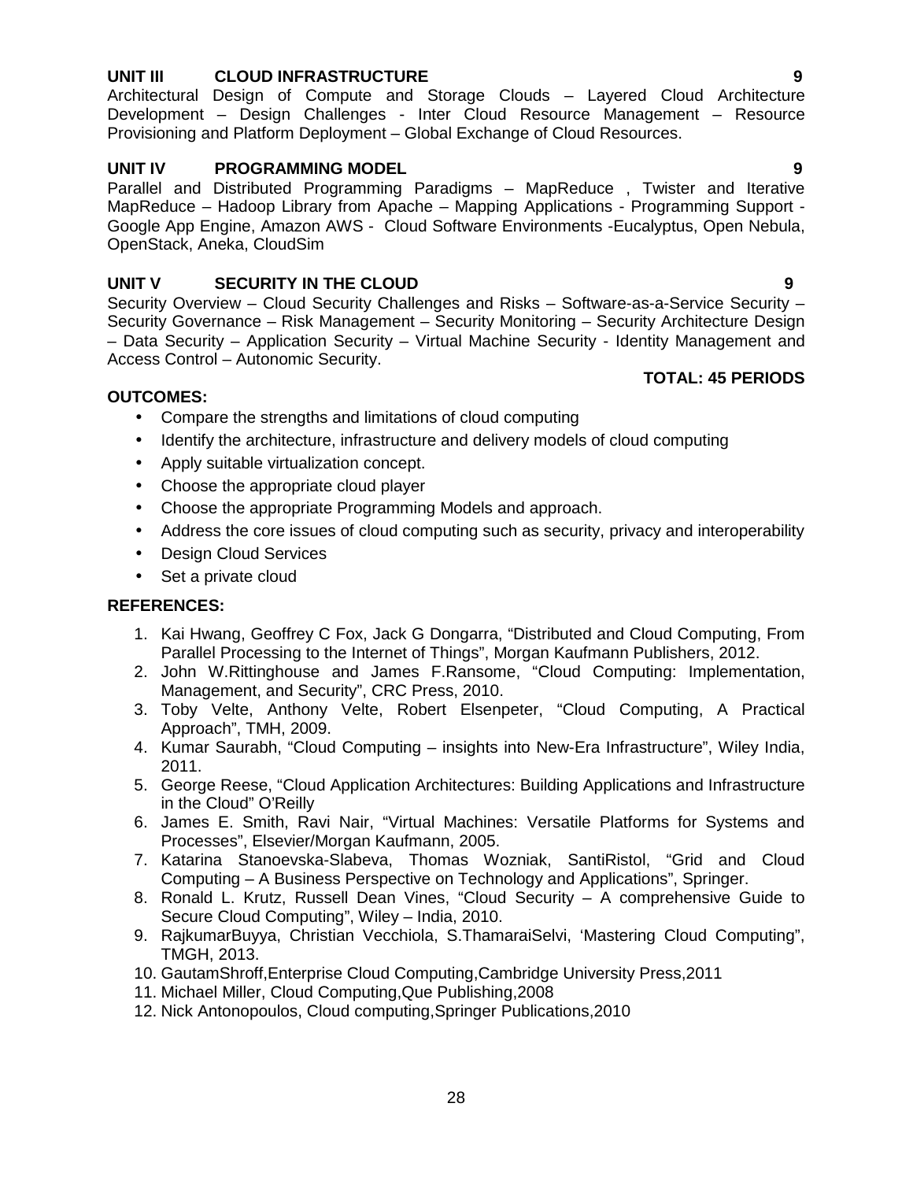**UNIT III CLOUD INFRASTRUCTURE 9**

Architectural Design of Compute and Storage Clouds – Layered Cloud Architecture Development – Design Challenges - Inter Cloud Resource Management – Resource Provisioning and Platform Deployment – Global Exchange of Cloud Resources.

**UNIT IV PROGRAMMING MODEL 9**

Parallel and Distributed Programming Paradigms – MapReduce , Twister and Iterative MapReduce – Hadoop Library from Apache – Mapping Applications - Programming Support - Google App Engine, Amazon AWS - Cloud Software Environments -Eucalyptus, Open Nebula, OpenStack, Aneka, CloudSim

**UNIT V SECURITY IN THE CLOUD 9**

Security Overview – Cloud Security Challenges and Risks – Software-as-a-Service Security – Security Governance – Risk Management – Security Monitoring – Security Architecture Design – Data Security – Application Security – Virtual Machine Security - Identity Management and Access Control – Autonomic Security.

**TOTAL: 45 PERIODS**

**OUTCOMES:**

- Compare the strengths and limitations of cloud computing
- Identify the architecture, infrastructure and delivery models of cloud computing
- Apply suitable virtualization concept.
- Choose the appropriate cloud player
- Choose the appropriate Programming Models and approach.
- Address the core issues of cloud computing such as security, privacy and interoperability
- Design Cloud Services
- Set a private cloud

**REFERENCES:**

1. Kai Hwang, Geoffrey C Fox, Jack G Dongarra, "Distributed and Cloud Computing, From Parallel Processing to the Internet of Things", Morgan Kaufmann Publishers, 2012.
2. John W.Rittinghouse and James F.Ransome, "Cloud Computing: Implementation, Management, and Security", CRC Press, 2010.
3. Toby Velte, Anthony Velte, Robert Elsenpeter, "Cloud Computing, A Practical Approach", TMH, 2009.
4. Kumar Saurabh, "Cloud Computing – insights into New-Era Infrastructure", Wiley India, 2011.
5. George Reese, "Cloud Application Architectures: Building Applications and Infrastructure in the Cloud" O'Reilly
6. James E. Smith, Ravi Nair, "Virtual Machines: Versatile Platforms for Systems and Processes", Elsevier/Morgan Kaufmann, 2005.
7. Katarina Stanoevska-Slabeva, Thomas Wozniak, SantiRistol, "Grid and Cloud Computing – A Business Perspective on Technology and Applications", Springer.
8. Ronald L. Krutz, Russell Dean Vines, "Cloud Security – A comprehensive Guide to Secure Cloud Computing", Wiley – India, 2010.
9. RajkumarBuyya, Christian Vecchiola, S.ThamaraiSelvi, 'Mastering Cloud Computing", TMGH, 2013.
10. GautamShroff,Enterprise Cloud Computing,Cambridge University Press,2011
11. Michael Miller, Cloud Computing,Que Publishing,2008
12. Nick Antonopoulos, Cloud computing,Springer Publications,2010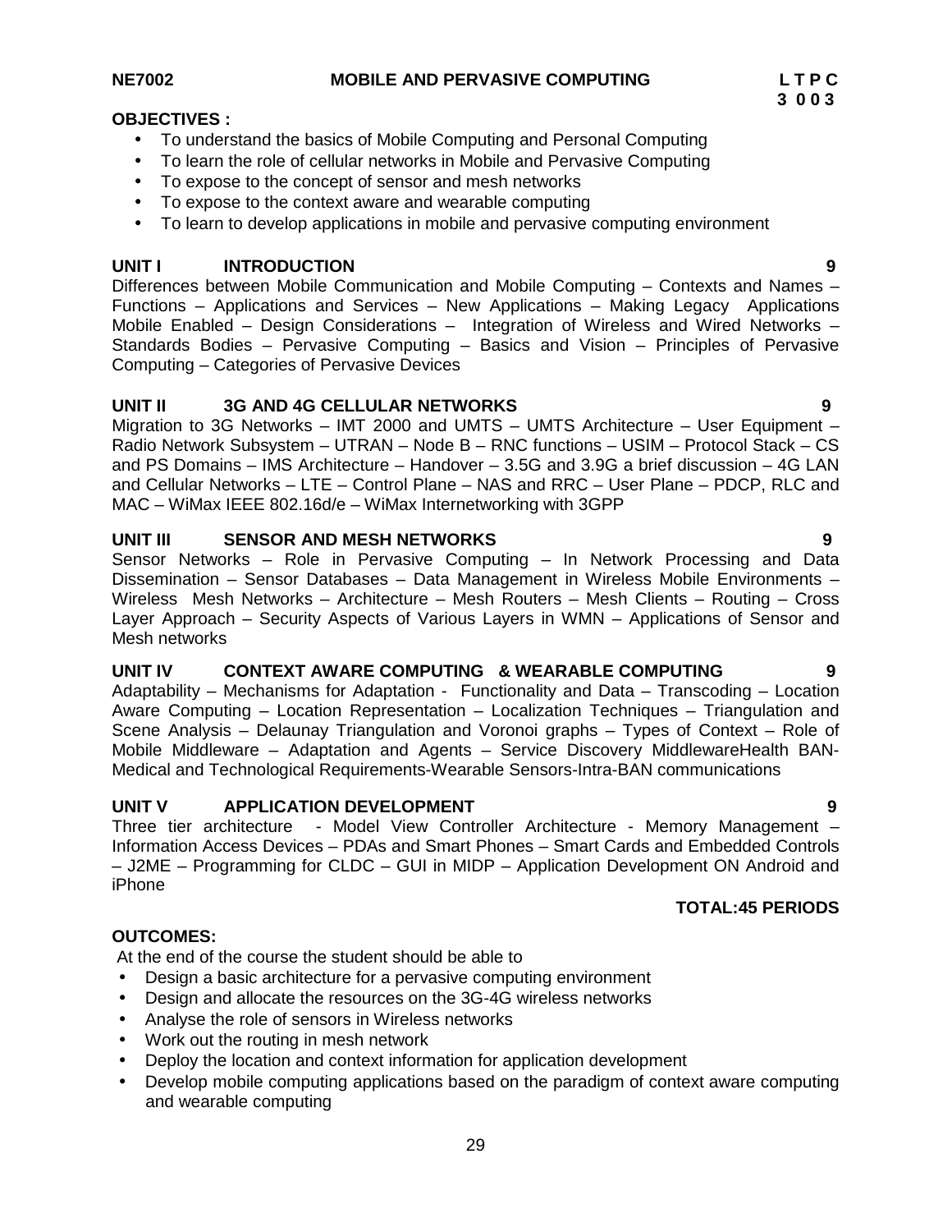**NE7002 MOBILE AND PERVASIVE COMPUTING**

| L | T | P | C |
|---|---|---|---|
| 3 | 0 | 0 | 3 |

**OBJECTIVES :**

- To understand the basics of Mobile Computing and Personal Computing
- To learn the role of cellular networks in Mobile and Pervasive Computing
- To expose to the concept of sensor and mesh networks
- To expose to the context aware and wearable computing
- To learn to develop applications in mobile and pervasive computing environment

**UNIT I INTRODUCTION 9**

Differences between Mobile Communication and Mobile Computing – Contexts and Names – Functions – Applications and Services – New Applications – Making Legacy Applications Mobile Enabled – Design Considerations – Integration of Wireless and Wired Networks – Standards Bodies – Pervasive Computing – Basics and Vision – Principles of Pervasive Computing – Categories of Pervasive Devices

**UNIT II 3G AND 4G CELLULAR NETWORKS 9**

Migration to 3G Networks – IMT 2000 and UMTS – UMTS Architecture – User Equipment – Radio Network Subsystem – UTRAN – Node B – RNC functions – USIM – Protocol Stack – CS and PS Domains – IMS Architecture – Handover – 3.5G and 3.9G a brief discussion – 4G LAN and Cellular Networks – LTE – Control Plane – NAS and RRC – User Plane – PDCP, RLC and MAC – WiMax IEEE 802.16d/e – WiMax Internetworking with 3GPP

**UNIT III SENSOR AND MESH NETWORKS 9**

Sensor Networks – Role in Pervasive Computing – In Network Processing and Data Dissemination – Sensor Databases – Data Management in Wireless Mobile Environments – Wireless Mesh Networks – Architecture – Mesh Routers – Mesh Clients – Routing – Cross Layer Approach – Security Aspects of Various Layers in WMN – Applications of Sensor and Mesh networks

**UNIT IV CONTEXT AWARE COMPUTING & WEARABLE COMPUTING 9**

Adaptability – Mechanisms for Adaptation - Functionality and Data – Transcoding – Location Aware Computing – Location Representation – Localization Techniques – Triangulation and Scene Analysis – Delaunay Triangulation and Voronoi graphs – Types of Context – Role of Mobile Middleware – Adaptation and Agents – Service Discovery MiddlewareHealth BAN-Medical and Technological Requirements-Wearable Sensors-Intra-BAN communications

**UNIT V APPLICATION DEVELOPMENT 9**

Three tier architecture - Model View Controller Architecture - Memory Management – Information Access Devices – PDAs and Smart Phones – Smart Cards and Embedded Controls – J2ME – Programming for CLDC – GUI in MIDP – Application Development ON Android and iPhone

**TOTAL:45 PERIODS**

**OUTCOMES:**

At the end of the course the student should be able to

- Design a basic architecture for a pervasive computing environment
- Design and allocate the resources on the 3G-4G wireless networks
- Analyse the role of sensors in Wireless networks
- Work out the routing in mesh network
- Deploy the location and context information for application development
- Develop mobile computing applications based on the paradigm of context aware computing and wearable computing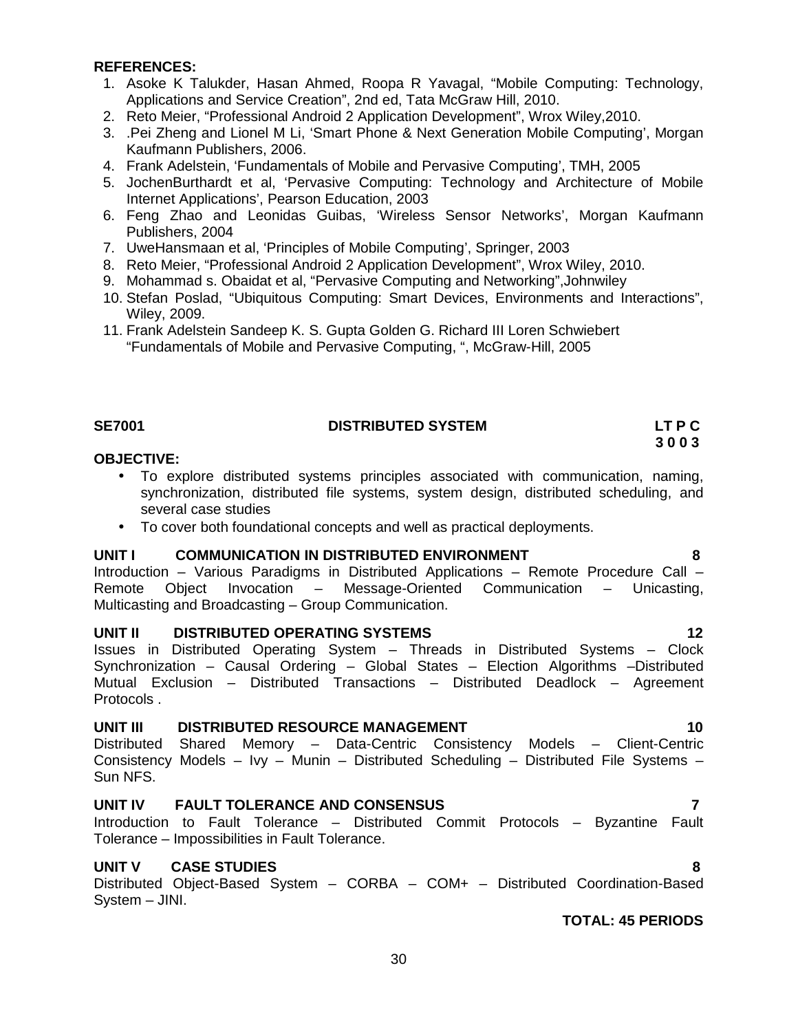**REFERENCES:**

1. Asoke K Talukder, Hasan Ahmed, Roopa R Yavagal, “Mobile Computing: Technology, Applications and Service Creation”, 2nd ed, Tata McGraw Hill, 2010.
2. Reto Meier, “Professional Android 2 Application Development”, Wrox Wiley,2010.
3. .Pei Zheng and Lionel M Li, ‘Smart Phone & Next Generation Mobile Computing’, Morgan Kaufmann Publishers, 2006.
4. Frank Adelstein, ‘Fundamentals of Mobile and Pervasive Computing’, TMH, 2005
5. JochenBurthardt et al, ‘Pervasive Computing: Technology and Architecture of Mobile Internet Applications’, Pearson Education, 2003
6. Feng Zhao and Leonidas Guibas, ‘Wireless Sensor Networks’, Morgan Kaufmann Publishers, 2004
7. UweHansmaan et al, ‘Principles of Mobile Computing’, Springer, 2003
8. Reto Meier, “Professional Android 2 Application Development”, Wrox Wiley, 2010.
9. Mohammad s. Obaidat et al, “Pervasive Computing and Networking”,Johnwiley
10. Stefan Poslad, “Ubiquitous Computing: Smart Devices, Environments and Interactions”, Wiley, 2009.
11. Frank Adelstein Sandeep K. S. Gupta Golden G. Richard III Loren Schwiebert “Fundamentals of Mobile and Pervasive Computing, “, McGraw-Hill, 2005

**SE7001 DISTRIBUTED SYSTEM** **LT P C**
**3 0 0 3**

**OBJECTIVE:**

- To explore distributed systems principles associated with communication, naming, synchronization, distributed file systems, system design, distributed scheduling, and several case studies
- To cover both foundational concepts and well as practical deployments.

**UNIT I COMMUNICATION IN DISTRIBUTED ENVIRONMENT 8**

Introduction – Various Paradigms in Distributed Applications – Remote Procedure Call – Remote Object Invocation – Message-Oriented Communication – Unicasting, Multicasting and Broadcasting – Group Communication.

**UNIT II DISTRIBUTED OPERATING SYSTEMS 12**

Issues in Distributed Operating System – Threads in Distributed Systems – Clock Synchronization – Causal Ordering – Global States – Election Algorithms –Distributed Mutual Exclusion – Distributed Transactions – Distributed Deadlock – Agreement Protocols .

**UNIT III DISTRIBUTED RESOURCE MANAGEMENT 10**

Distributed Shared Memory – Data-Centric Consistency Models – Client-Centric Consistency Models – Ivy – Munin – Distributed Scheduling – Distributed File Systems – Sun NFS.

**UNIT IV FAULT TOLERANCE AND CONSENSUS 7**

Introduction to Fault Tolerance – Distributed Commit Protocols – Byzantine Fault Tolerance – Impossibilities in Fault Tolerance.

**UNIT V CASE STUDIES 8**

Distributed Object-Based System – CORBA – COM+ – Distributed Coordination-Based System – JINI.

**TOTAL: 45 PERIODS**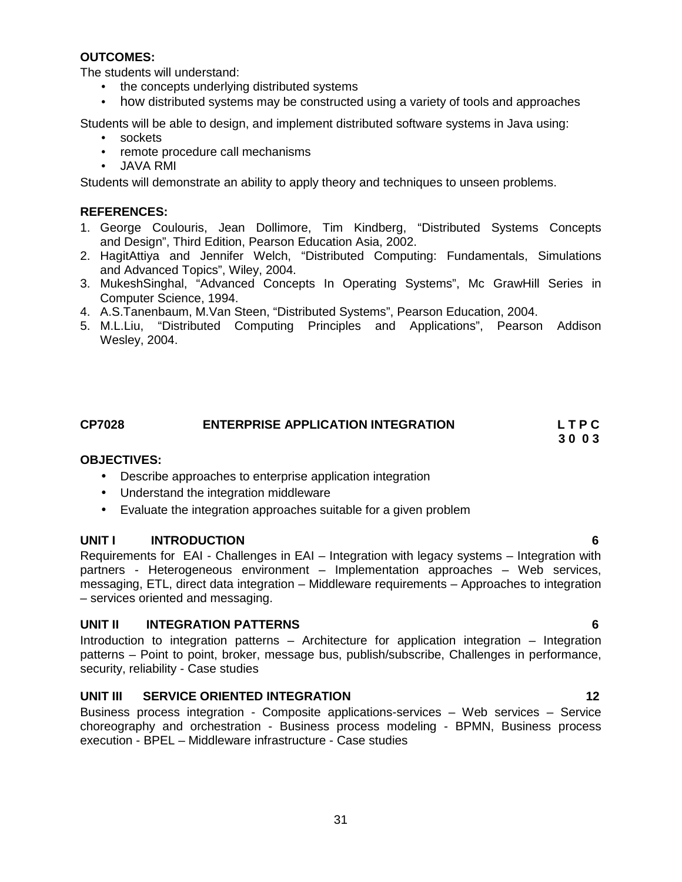**OUTCOMES:**

The students will understand:

- the concepts underlying distributed systems
- how distributed systems may be constructed using a variety of tools and approaches

Students will be able to design, and implement distributed software systems in Java using:

- sockets
- remote procedure call mechanisms
- JAVA RMI

Students will demonstrate an ability to apply theory and techniques to unseen problems.

**REFERENCES:**

1. George Coulouris, Jean Dollimore, Tim Kindberg, "Distributed Systems Concepts and Design", Third Edition, Pearson Education Asia, 2002.
2. HagitAttiya and Jennifer Welch, "Distributed Computing: Fundamentals, Simulations and Advanced Topics", Wiley, 2004.
3. MukeshSinghal, "Advanced Concepts In Operating Systems", Mc GrawHill Series in Computer Science, 1994.
4. A.S.Tanenbaum, M.Van Steen, "Distributed Systems", Pearson Education, 2004.
5. M.L.Liu, "Distributed Computing Principles and Applications", Pearson Addison Wesley, 2004.

## CP7028 ENTERPRISE APPLICATION INTEGRATION

**L T P C**
**3 0 0 3**

**OBJECTIVES:**

- Describe approaches to enterprise application integration
- Understand the integration middleware
- Evaluate the integration approaches suitable for a given problem

**UNIT I INTRODUCTION 6**

Requirements for EAI - Challenges in EAI – Integration with legacy systems – Integration with partners - Heterogeneous environment – Implementation approaches – Web services, messaging, ETL, direct data integration – Middleware requirements – Approaches to integration – services oriented and messaging.

**UNIT II INTEGRATION PATTERNS 6**

Introduction to integration patterns – Architecture for application integration – Integration patterns – Point to point, broker, message bus, publish/subscribe, Challenges in performance, security, reliability - Case studies

**UNIT III SERVICE ORIENTED INTEGRATION 12**

Business process integration - Composite applications-services – Web services – Service choreography and orchestration - Business process modeling - BPMN, Business process execution - BPEL – Middleware infrastructure - Case studies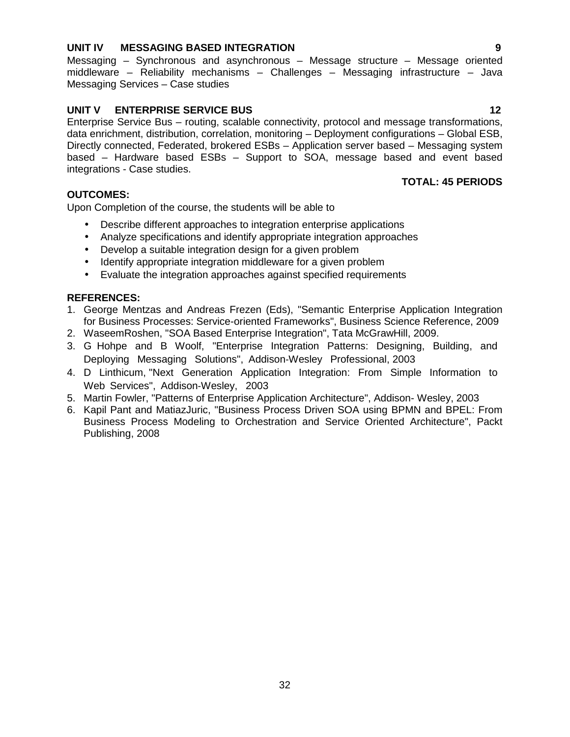**UNIT IV MESSAGING BASED INTEGRATION 9**

Messaging – Synchronous and asynchronous – Message structure – Message oriented middleware – Reliability mechanisms – Challenges – Messaging infrastructure – Java Messaging Services – Case studies

**UNIT V ENTERPRISE SERVICE BUS 12**

Enterprise Service Bus – routing, scalable connectivity, protocol and message transformations, data enrichment, distribution, correlation, monitoring – Deployment configurations – Global ESB, Directly connected, Federated, brokered ESBs – Application server based – Messaging system based – Hardware based ESBs – Support to SOA, message based and event based integrations - Case studies.

**TOTAL: 45 PERIODS**

**OUTCOMES:**

Upon Completion of the course, the students will be able to

- Describe different approaches to integration enterprise applications
- Analyze specifications and identify appropriate integration approaches
- Develop a suitable integration design for a given problem
- Identify appropriate integration middleware for a given problem
- Evaluate the integration approaches against specified requirements

**REFERENCES:**

1. George Mentzas and Andreas Frezen (Eds), "Semantic Enterprise Application Integration for Business Processes: Service-oriented Frameworks", Business Science Reference, 2009
2. WaseemRoshen, "SOA Based Enterprise Integration", Tata McGrawHill, 2009.
3. G Hohpe and B Woolf, "Enterprise Integration Patterns: Designing, Building, and Deploying Messaging Solutions", Addison-Wesley Professional, 2003
4. D Linthicum, "Next Generation Application Integration: From Simple Information to Web Services", Addison-Wesley, 2003
5. Martin Fowler, "Patterns of Enterprise Application Architecture", Addison- Wesley, 2003
6. Kapil Pant and MatiazJuric, "Business Process Driven SOA using BPMN and BPEL: From Business Process Modeling to Orchestration and Service Oriented Architecture", Packt Publishing, 2008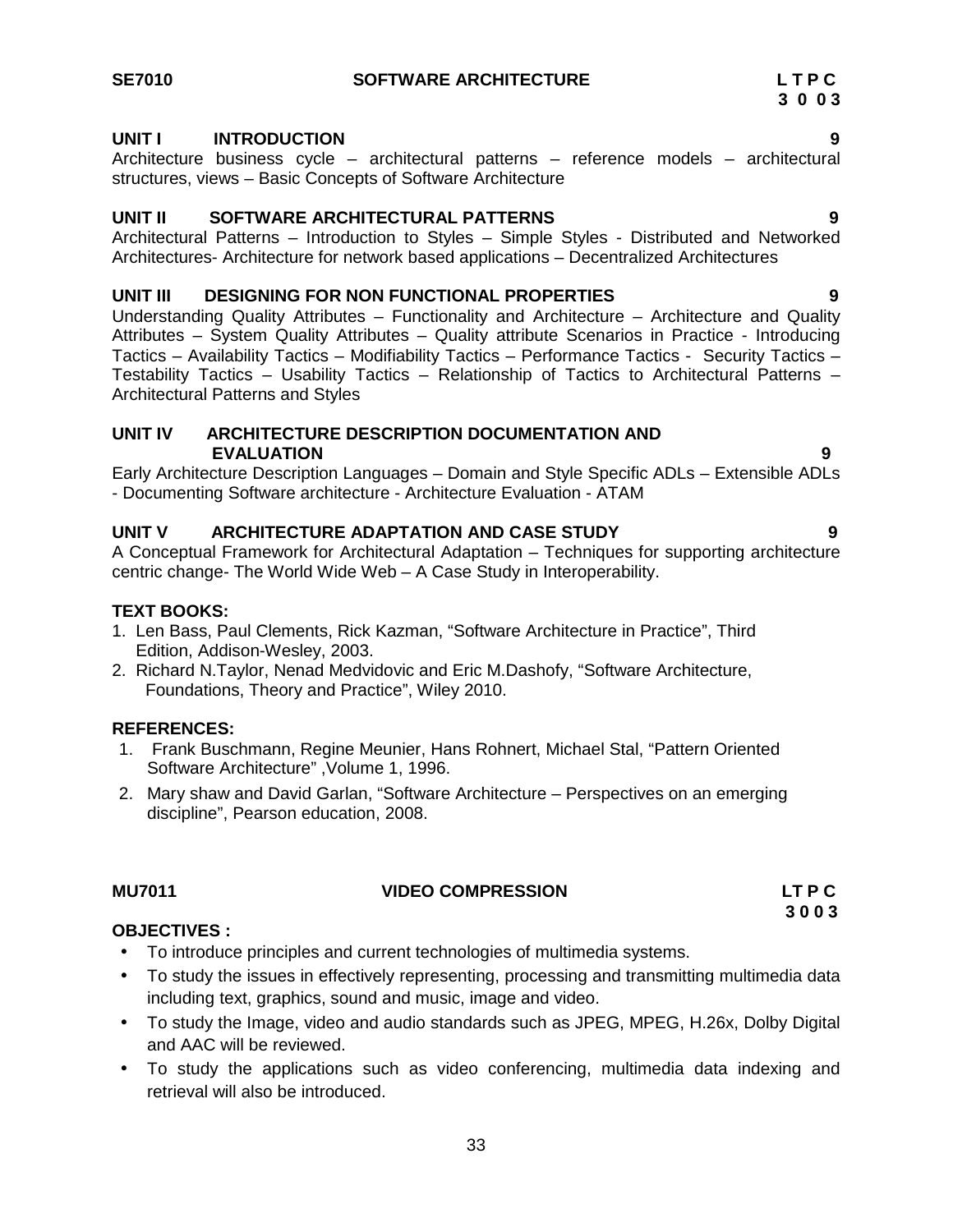## SE7010 SOFTWARE ARCHITECTURE

**L T P C**
**3 0 0 3**

**UNIT I INTRODUCTION 9**

Architecture business cycle – architectural patterns – reference models – architectural structures, views – Basic Concepts of Software Architecture

**UNIT II SOFTWARE ARCHITECTURAL PATTERNS 9**

Architectural Patterns – Introduction to Styles – Simple Styles - Distributed and Networked Architectures- Architecture for network based applications – Decentralized Architectures

**UNIT III DESIGNING FOR NON FUNCTIONAL PROPERTIES 9**

Understanding Quality Attributes – Functionality and Architecture – Architecture and Quality Attributes – System Quality Attributes – Quality attribute Scenarios in Practice - Introducing Tactics – Availability Tactics – Modifiability Tactics – Performance Tactics - Security Tactics – Testability Tactics – Usability Tactics – Relationship of Tactics to Architectural Patterns – Architectural Patterns and Styles

**UNIT IV ARCHITECTURE DESCRIPTION DOCUMENTATION AND EVALUATION 9**

Early Architecture Description Languages – Domain and Style Specific ADLs – Extensible ADLs - Documenting Software architecture - Architecture Evaluation - ATAM

**UNIT V ARCHITECTURE ADAPTATION AND CASE STUDY 9**

A Conceptual Framework for Architectural Adaptation – Techniques for supporting architecture centric change- The World Wide Web – A Case Study in Interoperability.

**TEXT BOOKS:**

1. Len Bass, Paul Clements, Rick Kazman, "Software Architecture in Practice", Third Edition, Addison-Wesley, 2003.
2. Richard N.Taylor, Nenad Medvidovic and Eric M.Dashofy, "Software Architecture, Foundations, Theory and Practice", Wiley 2010.

**REFERENCES:**

1. Frank Buschmann, Regine Meunier, Hans Rohnert, Michael Stal, "Pattern Oriented Software Architecture" ,Volume 1, 1996.
2. Mary shaw and David Garlan, "Software Architecture – Perspectives on an emerging discipline", Pearson education, 2008.

## MU7011 VIDEO COMPRESSION

**LT P C**
**3 0 0 3**

**OBJECTIVES :**

- To introduce principles and current technologies of multimedia systems.
- To study the issues in effectively representing, processing and transmitting multimedia data including text, graphics, sound and music, image and video.
- To study the Image, video and audio standards such as JPEG, MPEG, H.26x, Dolby Digital and AAC will be reviewed.
- To study the applications such as video conferencing, multimedia data indexing and retrieval will also be introduced.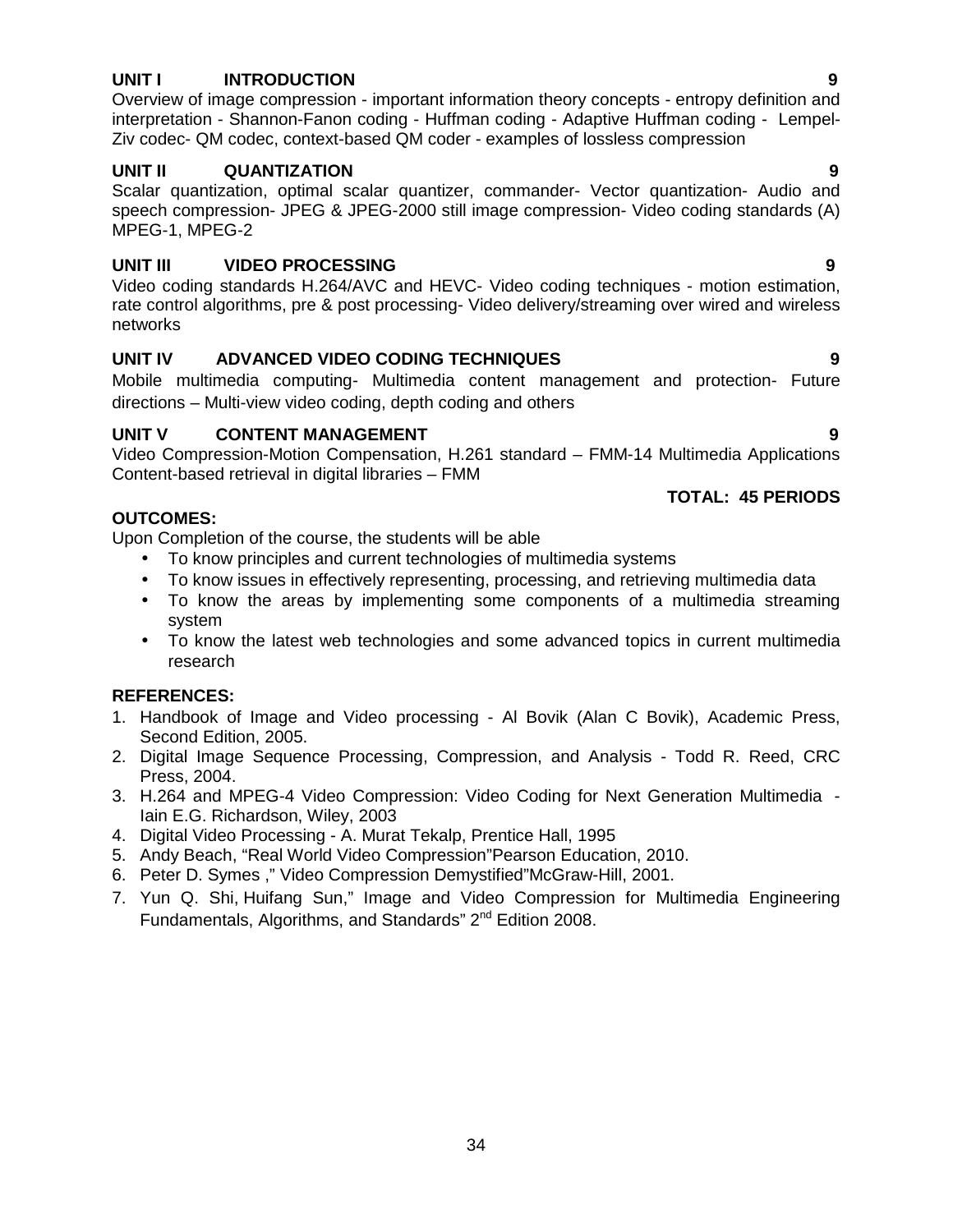**UNIT I INTRODUCTION 9**

Overview of image compression - important information theory concepts - entropy definition and interpretation - Shannon-Fanon coding - Huffman coding - Adaptive Huffman coding - Lempel-Ziv codec- QM codec, context-based QM coder - examples of lossless compression

**UNIT II QUANTIZATION 9**

Scalar quantization, optimal scalar quantizer, commander- Vector quantization- Audio and speech compression- JPEG & JPEG-2000 still image compression- Video coding standards (A) MPEG-1, MPEG-2

**UNIT III VIDEO PROCESSING 9**

Video coding standards H.264/AVC and HEVC- Video coding techniques - motion estimation, rate control algorithms, pre & post processing- Video delivery/streaming over wired and wireless networks

**UNIT IV ADVANCED VIDEO CODING TECHNIQUES 9**

Mobile multimedia computing- Multimedia content management and protection- Future directions – Multi-view video coding, depth coding and others

**UNIT V CONTENT MANAGEMENT 9**

Video Compression-Motion Compensation, H.261 standard – FMM-14 Multimedia Applications Content-based retrieval in digital libraries – FMM

**TOTAL: 45 PERIODS**

**OUTCOMES:**

Upon Completion of the course, the students will be able

- To know principles and current technologies of multimedia systems
- To know issues in effectively representing, processing, and retrieving multimedia data
- To know the areas by implementing some components of a multimedia streaming system
- To know the latest web technologies and some advanced topics in current multimedia research

**REFERENCES:**

1. Handbook of Image and Video processing - Al Bovik (Alan C Bovik), Academic Press, Second Edition, 2005.
2. Digital Image Sequence Processing, Compression, and Analysis - Todd R. Reed, CRC Press, 2004.
3. H.264 and MPEG-4 Video Compression: Video Coding for Next Generation Multimedia - Iain E.G. Richardson, Wiley, 2003
4. Digital Video Processing - A. Murat Tekalp, Prentice Hall, 1995
5. Andy Beach, "Real World Video Compression"Pearson Education, 2010.
6. Peter D. Symes ," Video Compression Demystified"McGraw-Hill, 2001.
7. Yun Q. Shi, Huifang Sun," Image and Video Compression for Multimedia Engineering Fundamentals, Algorithms, and Standards" 2nd Edition 2008.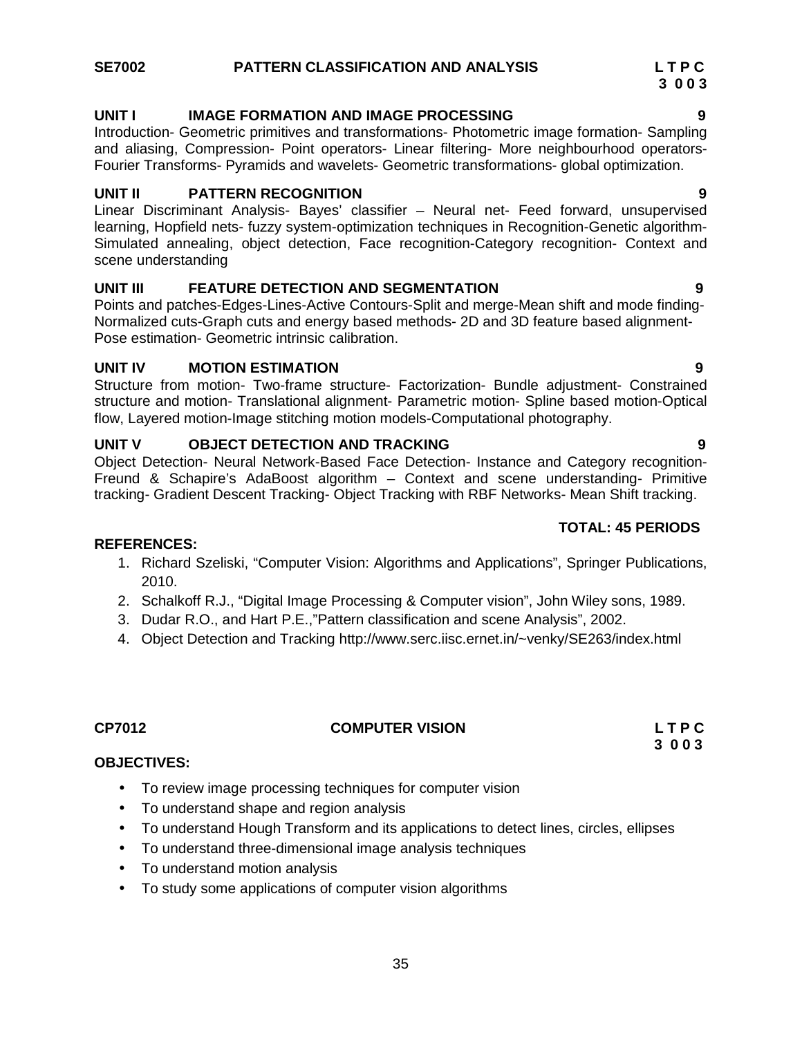**SE7002 PATTERN CLASSIFICATION AND ANALYSIS L T P C**
**3 0 0 3**

**UNIT I IMAGE FORMATION AND IMAGE PROCESSING 9**

Introduction- Geometric primitives and transformations- Photometric image formation- Sampling and aliasing, Compression- Point operators- Linear filtering- More neighbourhood operators- Fourier Transforms- Pyramids and wavelets- Geometric transformations- global optimization.

**UNIT II PATTERN RECOGNITION 9**

Linear Discriminant Analysis- Bayes' classifier – Neural net- Feed forward, unsupervised learning, Hopfield nets- fuzzy system-optimization techniques in Recognition-Genetic algorithm- Simulated annealing, object detection, Face recognition-Category recognition- Context and scene understanding

**UNIT III FEATURE DETECTION AND SEGMENTATION 9**

Points and patches-Edges-Lines-Active Contours-Split and merge-Mean shift and mode finding- Normalized cuts-Graph cuts and energy based methods- 2D and 3D feature based alignment- Pose estimation- Geometric intrinsic calibration.

**UNIT IV MOTION ESTIMATION 9**

Structure from motion- Two-frame structure- Factorization- Bundle adjustment- Constrained structure and motion- Translational alignment- Parametric motion- Spline based motion-Optical flow, Layered motion-Image stitching motion models-Computational photography.

**UNIT V OBJECT DETECTION AND TRACKING 9**

Object Detection- Neural Network-Based Face Detection- Instance and Category recognition- Freund & Schapire's AdaBoost algorithm – Context and scene understanding- Primitive tracking- Gradient Descent Tracking- Object Tracking with RBF Networks- Mean Shift tracking.

**TOTAL: 45 PERIODS**

**REFERENCES:**

1. Richard Szeliski, "Computer Vision: Algorithms and Applications", Springer Publications, 2010.
2. Schalkoff R.J., "Digital Image Processing & Computer vision", John Wiley sons, 1989.
3. Dudar R.O., and Hart P.E.,"Pattern classification and scene Analysis", 2002.
4. Object Detection and Tracking http://www.serc.iisc.ernet.in/~venky/SE263/index.html

**CP7012 COMPUTER VISION L T P C**
**3 0 0 3**

**OBJECTIVES:**

- To review image processing techniques for computer vision
- To understand shape and region analysis
- To understand Hough Transform and its applications to detect lines, circles, ellipses
- To understand three-dimensional image analysis techniques
- To understand motion analysis
- To study some applications of computer vision algorithms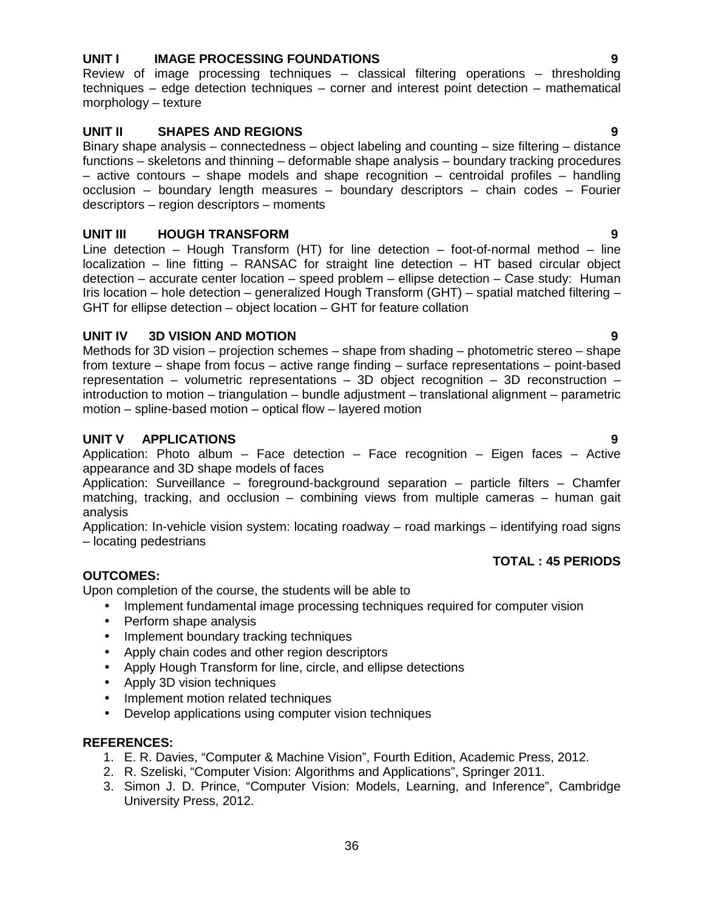### UNIT I IMAGE PROCESSING FOUNDATIONS 9

Review of image processing techniques – classical filtering operations – thresholding techniques – edge detection techniques – corner and interest point detection – mathematical morphology – texture

### UNIT II SHAPES AND REGIONS 9

Binary shape analysis – connectedness – object labeling and counting – size filtering – distance functions – skeletons and thinning – deformable shape analysis – boundary tracking procedures – active contours – shape models and shape recognition – centroidal profiles – handling occlusion – boundary length measures – boundary descriptors – chain codes – Fourier descriptors – region descriptors – moments

### UNIT III HOUGH TRANSFORM 9

Line detection – Hough Transform (HT) for line detection – foot-of-normal method – line localization – line fitting – RANSAC for straight line detection – HT based circular object detection – accurate center location – speed problem – ellipse detection – Case study: Human Iris location – hole detection – generalized Hough Transform (GHT) – spatial matched filtering – GHT for ellipse detection – object location – GHT for feature collation

### UNIT IV 3D VISION AND MOTION 9

Methods for 3D vision – projection schemes – shape from shading – photometric stereo – shape from texture – shape from focus – active range finding – surface representations – point-based representation – volumetric representations – 3D object recognition – 3D reconstruction – introduction to motion – triangulation – bundle adjustment – translational alignment – parametric motion – spline-based motion – optical flow – layered motion

### UNIT V APPLICATIONS 9

Application: Photo album – Face detection – Face recognition – Eigen faces – Active appearance and 3D shape models of faces

Application: Surveillance – foreground-background separation – particle filters – Chamfer matching, tracking, and occlusion – combining views from multiple cameras – human gait analysis

Application: In-vehicle vision system: locating roadway – road markings – identifying road signs – locating pedestrians

**TOTAL : 45 PERIODS**

**OUTCOMES:**

Upon completion of the course, the students will be able to

- Implement fundamental image processing techniques required for computer vision
- Perform shape analysis
- Implement boundary tracking techniques
- Apply chain codes and other region descriptors
- Apply Hough Transform for line, circle, and ellipse detections
- Apply 3D vision techniques
- Implement motion related techniques
- Develop applications using computer vision techniques

**REFERENCES:**

1. E. R. Davies, "Computer & Machine Vision", Fourth Edition, Academic Press, 2012.
2. R. Szeliski, "Computer Vision: Algorithms and Applications", Springer 2011.
3. Simon J. D. Prince, "Computer Vision: Models, Learning, and Inference", Cambridge University Press, 2012.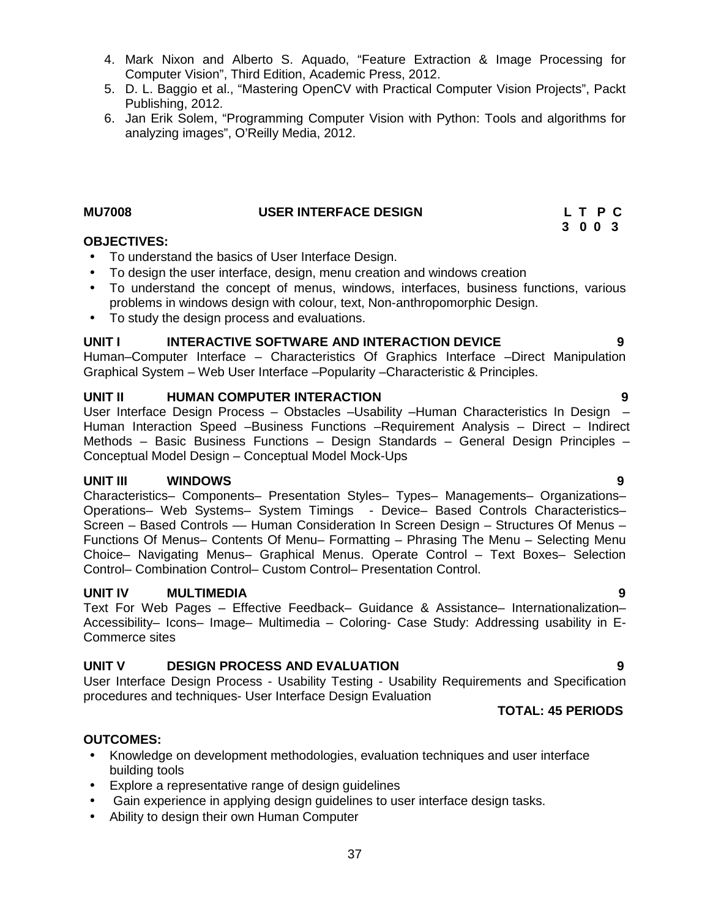4. Mark Nixon and Alberto S. Aquado, "Feature Extraction & Image Processing for Computer Vision", Third Edition, Academic Press, 2012.
5. D. L. Baggio et al., "Mastering OpenCV with Practical Computer Vision Projects", Packt Publishing, 2012.
6. Jan Erik Solem, "Programming Computer Vision with Python: Tools and algorithms for analyzing images", O'Reilly Media, 2012.

## MU7008 USER INTERFACE DESIGN

| L | T | P | C |
|---|---|---|---|
| 3 | 0 | 0 | 3 |

**OBJECTIVES:**

- To understand the basics of User Interface Design.
- To design the user interface, design, menu creation and windows creation
- To understand the concept of menus, windows, interfaces, business functions, various problems in windows design with colour, text, Non-anthropomorphic Design.
- To study the design process and evaluations.

**UNIT I INTERACTIVE SOFTWARE AND INTERACTION DEVICE 9**

Human–Computer Interface – Characteristics Of Graphics Interface –Direct Manipulation Graphical System – Web User Interface –Popularity –Characteristic & Principles.

**UNIT II HUMAN COMPUTER INTERACTION 9**

User Interface Design Process – Obstacles –Usability –Human Characteristics In Design – Human Interaction Speed –Business Functions –Requirement Analysis – Direct – Indirect Methods – Basic Business Functions – Design Standards – General Design Principles – Conceptual Model Design – Conceptual Model Mock-Ups

**UNIT III WINDOWS 9**

Characteristics– Components– Presentation Styles– Types– Managements– Organizations– Operations– Web Systems– System Timings - Device– Based Controls Characteristics– Screen – Based Controls –– Human Consideration In Screen Design – Structures Of Menus – Functions Of Menus– Contents Of Menu– Formatting – Phrasing The Menu – Selecting Menu Choice– Navigating Menus– Graphical Menus. Operate Control – Text Boxes– Selection Control– Combination Control– Custom Control– Presentation Control.

**UNIT IV MULTIMEDIA 9**

Text For Web Pages – Effective Feedback– Guidance & Assistance– Internationalization– Accessibility– Icons– Image– Multimedia – Coloring- Case Study: Addressing usability in E-Commerce sites

**UNIT V DESIGN PROCESS AND EVALUATION 9**

User Interface Design Process - Usability Testing - Usability Requirements and Specification procedures and techniques- User Interface Design Evaluation

**TOTAL: 45 PERIODS**

**OUTCOMES:**

- Knowledge on development methodologies, evaluation techniques and user interface building tools
- Explore a representative range of design guidelines
- Gain experience in applying design guidelines to user interface design tasks.
- Ability to design their own Human Computer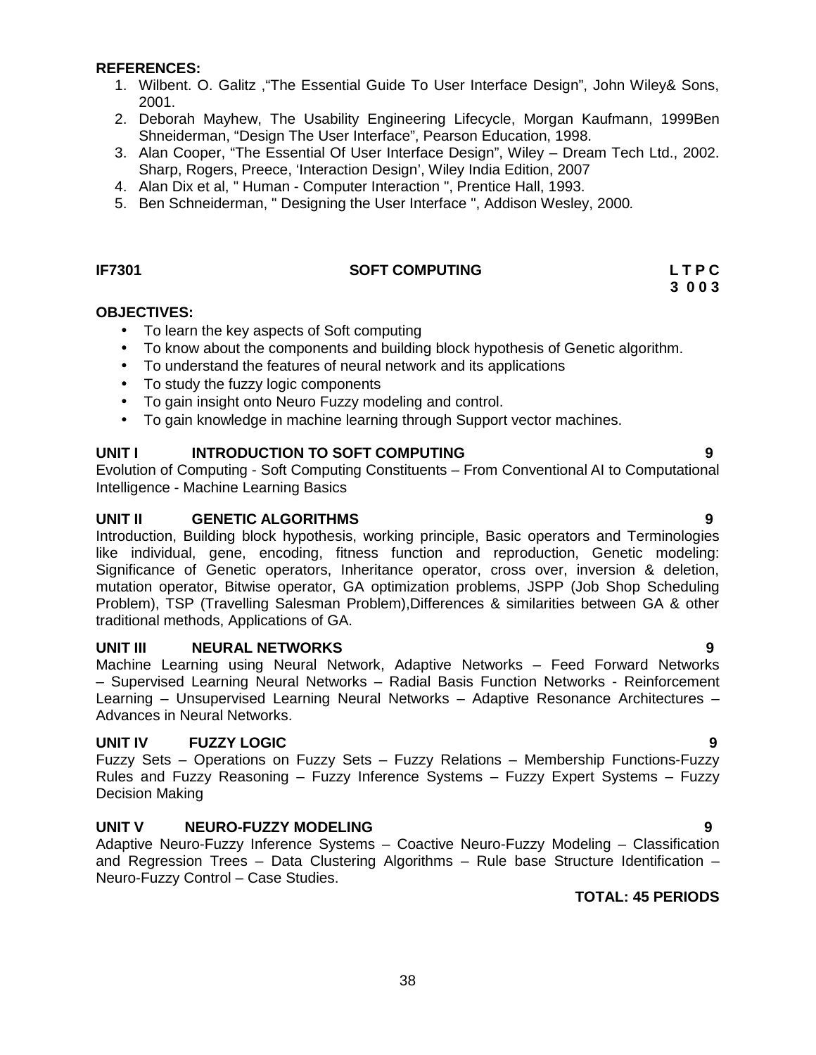**REFERENCES:**

1. Wilbent. O. Galitz ,"The Essential Guide To User Interface Design", John Wiley& Sons, 2001.
2. Deborah Mayhew, The Usability Engineering Lifecycle, Morgan Kaufmann, 1999Ben Shneiderman, "Design The User Interface", Pearson Education, 1998.
3. Alan Cooper, "The Essential Of User Interface Design", Wiley – Dream Tech Ltd., 2002. Sharp, Rogers, Preece, 'Interaction Design', Wiley India Edition, 2007
4. Alan Dix et al, " Human - Computer Interaction ", Prentice Hall, 1993.
5. Ben Schneiderman, " Designing the User Interface ", Addison Wesley, 2000.

**IF7301 SOFT COMPUTING L T P C**
**3 0 0 3**

**OBJECTIVES:**

- To learn the key aspects of Soft computing
- To know about the components and building block hypothesis of Genetic algorithm.
- To understand the features of neural network and its applications
- To study the fuzzy logic components
- To gain insight onto Neuro Fuzzy modeling and control.
- To gain knowledge in machine learning through Support vector machines.

**UNIT I INTRODUCTION TO SOFT COMPUTING 9**

Evolution of Computing - Soft Computing Constituents – From Conventional AI to Computational Intelligence - Machine Learning Basics

**UNIT II GENETIC ALGORITHMS 9**

Introduction, Building block hypothesis, working principle, Basic operators and Terminologies like individual, gene, encoding, fitness function and reproduction, Genetic modeling: Significance of Genetic operators, Inheritance operator, cross over, inversion & deletion, mutation operator, Bitwise operator, GA optimization problems, JSPP (Job Shop Scheduling Problem), TSP (Travelling Salesman Problem),Differences & similarities between GA & other traditional methods, Applications of GA.

**UNIT III NEURAL NETWORKS 9**

Machine Learning using Neural Network, Adaptive Networks – Feed Forward Networks – Supervised Learning Neural Networks – Radial Basis Function Networks - Reinforcement Learning – Unsupervised Learning Neural Networks – Adaptive Resonance Architectures – Advances in Neural Networks.

**UNIT IV FUZZY LOGIC 9**

Fuzzy Sets – Operations on Fuzzy Sets – Fuzzy Relations – Membership Functions-Fuzzy Rules and Fuzzy Reasoning – Fuzzy Inference Systems – Fuzzy Expert Systems – Fuzzy Decision Making

**UNIT V NEURO-FUZZY MODELING 9**

Adaptive Neuro-Fuzzy Inference Systems – Coactive Neuro-Fuzzy Modeling – Classification and Regression Trees – Data Clustering Algorithms – Rule base Structure Identification – Neuro-Fuzzy Control – Case Studies.

**TOTAL: 45 PERIODS**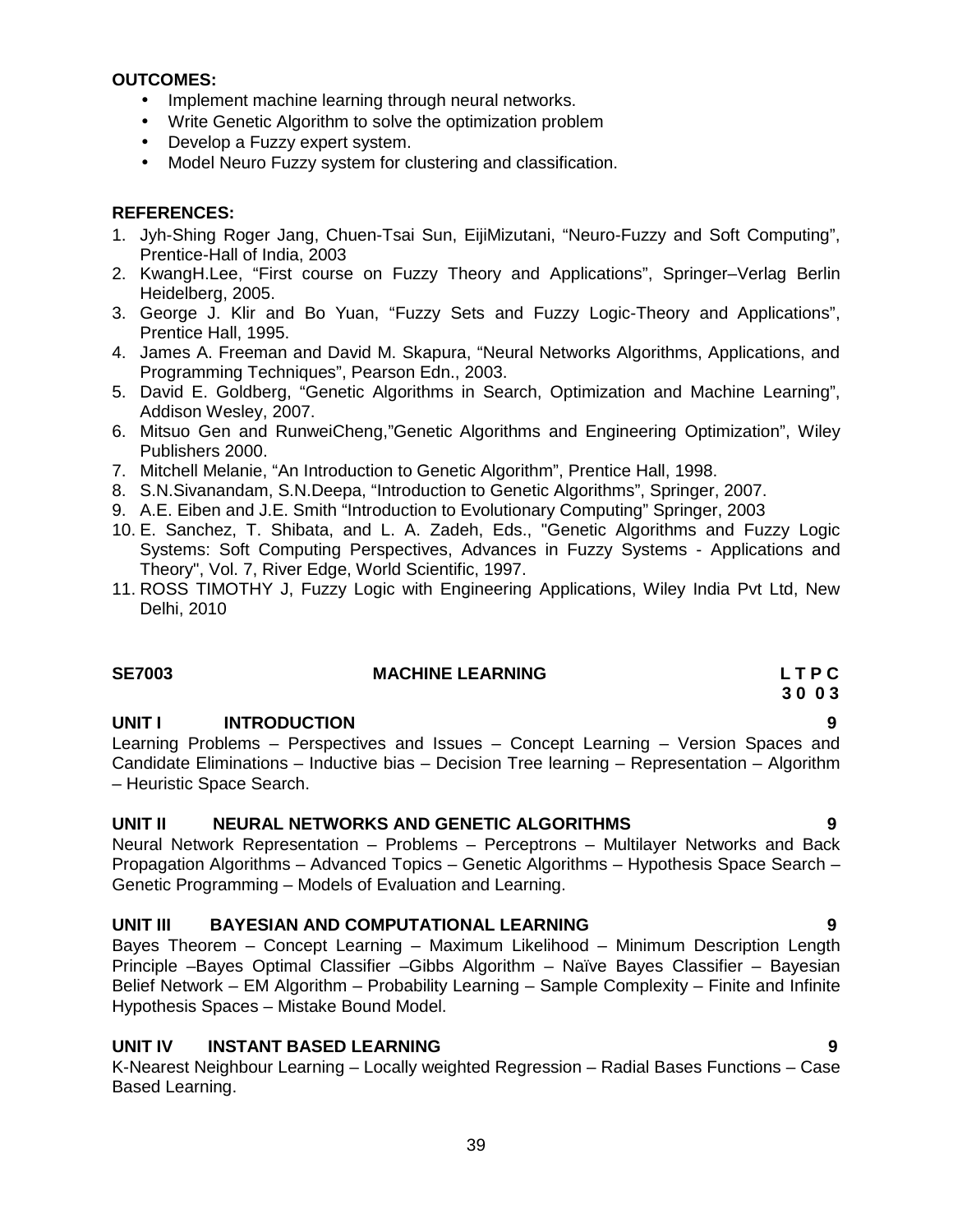**OUTCOMES:**

- Implement machine learning through neural networks.
- Write Genetic Algorithm to solve the optimization problem
- Develop a Fuzzy expert system.
- Model Neuro Fuzzy system for clustering and classification.

**REFERENCES:**

1. Jyh-Shing Roger Jang, Chuen-Tsai Sun, EijiMizutani, "Neuro-Fuzzy and Soft Computing", Prentice-Hall of India, 2003
2. KwangH.Lee, "First course on Fuzzy Theory and Applications", Springer–Verlag Berlin Heidelberg, 2005.
3. George J. Klir and Bo Yuan, "Fuzzy Sets and Fuzzy Logic-Theory and Applications", Prentice Hall, 1995.
4. James A. Freeman and David M. Skapura, "Neural Networks Algorithms, Applications, and Programming Techniques", Pearson Edn., 2003.
5. David E. Goldberg, "Genetic Algorithms in Search, Optimization and Machine Learning", Addison Wesley, 2007.
6. Mitsuo Gen and RunweiCheng,"Genetic Algorithms and Engineering Optimization", Wiley Publishers 2000.
7. Mitchell Melanie, "An Introduction to Genetic Algorithm", Prentice Hall, 1998.
8. S.N.Sivanandam, S.N.Deepa, "Introduction to Genetic Algorithms", Springer, 2007.
9. A.E. Eiben and J.E. Smith "Introduction to Evolutionary Computing" Springer, 2003
10. E. Sanchez, T. Shibata, and L. A. Zadeh, Eds., "Genetic Algorithms and Fuzzy Logic Systems: Soft Computing Perspectives, Advances in Fuzzy Systems - Applications and Theory", Vol. 7, River Edge, World Scientific, 1997.
11. ROSS TIMOTHY J, Fuzzy Logic with Engineering Applications, Wiley India Pvt Ltd, New Delhi, 2010

**SE7003 MACHINE LEARNING L T P C**
**3 0 0 3**

**UNIT I INTRODUCTION 9**

Learning Problems – Perspectives and Issues – Concept Learning – Version Spaces and Candidate Eliminations – Inductive bias – Decision Tree learning – Representation – Algorithm – Heuristic Space Search.

**UNIT II NEURAL NETWORKS AND GENETIC ALGORITHMS 9**

Neural Network Representation – Problems – Perceptrons – Multilayer Networks and Back Propagation Algorithms – Advanced Topics – Genetic Algorithms – Hypothesis Space Search – Genetic Programming – Models of Evaluation and Learning.

**UNIT III BAYESIAN AND COMPUTATIONAL LEARNING 9**

Bayes Theorem – Concept Learning – Maximum Likelihood – Minimum Description Length Principle –Bayes Optimal Classifier –Gibbs Algorithm – Naïve Bayes Classifier – Bayesian Belief Network – EM Algorithm – Probability Learning – Sample Complexity – Finite and Infinite Hypothesis Spaces – Mistake Bound Model.

**UNIT IV INSTANT BASED LEARNING 9**

K-Nearest Neighbour Learning – Locally weighted Regression – Radial Bases Functions – Case Based Learning.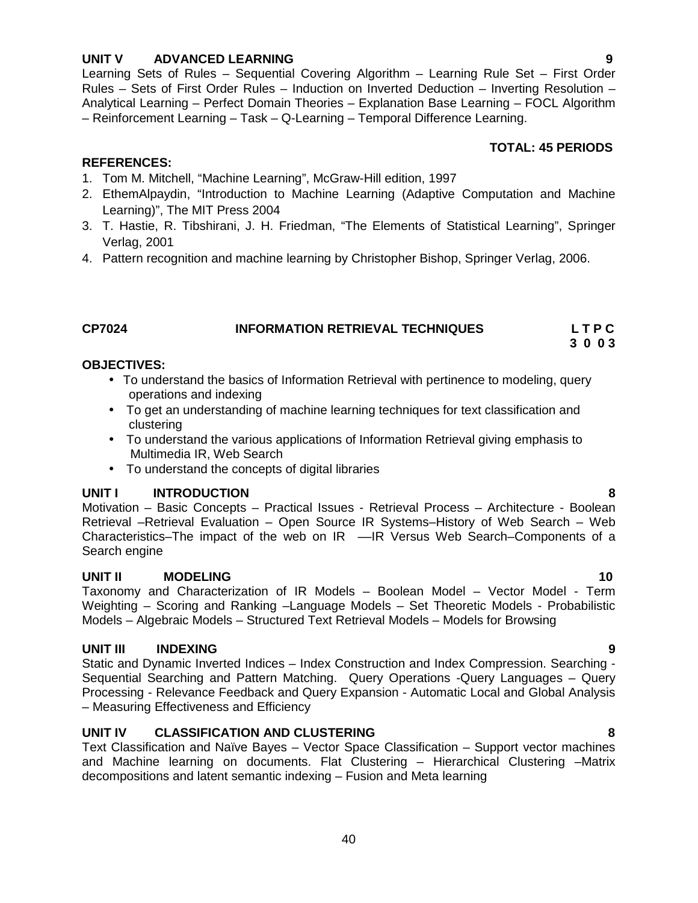**UNIT V ADVANCED LEARNING 9**

Learning Sets of Rules – Sequential Covering Algorithm – Learning Rule Set – First Order Rules – Sets of First Order Rules – Induction on Inverted Deduction – Inverting Resolution – Analytical Learning – Perfect Domain Theories – Explanation Base Learning – FOCL Algorithm – Reinforcement Learning – Task – Q-Learning – Temporal Difference Learning.

**TOTAL: 45 PERIODS**

**REFERENCES:**

1. Tom M. Mitchell, "Machine Learning", McGraw-Hill edition, 1997
2. EthemAlpaydin, "Introduction to Machine Learning (Adaptive Computation and Machine Learning)", The MIT Press 2004
3. T. Hastie, R. Tibshirani, J. H. Friedman, "The Elements of Statistical Learning", Springer Verlag, 2001
4. Pattern recognition and machine learning by Christopher Bishop, Springer Verlag, 2006.

## CP7024 INFORMATION RETRIEVAL TECHNIQUES

| L | T | P | C |
|---|---|---|---|
| 3 | 0 | 0 | 3 |

**OBJECTIVES:**

- To understand the basics of Information Retrieval with pertinence to modeling, query operations and indexing
- To get an understanding of machine learning techniques for text classification and clustering
- To understand the various applications of Information Retrieval giving emphasis to Multimedia IR, Web Search
- To understand the concepts of digital libraries

**UNIT I INTRODUCTION 8**

Motivation – Basic Concepts – Practical Issues - Retrieval Process – Architecture - Boolean Retrieval –Retrieval Evaluation – Open Source IR Systems–History of Web Search – Web Characteristics–The impact of the web on IR —IR Versus Web Search–Components of a Search engine

**UNIT II MODELING 10**

Taxonomy and Characterization of IR Models – Boolean Model – Vector Model - Term Weighting – Scoring and Ranking –Language Models – Set Theoretic Models - Probabilistic Models – Algebraic Models – Structured Text Retrieval Models – Models for Browsing

**UNIT III INDEXING 9**

Static and Dynamic Inverted Indices – Index Construction and Index Compression. Searching - Sequential Searching and Pattern Matching. Query Operations -Query Languages – Query Processing - Relevance Feedback and Query Expansion - Automatic Local and Global Analysis – Measuring Effectiveness and Efficiency

**UNIT IV CLASSIFICATION AND CLUSTERING 8**

Text Classification and Naïve Bayes – Vector Space Classification – Support vector machines and Machine learning on documents. Flat Clustering – Hierarchical Clustering –Matrix decompositions and latent semantic indexing – Fusion and Meta learning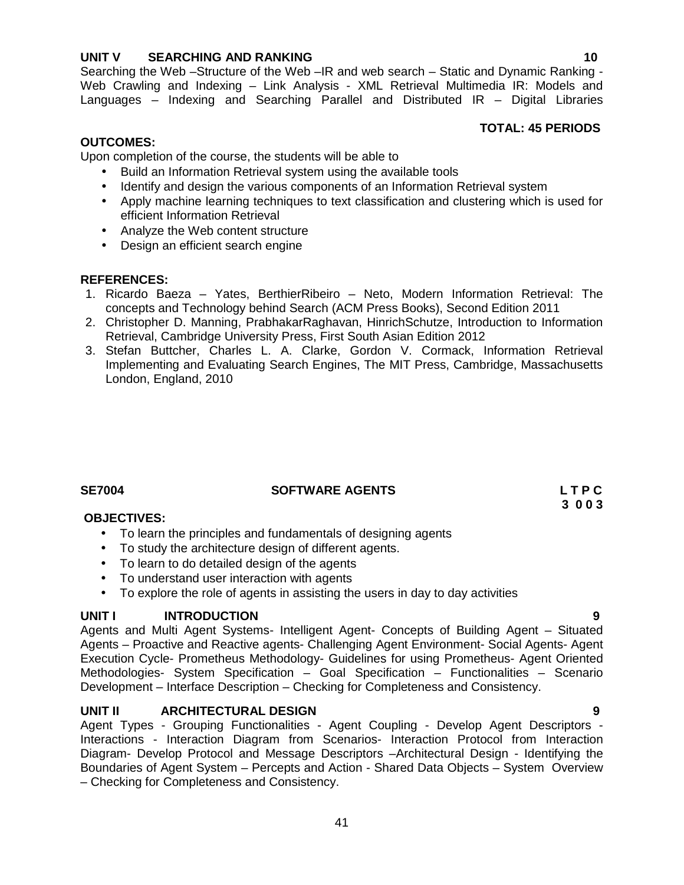**UNIT V SEARCHING AND RANKING** **10**

Searching the Web –Structure of the Web –IR and web search – Static and Dynamic Ranking - Web Crawling and Indexing – Link Analysis - XML Retrieval Multimedia IR: Models and Languages – Indexing and Searching Parallel and Distributed IR – Digital Libraries

**TOTAL: 45 PERIODS**

**OUTCOMES:**

Upon completion of the course, the students will be able to

- Build an Information Retrieval system using the available tools
- Identify and design the various components of an Information Retrieval system
- Apply machine learning techniques to text classification and clustering which is used for efficient Information Retrieval
- Analyze the Web content structure
- Design an efficient search engine

**REFERENCES:**

1. Ricardo Baeza – Yates, BerthierRibeiro – Neto, Modern Information Retrieval: The concepts and Technology behind Search (ACM Press Books), Second Edition 2011
2. Christopher D. Manning, PrabhakarRaghavan, HinrichSchutze, Introduction to Information Retrieval, Cambridge University Press, First South Asian Edition 2012
3. Stefan Buttcher, Charles L. A. Clarke, Gordon V. Cormack, Information Retrieval Implementing and Evaluating Search Engines, The MIT Press, Cambridge, Massachusetts London, England, 2010

## SE7004 SOFTWARE AGENTS

**L T P C**
**3 0 0 3**

**OBJECTIVES:**

- To learn the principles and fundamentals of designing agents
- To study the architecture design of different agents.
- To learn to do detailed design of the agents
- To understand user interaction with agents
- To explore the role of agents in assisting the users in day to day activities

**UNIT I INTRODUCTION** **9**

Agents and Multi Agent Systems- Intelligent Agent- Concepts of Building Agent – Situated Agents – Proactive and Reactive agents- Challenging Agent Environment- Social Agents- Agent Execution Cycle- Prometheus Methodology- Guidelines for using Prometheus- Agent Oriented Methodologies- System Specification – Goal Specification – Functionalities – Scenario Development – Interface Description – Checking for Completeness and Consistency.

**UNIT II ARCHITECTURAL DESIGN** **9**

Agent Types - Grouping Functionalities - Agent Coupling - Develop Agent Descriptors - Interactions - Interaction Diagram from Scenarios- Interaction Protocol from Interaction Diagram- Develop Protocol and Message Descriptors –Architectural Design - Identifying the Boundaries of Agent System – Percepts and Action - Shared Data Objects – System Overview – Checking for Completeness and Consistency.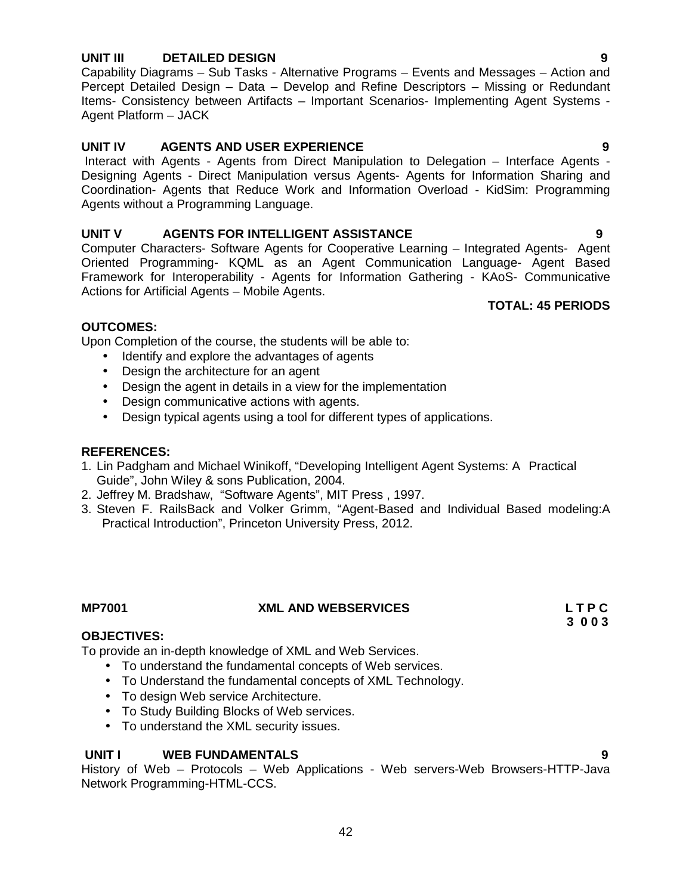**UNIT III DETAILED DESIGN 9**

Capability Diagrams – Sub Tasks - Alternative Programs – Events and Messages – Action and Percept Detailed Design – Data – Develop and Refine Descriptors – Missing or Redundant Items- Consistency between Artifacts – Important Scenarios- Implementing Agent Systems - Agent Platform – JACK

**UNIT IV AGENTS AND USER EXPERIENCE 9**

Interact with Agents - Agents from Direct Manipulation to Delegation – Interface Agents - Designing Agents - Direct Manipulation versus Agents- Agents for Information Sharing and Coordination- Agents that Reduce Work and Information Overload - KidSim: Programming Agents without a Programming Language.

**UNIT V AGENTS FOR INTELLIGENT ASSISTANCE 9**

Computer Characters- Software Agents for Cooperative Learning – Integrated Agents- Agent Oriented Programming- KQML as an Agent Communication Language- Agent Based Framework for Interoperability - Agents for Information Gathering - KAoS- Communicative Actions for Artificial Agents – Mobile Agents.

**TOTAL: 45 PERIODS**

**OUTCOMES:**

Upon Completion of the course, the students will be able to:

- Identify and explore the advantages of agents
- Design the architecture for an agent
- Design the agent in details in a view for the implementation
- Design communicative actions with agents.
- Design typical agents using a tool for different types of applications.

**REFERENCES:**

1. Lin Padgham and Michael Winikoff, "Developing Intelligent Agent Systems: A Practical Guide", John Wiley & sons Publication, 2004.
2. Jeffrey M. Bradshaw, "Software Agents", MIT Press , 1997.
3. Steven F. RailsBack and Volker Grimm, "Agent-Based and Individual Based modeling:A Practical Introduction", Princeton University Press, 2012.

## MP7001 XML AND WEBSERVICES

**L T P C**
**3 0 0 3**

**OBJECTIVES:**

To provide an in-depth knowledge of XML and Web Services.

- To understand the fundamental concepts of Web services.
- To Understand the fundamental concepts of XML Technology.
- To design Web service Architecture.
- To Study Building Blocks of Web services.
- To understand the XML security issues.

**UNIT I WEB FUNDAMENTALS 9**

History of Web – Protocols – Web Applications - Web servers-Web Browsers-HTTP-Java Network Programming-HTML-CCS.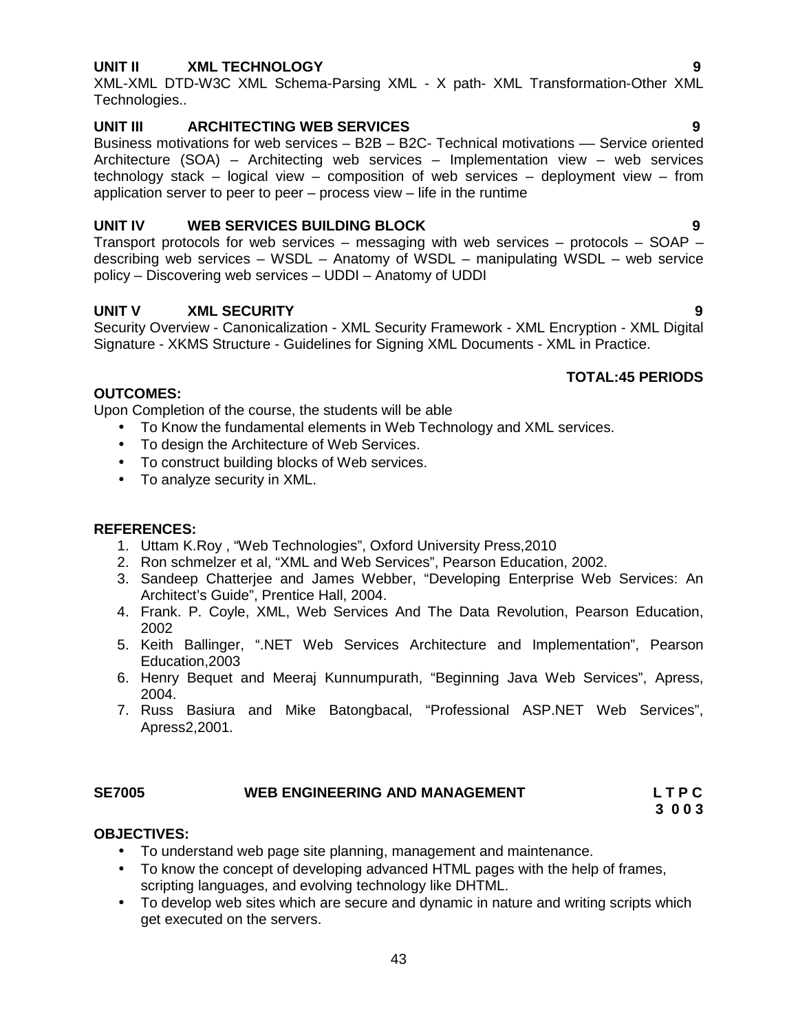**UNIT II XML TECHNOLOGY 9**

XML-XML DTD-W3C XML Schema-Parsing XML - X path- XML Transformation-Other XML Technologies..

**UNIT III ARCHITECTING WEB SERVICES 9**

Business motivations for web services – B2B – B2C- Technical motivations –– Service oriented Architecture (SOA) – Architecting web services – Implementation view – web services technology stack – logical view – composition of web services – deployment view – from application server to peer to peer – process view – life in the runtime

**UNIT IV WEB SERVICES BUILDING BLOCK 9**

Transport protocols for web services – messaging with web services – protocols – SOAP – describing web services – WSDL – Anatomy of WSDL – manipulating WSDL – web service policy – Discovering web services – UDDI – Anatomy of UDDI

**UNIT V XML SECURITY 9**

Security Overview - Canonicalization - XML Security Framework - XML Encryption - XML Digital Signature - XKMS Structure - Guidelines for Signing XML Documents - XML in Practice.

**TOTAL:45 PERIODS**

**OUTCOMES:**

Upon Completion of the course, the students will be able

- To Know the fundamental elements in Web Technology and XML services.
- To design the Architecture of Web Services.
- To construct building blocks of Web services.
- To analyze security in XML.

**REFERENCES:**

1. Uttam K.Roy , "Web Technologies", Oxford University Press,2010
2. Ron schmelzer et al, "XML and Web Services", Pearson Education, 2002.
3. Sandeep Chatterjee and James Webber, "Developing Enterprise Web Services: An Architect's Guide", Prentice Hall, 2004.
4. Frank. P. Coyle, XML, Web Services And The Data Revolution, Pearson Education, 2002
5. Keith Ballinger, ".NET Web Services Architecture and Implementation", Pearson Education,2003
6. Henry Bequet and Meeraj Kunnumpurath, "Beginning Java Web Services", Apress, 2004.
7. Russ Basiura and Mike Batongbacal, "Professional ASP.NET Web Services", Apress2,2001.

## SE7005 WEB ENGINEERING AND MANAGEMENT

**L T P C**
**3 0 0 3**

**OBJECTIVES:**

- To understand web page site planning, management and maintenance.
- To know the concept of developing advanced HTML pages with the help of frames, scripting languages, and evolving technology like DHTML.
- To develop web sites which are secure and dynamic in nature and writing scripts which get executed on the servers.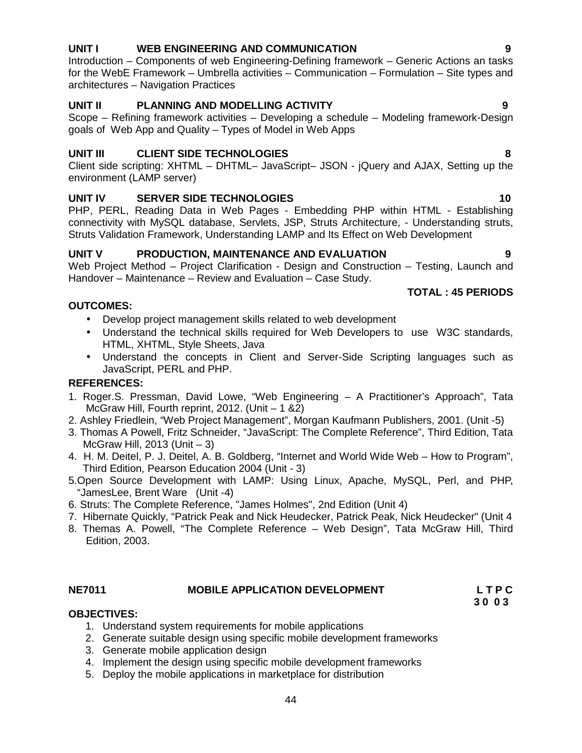### UNIT I WEB ENGINEERING AND COMMUNICATION 9

Introduction – Components of web Engineering-Defining framework – Generic Actions an tasks for the WebE Framework – Umbrella activities – Communication – Formulation – Site types and architectures – Navigation Practices

### UNIT II PLANNING AND MODELLING ACTIVITY 9

Scope – Refining framework activities – Developing a schedule – Modeling framework-Design goals of Web App and Quality – Types of Model in Web Apps

### UNIT III CLIENT SIDE TECHNOLOGIES 8

Client side scripting: XHTML – DHTML– JavaScript– JSON - jQuery and AJAX, Setting up the environment (LAMP server)

### UNIT IV SERVER SIDE TECHNOLOGIES 10

PHP, PERL, Reading Data in Web Pages - Embedding PHP within HTML - Establishing connectivity with MySQL database, Servlets, JSP, Struts Architecture, - Understanding struts, Struts Validation Framework, Understanding LAMP and Its Effect on Web Development

### UNIT V PRODUCTION, MAINTENANCE AND EVALUATION 9

Web Project Method – Project Clarification - Design and Construction – Testing, Launch and Handover – Maintenance – Review and Evaluation – Case Study.

**TOTAL : 45 PERIODS**

**OUTCOMES:**

- Develop project management skills related to web development
- Understand the technical skills required for Web Developers to use W3C standards, HTML, XHTML, Style Sheets, Java
- Understand the concepts in Client and Server-Side Scripting languages such as JavaScript, PERL and PHP.

**REFERENCES:**

1. Roger.S. Pressman, David Lowe, "Web Engineering – A Practitioner's Approach", Tata McGraw Hill, Fourth reprint, 2012. (Unit – 1 &2)
2. Ashley Friedlein, "Web Project Management", Morgan Kaufmann Publishers, 2001. (Unit -5)
3. Thomas A Powell, Fritz Schneider, "JavaScript: The Complete Reference", Third Edition, Tata McGraw Hill, 2013 (Unit – 3)
4. H. M. Deitel, P. J. Deitel, A. B. Goldberg, "Internet and World Wide Web – How to Program", Third Edition, Pearson Education 2004 (Unit - 3)
5. Open Source Development with LAMP: Using Linux, Apache, MySQL, Perl, and PHP, "JamesLee, Brent Ware (Unit -4)
6. Struts: The Complete Reference, "James Holmes", 2nd Edition (Unit 4)
7. Hibernate Quickly, "Patrick Peak and Nick Heudecker, Patrick Peak, Nick Heudecker" (Unit 4
8. Themas A. Powell, "The Complete Reference – Web Design", Tata McGraw Hill, Third Edition, 2003.

## NE7011 MOBILE APPLICATION DEVELOPMENT

**L T P C**
**3 0 0 3**

**OBJECTIVES:**

1. Understand system requirements for mobile applications
2. Generate suitable design using specific mobile development frameworks
3. Generate mobile application design
4. Implement the design using specific mobile development frameworks
5. Deploy the mobile applications in marketplace for distribution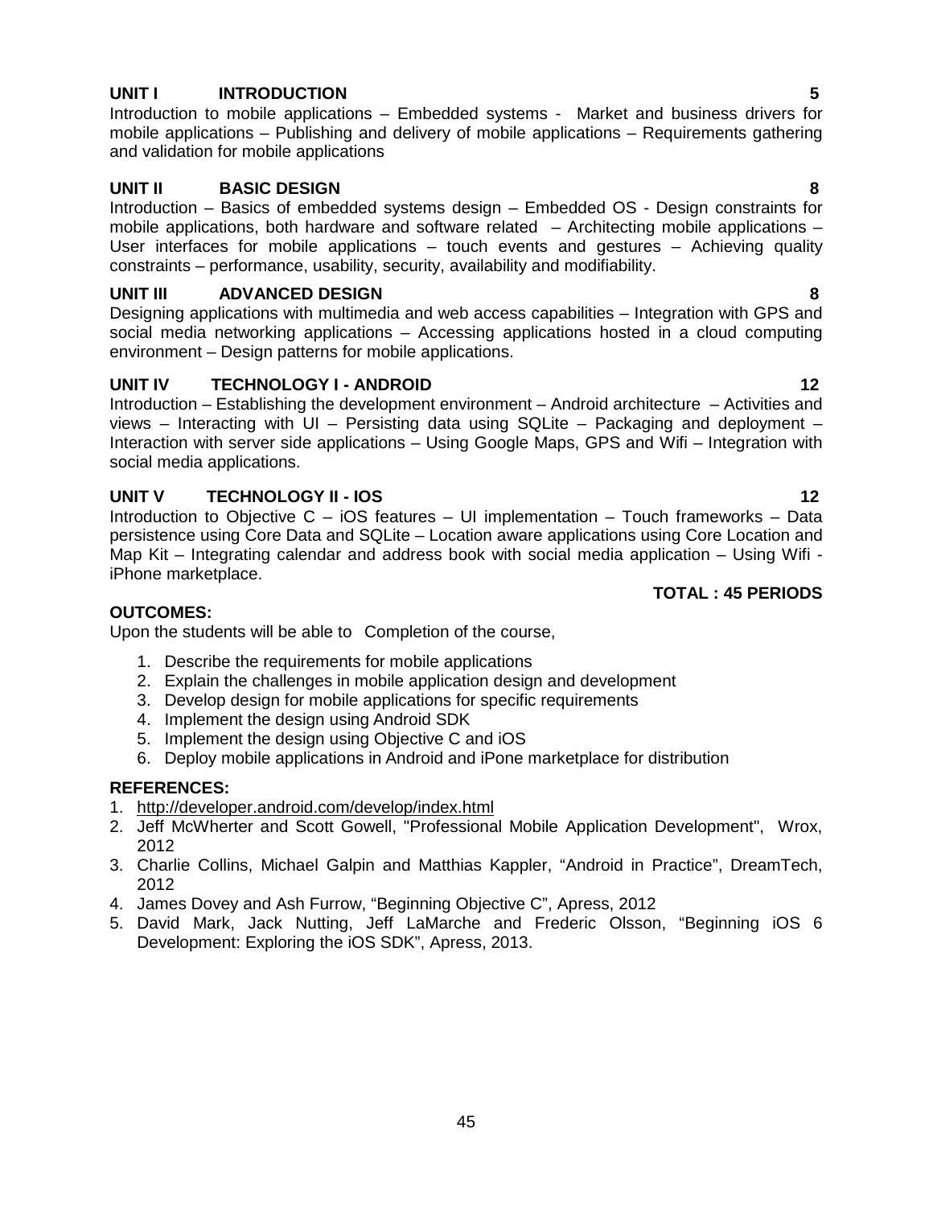**UNIT I INTRODUCTION 5**

Introduction to mobile applications – Embedded systems - Market and business drivers for mobile applications – Publishing and delivery of mobile applications – Requirements gathering and validation for mobile applications

**UNIT II BASIC DESIGN 8**

Introduction – Basics of embedded systems design – Embedded OS - Design constraints for mobile applications, both hardware and software related – Architecting mobile applications – User interfaces for mobile applications – touch events and gestures – Achieving quality constraints – performance, usability, security, availability and modifiability.

**UNIT III ADVANCED DESIGN 8**

Designing applications with multimedia and web access capabilities – Integration with GPS and social media networking applications – Accessing applications hosted in a cloud computing environment – Design patterns for mobile applications.

**UNIT IV TECHNOLOGY I - ANDROID 12**

Introduction – Establishing the development environment – Android architecture – Activities and views – Interacting with UI – Persisting data using SQLite – Packaging and deployment – Interaction with server side applications – Using Google Maps, GPS and Wifi – Integration with social media applications.

**UNIT V TECHNOLOGY II - IOS 12**

Introduction to Objective C – iOS features – UI implementation – Touch frameworks – Data persistence using Core Data and SQLite – Location aware applications using Core Location and Map Kit – Integrating calendar and address book with social media application – Using Wifi - iPhone marketplace.

**TOTAL : 45 PERIODS**

**OUTCOMES:**

Upon the students will be able to Completion of the course,

1. Describe the requirements for mobile applications
2. Explain the challenges in mobile application design and development
3. Develop design for mobile applications for specific requirements
4. Implement the design using Android SDK
5. Implement the design using Objective C and iOS
6. Deploy mobile applications in Android and iPone marketplace for distribution

**REFERENCES:**

1. http://developer.android.com/develop/index.html
2. Jeff McWherter and Scott Gowell, "Professional Mobile Application Development", Wrox, 2012
3. Charlie Collins, Michael Galpin and Matthias Kappler, "Android in Practice", DreamTech, 2012
4. James Dovey and Ash Furrow, "Beginning Objective C", Apress, 2012
5. David Mark, Jack Nutting, Jeff LaMarche and Frederic Olsson, "Beginning iOS 6 Development: Exploring the iOS SDK", Apress, 2013.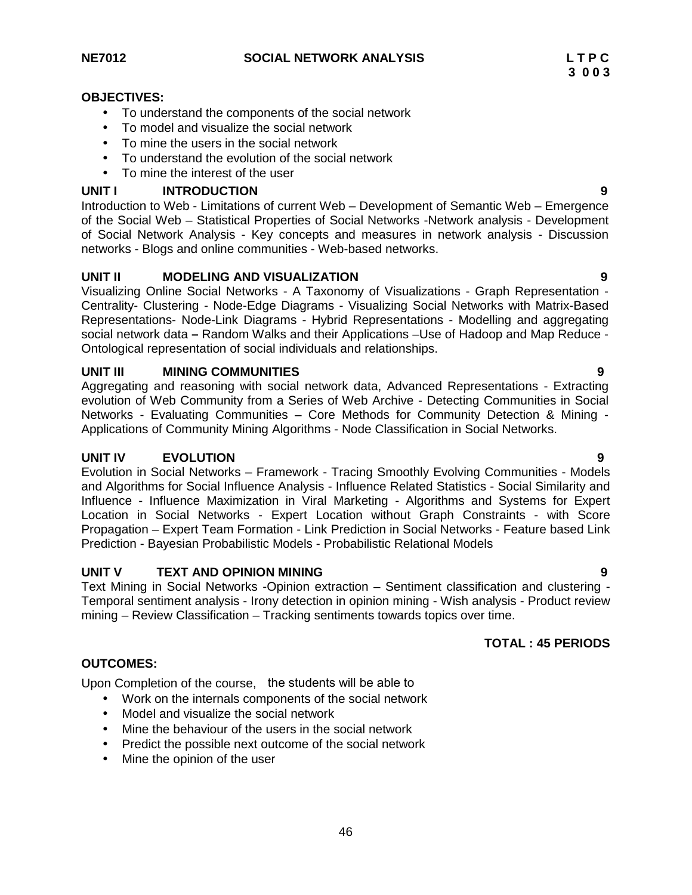**NE7012 SOCIAL NETWORK ANALYSIS L T P C**
**3 0 0 3**

**OBJECTIVES:**

- To understand the components of the social network
- To model and visualize the social network
- To mine the users in the social network
- To understand the evolution of the social network
- To mine the interest of the user

**UNIT I INTRODUCTION 9**

Introduction to Web - Limitations of current Web – Development of Semantic Web – Emergence of the Social Web – Statistical Properties of Social Networks -Network analysis - Development of Social Network Analysis - Key concepts and measures in network analysis - Discussion networks - Blogs and online communities - Web-based networks.

**UNIT II MODELING AND VISUALIZATION 9**

Visualizing Online Social Networks - A Taxonomy of Visualizations - Graph Representation - Centrality- Clustering - Node-Edge Diagrams - Visualizing Social Networks with Matrix-Based Representations- Node-Link Diagrams - Hybrid Representations - Modelling and aggregating social network data **–** Random Walks and their Applications –Use of Hadoop and Map Reduce - Ontological representation of social individuals and relationships.

**UNIT III MINING COMMUNITIES 9**

Aggregating and reasoning with social network data, Advanced Representations - Extracting evolution of Web Community from a Series of Web Archive - Detecting Communities in Social Networks - Evaluating Communities – Core Methods for Community Detection & Mining - Applications of Community Mining Algorithms - Node Classification in Social Networks.

**UNIT IV EVOLUTION 9**

Evolution in Social Networks – Framework - Tracing Smoothly Evolving Communities - Models and Algorithms for Social Influence Analysis - Influence Related Statistics - Social Similarity and Influence - Influence Maximization in Viral Marketing - Algorithms and Systems for Expert Location in Social Networks - Expert Location without Graph Constraints - with Score Propagation – Expert Team Formation - Link Prediction in Social Networks - Feature based Link Prediction - Bayesian Probabilistic Models - Probabilistic Relational Models

**UNIT V TEXT AND OPINION MINING 9**

Text Mining in Social Networks -Opinion extraction – Sentiment classification and clustering - Temporal sentiment analysis - Irony detection in opinion mining - Wish analysis - Product review mining – Review Classification – Tracking sentiments towards topics over time.

**TOTAL : 45 PERIODS**

**OUTCOMES:**

Upon Completion of the course, the students will be able to

- Work on the internals components of the social network
- Model and visualize the social network
- Mine the behaviour of the users in the social network
- Predict the possible next outcome of the social network
- Mine the opinion of the user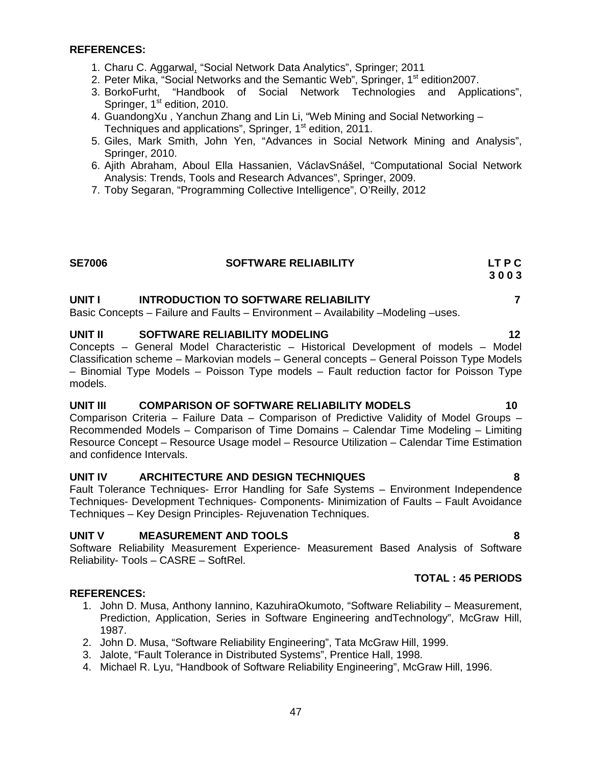**REFERENCES:**

1. Charu C. Aggarwal, "Social Network Data Analytics", Springer; 2011
2. Peter Mika, "Social Networks and the Semantic Web", Springer, 1st edition2007.
3. BorkoFurht, "Handbook of Social Network Technologies and Applications", Springer, 1st edition, 2010.
4. GuandongXu , Yanchun Zhang and Lin Li, "Web Mining and Social Networking – Techniques and applications", Springer, 1st edition, 2011.
5. Giles, Mark Smith, John Yen, "Advances in Social Network Mining and Analysis", Springer, 2010.
6. Ajith Abraham, Aboul Ella Hassanien, VáclavSnášel, "Computational Social Network Analysis: Trends, Tools and Research Advances", Springer, 2009.
7. Toby Segaran, "Programming Collective Intelligence", O'Reilly, 2012

## SE7006 SOFTWARE RELIABILITY

**LT P C**
**3 0 0 3**

### UNIT I INTRODUCTION TO SOFTWARE RELIABILITY 7

Basic Concepts – Failure and Faults – Environment – Availability –Modeling –uses.

### UNIT II SOFTWARE RELIABILITY MODELING 12

Concepts – General Model Characteristic – Historical Development of models – Model Classification scheme – Markovian models – General concepts – General Poisson Type Models – Binomial Type Models – Poisson Type models – Fault reduction factor for Poisson Type models.

### UNIT III COMPARISON OF SOFTWARE RELIABILITY MODELS 10

Comparison Criteria – Failure Data – Comparison of Predictive Validity of Model Groups – Recommended Models – Comparison of Time Domains – Calendar Time Modeling – Limiting Resource Concept – Resource Usage model – Resource Utilization – Calendar Time Estimation and confidence Intervals.

### UNIT IV ARCHITECTURE AND DESIGN TECHNIQUES 8

Fault Tolerance Techniques- Error Handling for Safe Systems – Environment Independence Techniques- Development Techniques- Components- Minimization of Faults – Fault Avoidance Techniques – Key Design Principles- Rejuvenation Techniques.

### UNIT V MEASUREMENT AND TOOLS 8

Software Reliability Measurement Experience- Measurement Based Analysis of Software Reliability- Tools – CASRE – SoftRel.

**TOTAL : 45 PERIODS**

**REFERENCES:**

1. John D. Musa, Anthony Iannino, KazuhiraOkumoto, "Software Reliability – Measurement, Prediction, Application, Series in Software Engineering andTechnology", McGraw Hill, 1987.
2. John D. Musa, "Software Reliability Engineering", Tata McGraw Hill, 1999.
3. Jalote, "Fault Tolerance in Distributed Systems", Prentice Hall, 1998.
4. Michael R. Lyu, "Handbook of Software Reliability Engineering", McGraw Hill, 1996.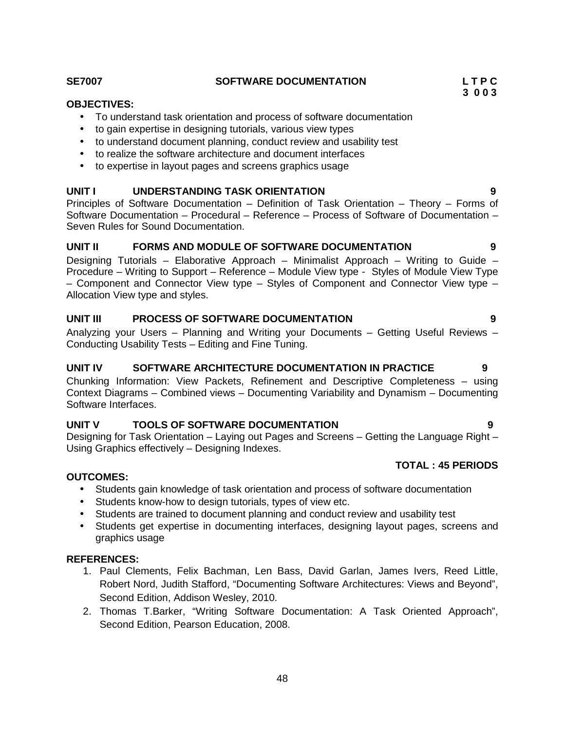**SE7007 SOFTWARE DOCUMENTATION**

| L | T | P | C |
|---|---|---|---|
| 3 | 0 | 0 | 3 |

**OBJECTIVES:**

- To understand task orientation and process of software documentation
- to gain expertise in designing tutorials, various view types
- to understand document planning, conduct review and usability test
- to realize the software architecture and document interfaces
- to expertise in layout pages and screens graphics usage

**UNIT I UNDERSTANDING TASK ORIENTATION 9**

Principles of Software Documentation – Definition of Task Orientation – Theory – Forms of Software Documentation – Procedural – Reference – Process of Software of Documentation – Seven Rules for Sound Documentation.

**UNIT II FORMS AND MODULE OF SOFTWARE DOCUMENTATION 9**

Designing Tutorials – Elaborative Approach – Minimalist Approach – Writing to Guide – Procedure – Writing to Support – Reference – Module View type - Styles of Module View Type – Component and Connector View type – Styles of Component and Connector View type – Allocation View type and styles.

**UNIT III PROCESS OF SOFTWARE DOCUMENTATION 9**

Analyzing your Users – Planning and Writing your Documents – Getting Useful Reviews – Conducting Usability Tests – Editing and Fine Tuning.

**UNIT IV SOFTWARE ARCHITECTURE DOCUMENTATION IN PRACTICE 9**

Chunking Information: View Packets, Refinement and Descriptive Completeness – using Context Diagrams – Combined views – Documenting Variability and Dynamism – Documenting Software Interfaces.

**UNIT V TOOLS OF SOFTWARE DOCUMENTATION 9**

Designing for Task Orientation – Laying out Pages and Screens – Getting the Language Right – Using Graphics effectively – Designing Indexes.

**TOTAL : 45 PERIODS**

**OUTCOMES:**

- Students gain knowledge of task orientation and process of software documentation
- Students know-how to design tutorials, types of view etc.
- Students are trained to document planning and conduct review and usability test
- Students get expertise in documenting interfaces, designing layout pages, screens and graphics usage

**REFERENCES:**

1. Paul Clements, Felix Bachman, Len Bass, David Garlan, James Ivers, Reed Little, Robert Nord, Judith Stafford, "Documenting Software Architectures: Views and Beyond", Second Edition, Addison Wesley, 2010.
2. Thomas T.Barker, "Writing Software Documentation: A Task Oriented Approach", Second Edition, Pearson Education, 2008.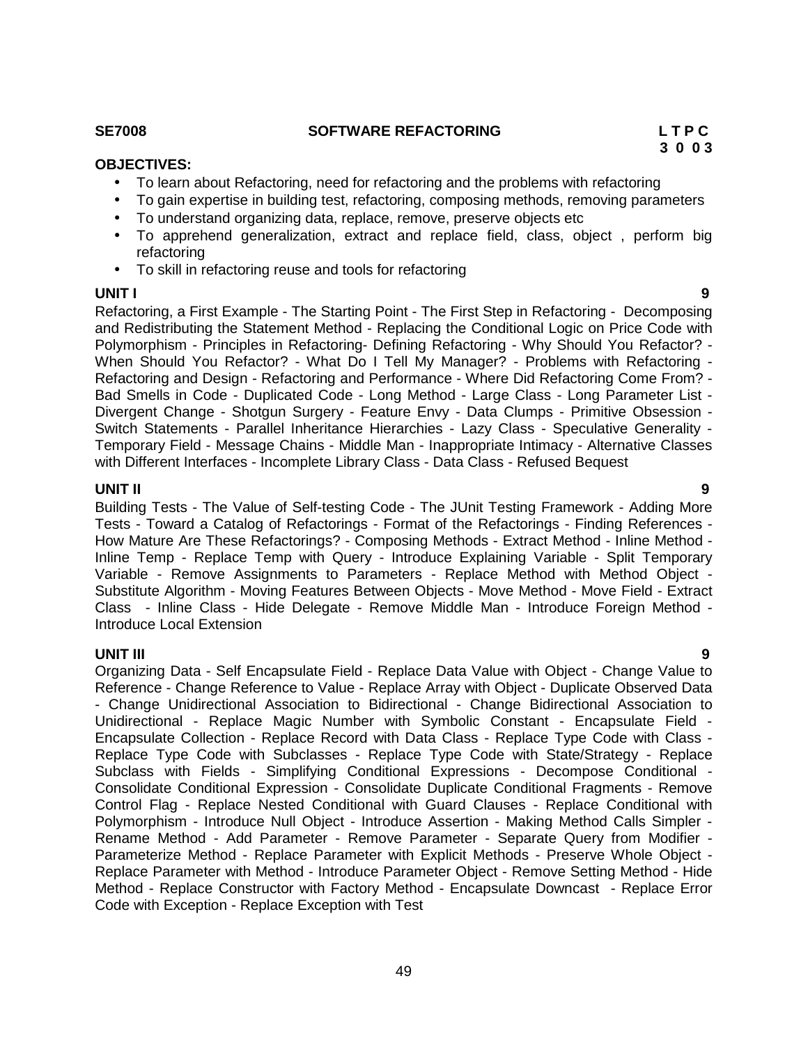**SE7008 SOFTWARE REFACTORING**

| L | T | P | C |
|---|---|---|---|
| 3 | 0 | 0 | 3 |

**OBJECTIVES:**

- To learn about Refactoring, need for refactoring and the problems with refactoring
- To gain expertise in building test, refactoring, composing methods, removing parameters
- To understand organizing data, replace, remove, preserve objects etc
- To apprehend generalization, extract and replace field, class, object , perform big refactoring
- To skill in refactoring reuse and tools for refactoring

**UNIT I 9**

Refactoring, a First Example - The Starting Point - The First Step in Refactoring - Decomposing and Redistributing the Statement Method - Replacing the Conditional Logic on Price Code with Polymorphism - Principles in Refactoring- Defining Refactoring - Why Should You Refactor? - When Should You Refactor? - What Do I Tell My Manager? - Problems with Refactoring - Refactoring and Design - Refactoring and Performance - Where Did Refactoring Come From? - Bad Smells in Code - Duplicated Code - Long Method - Large Class - Long Parameter List - Divergent Change - Shotgun Surgery - Feature Envy - Data Clumps - Primitive Obsession - Switch Statements - Parallel Inheritance Hierarchies - Lazy Class - Speculative Generality - Temporary Field - Message Chains - Middle Man - Inappropriate Intimacy - Alternative Classes with Different Interfaces - Incomplete Library Class - Data Class - Refused Bequest

**UNIT II 9**

Building Tests - The Value of Self-testing Code - The JUnit Testing Framework - Adding More Tests - Toward a Catalog of Refactorings - Format of the Refactorings - Finding References - How Mature Are These Refactorings? - Composing Methods - Extract Method - Inline Method - Inline Temp - Replace Temp with Query - Introduce Explaining Variable - Split Temporary Variable - Remove Assignments to Parameters - Replace Method with Method Object - Substitute Algorithm - Moving Features Between Objects - Move Method - Move Field - Extract Class - Inline Class - Hide Delegate - Remove Middle Man - Introduce Foreign Method - Introduce Local Extension

**UNIT III 9**

Organizing Data - Self Encapsulate Field - Replace Data Value with Object - Change Value to Reference - Change Reference to Value - Replace Array with Object - Duplicate Observed Data - Change Unidirectional Association to Bidirectional - Change Bidirectional Association to Unidirectional - Replace Magic Number with Symbolic Constant - Encapsulate Field - Encapsulate Collection - Replace Record with Data Class - Replace Type Code with Class - Replace Type Code with Subclasses - Replace Type Code with State/Strategy - Replace Subclass with Fields - Simplifying Conditional Expressions - Decompose Conditional - Consolidate Conditional Expression - Consolidate Duplicate Conditional Fragments - Remove Control Flag - Replace Nested Conditional with Guard Clauses - Replace Conditional with Polymorphism - Introduce Null Object - Introduce Assertion - Making Method Calls Simpler - Rename Method - Add Parameter - Remove Parameter - Separate Query from Modifier - Parameterize Method - Replace Parameter with Explicit Methods - Preserve Whole Object - Replace Parameter with Method - Introduce Parameter Object - Remove Setting Method - Hide Method - Replace Constructor with Factory Method - Encapsulate Downcast - Replace Error Code with Exception - Replace Exception with Test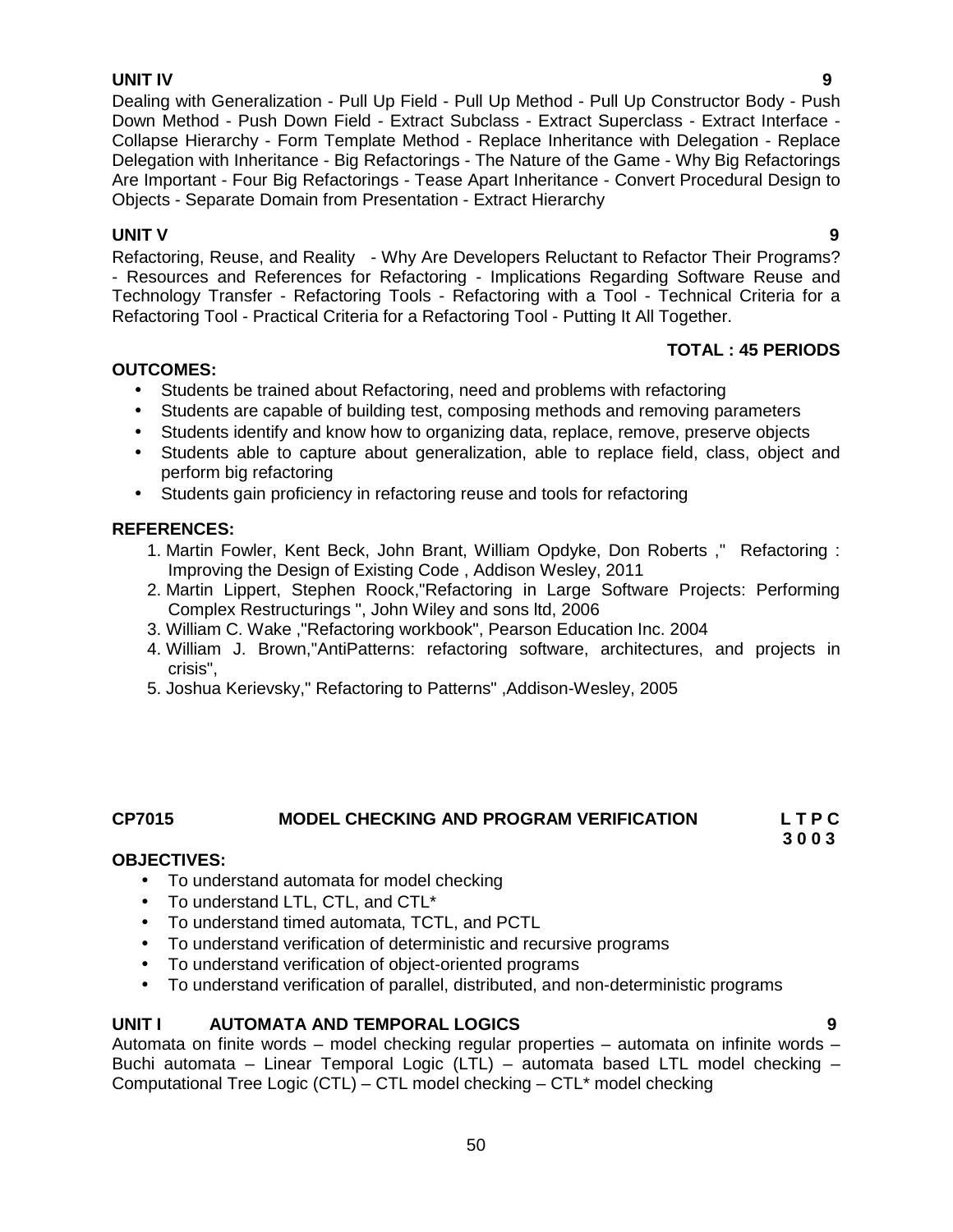**UNIT IV** **9**

Dealing with Generalization - Pull Up Field - Pull Up Method - Pull Up Constructor Body - Push Down Method - Push Down Field - Extract Subclass - Extract Superclass - Extract Interface - Collapse Hierarchy - Form Template Method - Replace Inheritance with Delegation - Replace Delegation with Inheritance - Big Refactorings - The Nature of the Game - Why Big Refactorings Are Important - Four Big Refactorings - Tease Apart Inheritance - Convert Procedural Design to Objects - Separate Domain from Presentation - Extract Hierarchy

**UNIT V** **9**

Refactoring, Reuse, and Reality - Why Are Developers Reluctant to Refactor Their Programs? - Resources and References for Refactoring - Implications Regarding Software Reuse and Technology Transfer - Refactoring Tools - Refactoring with a Tool - Technical Criteria for a Refactoring Tool - Practical Criteria for a Refactoring Tool - Putting It All Together.

**TOTAL : 45 PERIODS**

**OUTCOMES:**

- Students be trained about Refactoring, need and problems with refactoring
- Students are capable of building test, composing methods and removing parameters
- Students identify and know how to organizing data, replace, remove, preserve objects
- Students able to capture about generalization, able to replace field, class, object and perform big refactoring
- Students gain proficiency in refactoring reuse and tools for refactoring

**REFERENCES:**

1. Martin Fowler, Kent Beck, John Brant, William Opdyke, Don Roberts ," Refactoring : Improving the Design of Existing Code , Addison Wesley, 2011
2. Martin Lippert, Stephen Roock,"Refactoring in Large Software Projects: Performing Complex Restructurings ", John Wiley and sons ltd, 2006
3. William C. Wake ,"Refactoring workbook", Pearson Education Inc. 2004
4. William J. Brown,"AntiPatterns: refactoring software, architectures, and projects in crisis",
5. Joshua Kerievsky," Refactoring to Patterns" ,Addison-Wesley, 2005

## CP7015 MODEL CHECKING AND PROGRAM VERIFICATION

**L T P C**
**3 0 0 3**

**OBJECTIVES:**

- To understand automata for model checking
- To understand LTL, CTL, and CTL*
- To understand timed automata, TCTL, and PCTL
- To understand verification of deterministic and recursive programs
- To understand verification of object-oriented programs
- To understand verification of parallel, distributed, and non-deterministic programs

**UNIT I AUTOMATA AND TEMPORAL LOGICS** **9**

Automata on finite words – model checking regular properties – automata on infinite words – Buchi automata – Linear Temporal Logic (LTL) – automata based LTL model checking – Computational Tree Logic (CTL) – CTL model checking – CTL* model checking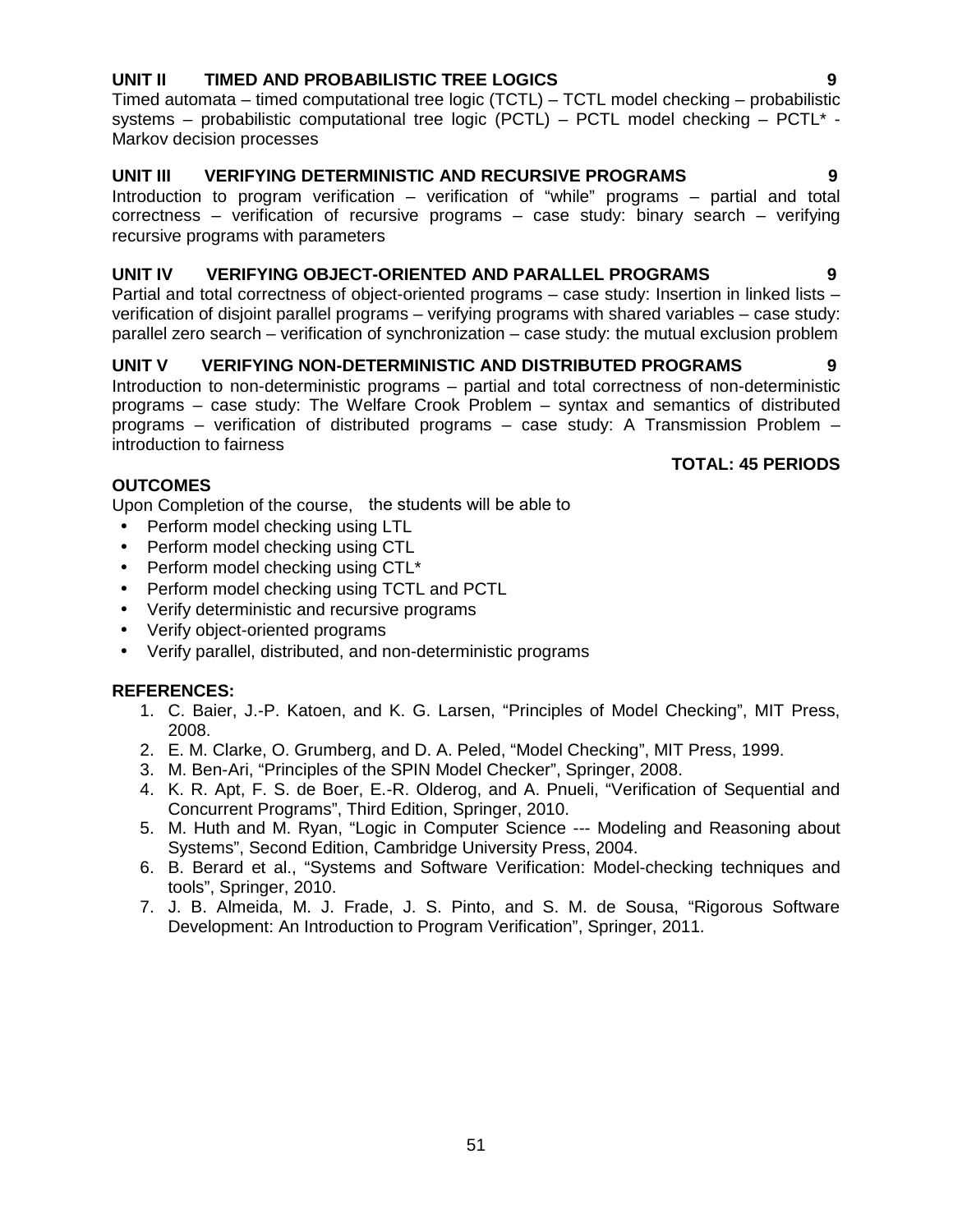**UNIT II TIMED AND PROBABILISTIC TREE LOGICS 9**

Timed automata – timed computational tree logic (TCTL) – TCTL model checking – probabilistic systems – probabilistic computational tree logic (PCTL) – PCTL model checking – PCTL* - Markov decision processes

**UNIT III VERIFYING DETERMINISTIC AND RECURSIVE PROGRAMS 9**

Introduction to program verification – verification of "while" programs – partial and total correctness – verification of recursive programs – case study: binary search – verifying recursive programs with parameters

**UNIT IV VERIFYING OBJECT-ORIENTED AND PARALLEL PROGRAMS 9**

Partial and total correctness of object-oriented programs – case study: Insertion in linked lists – verification of disjoint parallel programs – verifying programs with shared variables – case study: parallel zero search – verification of synchronization – case study: the mutual exclusion problem

**UNIT V VERIFYING NON-DETERMINISTIC AND DISTRIBUTED PROGRAMS 9**

Introduction to non-deterministic programs – partial and total correctness of non-deterministic programs – case study: The Welfare Crook Problem – syntax and semantics of distributed programs – verification of distributed programs – case study: A Transmission Problem – introduction to fairness

**TOTAL: 45 PERIODS**

**OUTCOMES**

Upon Completion of the course, the students will be able to

- Perform model checking using LTL
- Perform model checking using CTL
- Perform model checking using CTL*
- Perform model checking using TCTL and PCTL
- Verify deterministic and recursive programs
- Verify object-oriented programs
- Verify parallel, distributed, and non-deterministic programs

**REFERENCES:**

1. C. Baier, J.-P. Katoen, and K. G. Larsen, "Principles of Model Checking", MIT Press, 2008.
2. E. M. Clarke, O. Grumberg, and D. A. Peled, "Model Checking", MIT Press, 1999.
3. M. Ben-Ari, "Principles of the SPIN Model Checker", Springer, 2008.
4. K. R. Apt, F. S. de Boer, E.-R. Olderog, and A. Pnueli, "Verification of Sequential and Concurrent Programs", Third Edition, Springer, 2010.
5. M. Huth and M. Ryan, "Logic in Computer Science --- Modeling and Reasoning about Systems", Second Edition, Cambridge University Press, 2004.
6. B. Berard et al., "Systems and Software Verification: Model-checking techniques and tools", Springer, 2010.
7. J. B. Almeida, M. J. Frade, J. S. Pinto, and S. M. de Sousa, "Rigorous Software Development: An Introduction to Program Verification", Springer, 2011.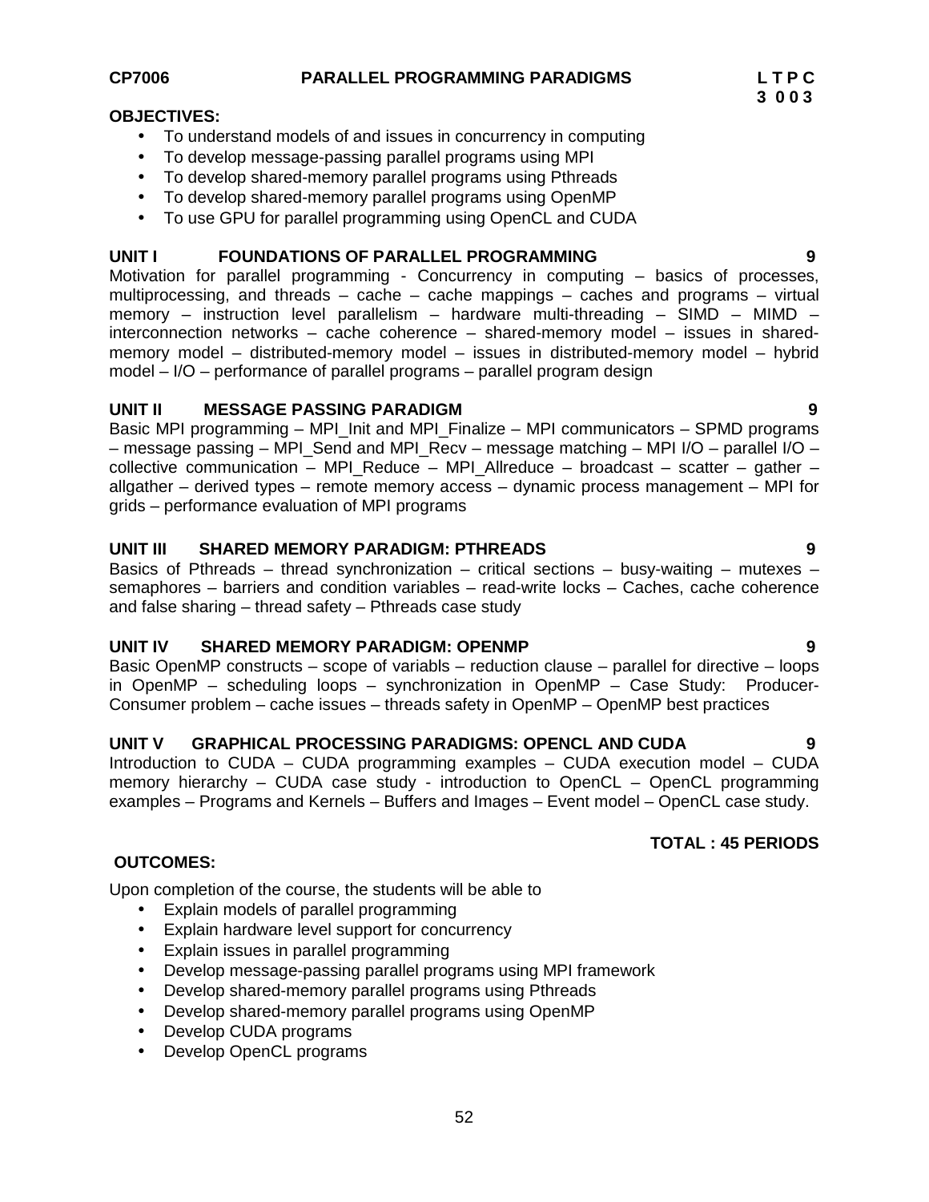**CP7006 PARALLEL PROGRAMMING PARADIGMS**

| L | T | P | C |
|---|---|---|---|
| 3 | 0 | 0 | 3 |

**OBJECTIVES:**

- To understand models of and issues in concurrency in computing
- To develop message-passing parallel programs using MPI
- To develop shared-memory parallel programs using Pthreads
- To develop shared-memory parallel programs using OpenMP
- To use GPU for parallel programming using OpenCL and CUDA

**UNIT I FOUNDATIONS OF PARALLEL PROGRAMMING 9**

Motivation for parallel programming - Concurrency in computing – basics of processes, multiprocessing, and threads – cache – cache mappings – caches and programs – virtual memory – instruction level parallelism – hardware multi-threading – SIMD – MIMD – interconnection networks – cache coherence – shared-memory model – issues in shared-memory model – distributed-memory model – issues in distributed-memory model – hybrid model – I/O – performance of parallel programs – parallel program design

**UNIT II MESSAGE PASSING PARADIGM 9**

Basic MPI programming – MPI_Init and MPI_Finalize – MPI communicators – SPMD programs – message passing – MPI_Send and MPI_Recv – message matching – MPI I/O – parallel I/O – collective communication – MPI_Reduce – MPI_Allreduce – broadcast – scatter – gather – allgather – derived types – remote memory access – dynamic process management – MPI for grids – performance evaluation of MPI programs

**UNIT III SHARED MEMORY PARADIGM: PTHREADS 9**

Basics of Pthreads – thread synchronization – critical sections – busy-waiting – mutexes – semaphores – barriers and condition variables – read-write locks – Caches, cache coherence and false sharing – thread safety – Pthreads case study

**UNIT IV SHARED MEMORY PARADIGM: OPENMP 9**

Basic OpenMP constructs – scope of variabls – reduction clause – parallel for directive – loops in OpenMP – scheduling loops – synchronization in OpenMP – Case Study: Producer-Consumer problem – cache issues – threads safety in OpenMP – OpenMP best practices

**UNIT V GRAPHICAL PROCESSING PARADIGMS: OPENCL AND CUDA 9**

Introduction to CUDA – CUDA programming examples – CUDA execution model – CUDA memory hierarchy – CUDA case study - introduction to OpenCL – OpenCL programming examples – Programs and Kernels – Buffers and Images – Event model – OpenCL case study.

**TOTAL : 45 PERIODS**

**OUTCOMES:**

Upon completion of the course, the students will be able to

- Explain models of parallel programming
- Explain hardware level support for concurrency
- Explain issues in parallel programming
- Develop message-passing parallel programs using MPI framework
- Develop shared-memory parallel programs using Pthreads
- Develop shared-memory parallel programs using OpenMP
- Develop CUDA programs
- Develop OpenCL programs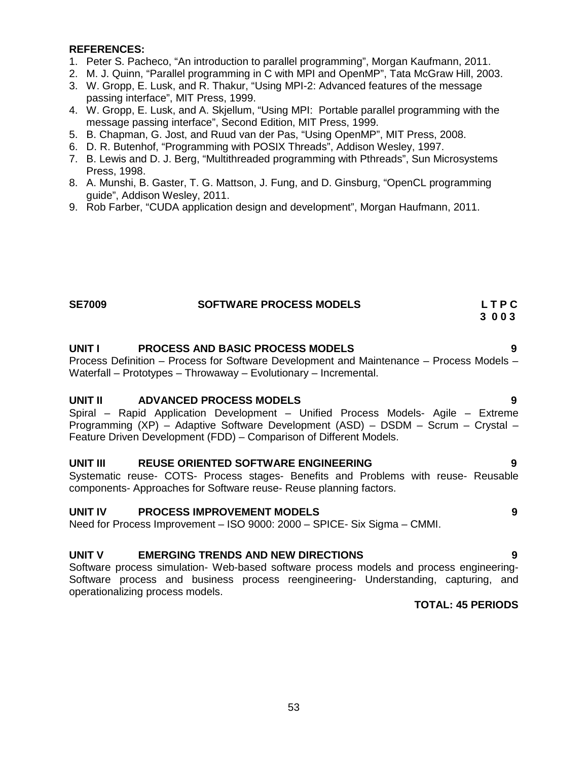**REFERENCES:**

1. Peter S. Pacheco, “An introduction to parallel programming”, Morgan Kaufmann, 2011.
2. M. J. Quinn, “Parallel programming in C with MPI and OpenMP”, Tata McGraw Hill, 2003.
3. W. Gropp, E. Lusk, and R. Thakur, “Using MPI-2: Advanced features of the message passing interface”, MIT Press, 1999.
4. W. Gropp, E. Lusk, and A. Skjellum, “Using MPI: Portable parallel programming with the message passing interface”, Second Edition, MIT Press, 1999.
5. B. Chapman, G. Jost, and Ruud van der Pas, “Using OpenMP”, MIT Press, 2008.
6. D. R. Butenhof, “Programming with POSIX Threads”, Addison Wesley, 1997.
7. B. Lewis and D. J. Berg, “Multithreaded programming with Pthreads”, Sun Microsystems Press, 1998.
8. A. Munshi, B. Gaster, T. G. Mattson, J. Fung, and D. Ginsburg, “OpenCL programming guide”, Addison Wesley, 2011.
9. Rob Farber, “CUDA application design and development”, Morgan Haufmann, 2011.

## SE7009 SOFTWARE PROCESS MODELS

**L T P C**
**3 0 0 3**

### UNIT I PROCESS AND BASIC PROCESS MODELS 9

Process Definition – Process for Software Development and Maintenance – Process Models – Waterfall – Prototypes – Throwaway – Evolutionary – Incremental.

### UNIT II ADVANCED PROCESS MODELS 9

Spiral – Rapid Application Development – Unified Process Models- Agile – Extreme Programming (XP) – Adaptive Software Development (ASD) – DSDM – Scrum – Crystal – Feature Driven Development (FDD) – Comparison of Different Models.

### UNIT III REUSE ORIENTED SOFTWARE ENGINEERING 9

Systematic reuse- COTS- Process stages- Benefits and Problems with reuse- Reusable components- Approaches for Software reuse- Reuse planning factors.

### UNIT IV PROCESS IMPROVEMENT MODELS 9

Need for Process Improvement – ISO 9000: 2000 – SPICE- Six Sigma – CMMI.

### UNIT V EMERGING TRENDS AND NEW DIRECTIONS 9

Software process simulation- Web-based software process models and process engineering- Software process and business process reengineering- Understanding, capturing, and operationalizing process models.

**TOTAL: 45 PERIODS**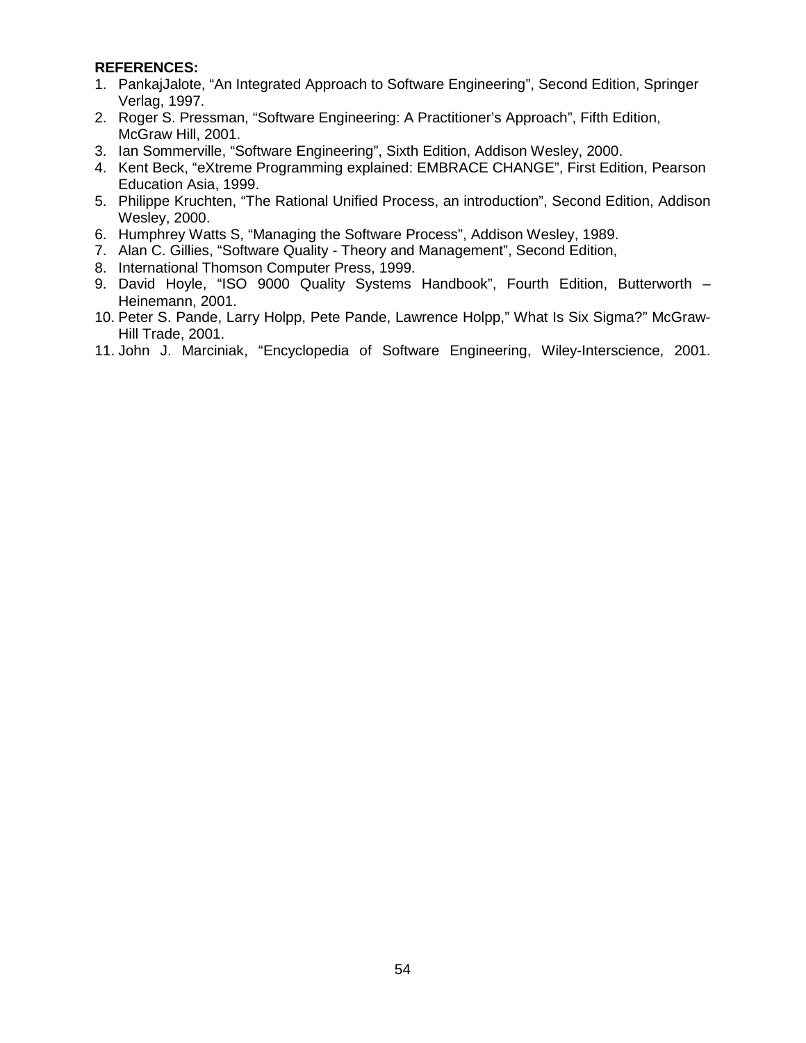**REFERENCES:**

1. PankajJalote, “An Integrated Approach to Software Engineering”, Second Edition, Springer Verlag, 1997.
2. Roger S. Pressman, “Software Engineering: A Practitioner’s Approach”, Fifth Edition, McGraw Hill, 2001.
3. Ian Sommerville, “Software Engineering”, Sixth Edition, Addison Wesley, 2000.
4. Kent Beck, “eXtreme Programming explained: EMBRACE CHANGE”, First Edition, Pearson Education Asia, 1999.
5. Philippe Kruchten, “The Rational Unified Process, an introduction”, Second Edition, Addison Wesley, 2000.
6. Humphrey Watts S, “Managing the Software Process”, Addison Wesley, 1989.
7. Alan C. Gillies, “Software Quality - Theory and Management”, Second Edition,
8. International Thomson Computer Press, 1999.
9. David Hoyle, “ISO 9000 Quality Systems Handbook”, Fourth Edition, Butterworth – Heinemann, 2001.
10. Peter S. Pande, Larry Holpp, Pete Pande, Lawrence Holpp,” What Is Six Sigma?” McGraw-Hill Trade, 2001.
11. John J. Marciniak, “Encyclopedia of Software Engineering, Wiley-Interscience, 2001.